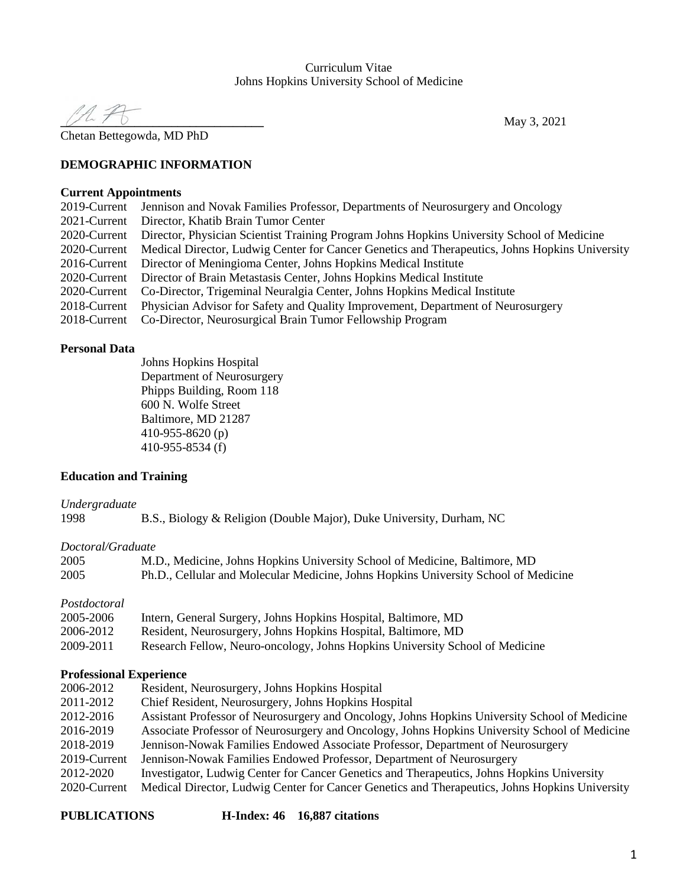Curriculum Vitae
Johns Hopkins University School of Medicine

Chetan Bettegowda, MD PhD

May 3, 2021

## DEMOGRAPHIC INFORMATION

### Current Appointments

2019-Current Jennison and Novak Families Professor, Departments of Neurosurgery and Oncology
2021-Current Director, Khatib Brain Tumor Center
2020-Current Director, Physician Scientist Training Program Johns Hopkins University School of Medicine
2020-Current Medical Director, Ludwig Center for Cancer Genetics and Therapeutics, Johns Hopkins University
2016-Current Director of Meningioma Center, Johns Hopkins Medical Institute
2020-Current Director of Brain Metastasis Center, Johns Hopkins Medical Institute
2020-Current Co-Director, Trigeminal Neuralgia Center, Johns Hopkins Medical Institute
2018-Current Physician Advisor for Safety and Quality Improvement, Department of Neurosurgery
2018-Current Co-Director, Neurosurgical Brain Tumor Fellowship Program

### Personal Data

Johns Hopkins Hospital
Department of Neurosurgery
Phipps Building, Room 118
600 N. Wolfe Street
Baltimore, MD 21287
410-955-8620 (p)
410-955-8534 (f)

### Education and Training

*Undergraduate*

1998 B.S., Biology & Religion (Double Major), Duke University, Durham, NC

*Doctoral/Graduate*

2005 M.D., Medicine, Johns Hopkins University School of Medicine, Baltimore, MD
2005 Ph.D., Cellular and Molecular Medicine, Johns Hopkins University School of Medicine

*Postdoctoral*

2005-2006 Intern, General Surgery, Johns Hopkins Hospital, Baltimore, MD
2006-2012 Resident, Neurosurgery, Johns Hopkins Hospital, Baltimore, MD
2009-2011 Research Fellow, Neuro-oncology, Johns Hopkins University School of Medicine

### Professional Experience

2006-2012 Resident, Neurosurgery, Johns Hopkins Hospital
2011-2012 Chief Resident, Neurosurgery, Johns Hopkins Hospital
2012-2016 Assistant Professor of Neurosurgery and Oncology, Johns Hopkins University School of Medicine
2016-2019 Associate Professor of Neurosurgery and Oncology, Johns Hopkins University School of Medicine
2018-2019 Jennison-Nowak Families Endowed Associate Professor, Department of Neurosurgery
2019-Current Jennison-Nowak Families Endowed Professor, Department of Neurosurgery
2012-2020 Investigator, Ludwig Center for Cancer Genetics and Therapeutics, Johns Hopkins University
2020-Current Medical Director, Ludwig Center for Cancer Genetics and Therapeutics, Johns Hopkins University

## PUBLICATIONS H-Index: 46 16,887 citations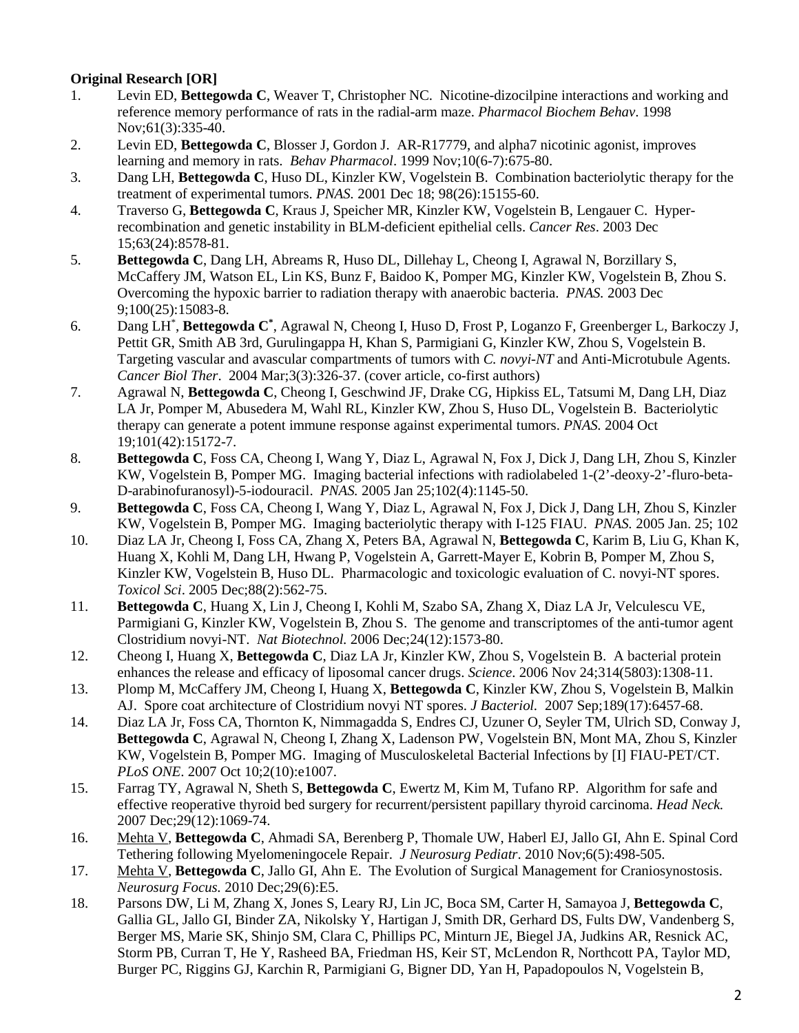**Original Research [OR]**

1. Levin ED, **Bettegowda C**, Weaver T, Christopher NC. Nicotine-dizocilpine interactions and working and reference memory performance of rats in the radial-arm maze. *Pharmacol Biochem Behav*. 1998 Nov;61(3):335-40.
2. Levin ED, **Bettegowda C**, Blosser J, Gordon J. AR-R17779, and alpha7 nicotinic agonist, improves learning and memory in rats. *Behav Pharmacol*. 1999 Nov;10(6-7):675-80.
3. Dang LH, **Bettegowda C**, Huso DL, Kinzler KW, Vogelstein B. Combination bacteriolytic therapy for the treatment of experimental tumors. *PNAS.* 2001 Dec 18; 98(26):15155-60.
4. Traverso G, **Bettegowda C**, Kraus J, Speicher MR, Kinzler KW, Vogelstein B, Lengauer C. Hyper-recombination and genetic instability in BLM-deficient epithelial cells. *Cancer Res*. 2003 Dec 15;63(24):8578-81.
5. **Bettegowda C**, Dang LH, Abreams R, Huso DL, Dillehay L, Cheong I, Agrawal N, Borzillary S, McCaffery JM, Watson EL, Lin KS, Bunz F, Baidoo K, Pomper MG, Kinzler KW, Vogelstein B, Zhou S. Overcoming the hypoxic barrier to radiation therapy with anaerobic bacteria. *PNAS.* 2003 Dec 9;100(25):15083-8.
6. Dang LH*, **Bettegowda C***, Agrawal N, Cheong I, Huso D, Frost P, Loganzo F, Greenberger L, Barkoczy J, Pettit GR, Smith AB 3rd, Gurulingappa H, Khan S, Parmigiani G, Kinzler KW, Zhou S, Vogelstein B. Targeting vascular and avascular compartments of tumors with *C. novyi-NT* and Anti-Microtubule Agents. *Cancer Biol Ther*. 2004 Mar;3(3):326-37. (cover article, co-first authors)
7. Agrawal N, **Bettegowda C**, Cheong I, Geschwind JF, Drake CG, Hipkiss EL, Tatsumi M, Dang LH, Diaz LA Jr, Pomper M, Abusedera M, Wahl RL, Kinzler KW, Zhou S, Huso DL, Vogelstein B. Bacteriolytic therapy can generate a potent immune response against experimental tumors. *PNAS.* 2004 Oct 19;101(42):15172-7.
8. **Bettegowda C**, Foss CA, Cheong I, Wang Y, Diaz L, Agrawal N, Fox J, Dick J, Dang LH, Zhou S, Kinzler KW, Vogelstein B, Pomper MG. Imaging bacterial infections with radiolabeled 1-(2'-deoxy-2'-fluro-beta-D-arabinofuranosyl)-5-iodouracil. *PNAS.* 2005 Jan 25;102(4):1145-50.
9. **Bettegowda C**, Foss CA, Cheong I, Wang Y, Diaz L, Agrawal N, Fox J, Dick J, Dang LH, Zhou S, Kinzler KW, Vogelstein B, Pomper MG. Imaging bacteriolytic therapy with I-125 FIAU. *PNAS.* 2005 Jan. 25; 102
10. Diaz LA Jr, Cheong I, Foss CA, Zhang X, Peters BA, Agrawal N, **Bettegowda C**, Karim B, Liu G, Khan K, Huang X, Kohli M, Dang LH, Hwang P, Vogelstein A, Garrett-Mayer E, Kobrin B, Pomper M, Zhou S, Kinzler KW, Vogelstein B, Huso DL. Pharmacologic and toxicologic evaluation of C. novyi-NT spores. *Toxicol Sci*. 2005 Dec;88(2):562-75.
11. **Bettegowda C**, Huang X, Lin J, Cheong I, Kohli M, Szabo SA, Zhang X, Diaz LA Jr, Velculescu VE, Parmigiani G, Kinzler KW, Vogelstein B, Zhou S. The genome and transcriptomes of the anti-tumor agent Clostridium novyi-NT. *Nat Biotechnol.* 2006 Dec;24(12):1573-80.
12. Cheong I, Huang X, **Bettegowda C**, Diaz LA Jr, Kinzler KW, Zhou S, Vogelstein B. A bacterial protein enhances the release and efficacy of liposomal cancer drugs. *Science*. 2006 Nov 24;314(5803):1308-11.
13. Plomp M, McCaffery JM, Cheong I, Huang X, **Bettegowda C**, Kinzler KW, Zhou S, Vogelstein B, Malkin AJ. Spore coat architecture of Clostridium novyi NT spores. *J Bacteriol.* 2007 Sep;189(17):6457-68.
14. Diaz LA Jr, Foss CA, Thornton K, Nimmagadda S, Endres CJ, Uzuner O, Seyler TM, Ulrich SD, Conway J, **Bettegowda C**, Agrawal N, Cheong I, Zhang X, Ladenson PW, Vogelstein BN, Mont MA, Zhou S, Kinzler KW, Vogelstein B, Pomper MG. Imaging of Musculoskeletal Bacterial Infections by [I] FIAU-PET/CT. *PLoS ONE*. 2007 Oct 10;2(10):e1007.
15. Farrag TY, Agrawal N, Sheth S, **Bettegowda C**, Ewertz M, Kim M, Tufano RP. Algorithm for safe and effective reoperative thyroid bed surgery for recurrent/persistent papillary thyroid carcinoma. *Head Neck.* 2007 Dec;29(12):1069-74.
16. <u>Mehta V</u>, **Bettegowda C**, Ahmadi SA, Berenberg P, Thomale UW, Haberl EJ, Jallo GI, Ahn E. Spinal Cord Tethering following Myelomeningocele Repair. *J Neurosurg Pediatr*. 2010 Nov;6(5):498-505.
17. <u>Mehta V</u>, **Bettegowda C**, Jallo GI, Ahn E. The Evolution of Surgical Management for Craniosynostosis. *Neurosurg Focus.* 2010 Dec;29(6):E5.
18. Parsons DW, Li M, Zhang X, Jones S, Leary RJ, Lin JC, Boca SM, Carter H, Samayoa J, **Bettegowda C**, Gallia GL, Jallo GI, Binder ZA, Nikolsky Y, Hartigan J, Smith DR, Gerhard DS, Fults DW, Vandenberg S, Berger MS, Marie SK, Shinjo SM, Clara C, Phillips PC, Minturn JE, Biegel JA, Judkins AR, Resnick AC, Storm PB, Curran T, He Y, Rasheed BA, Friedman HS, Keir ST, McLendon R, Northcott PA, Taylor MD, Burger PC, Riggins GJ, Karchin R, Parmigiani G, Bigner DD, Yan H, Papadopoulos N, Vogelstein B,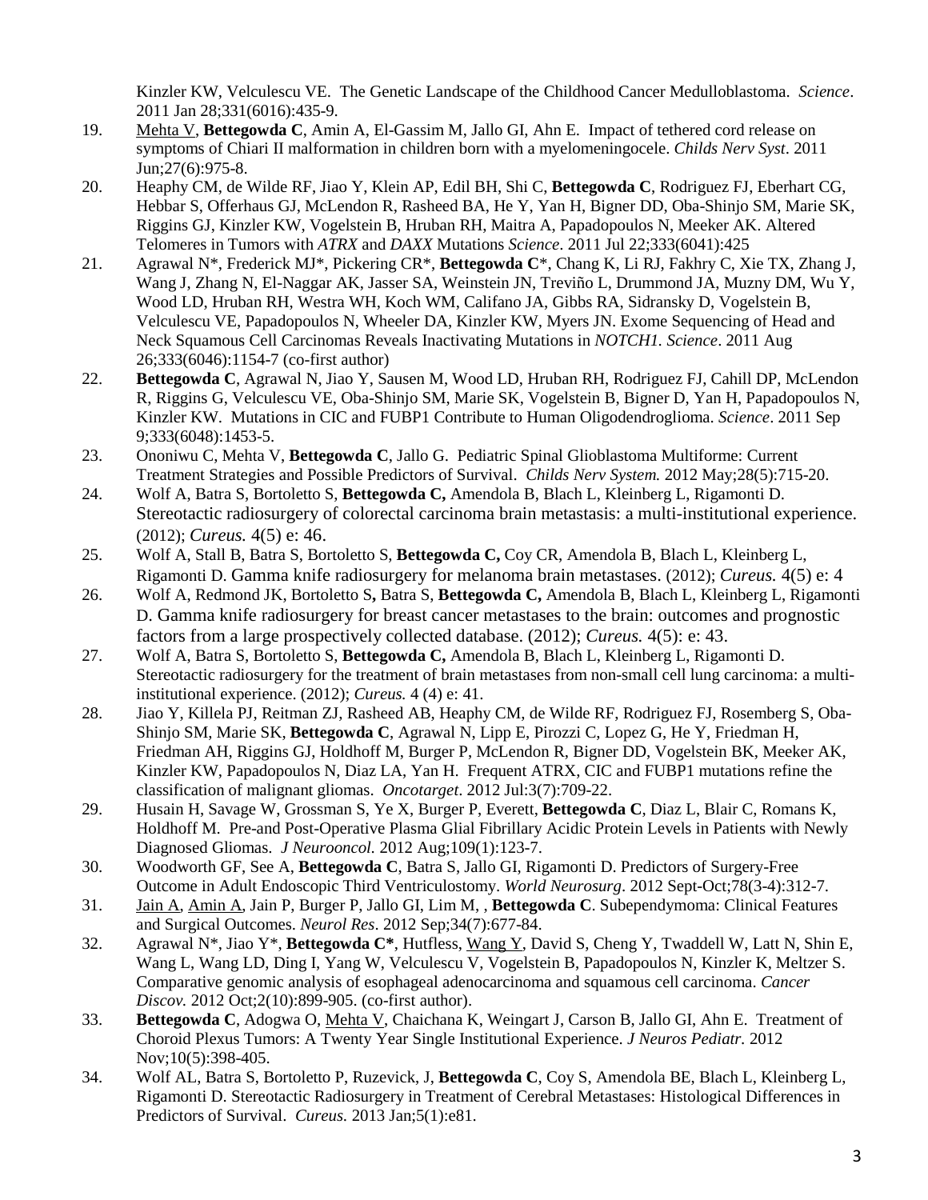Kinzler KW, Velculescu VE. The Genetic Landscape of the Childhood Cancer Medulloblastoma. *Science*. 2011 Jan 28;331(6016):435-9.

19. Mehta V, **Bettegowda C**, Amin A, El-Gassim M, Jallo GI, Ahn E. Impact of tethered cord release on symptoms of Chiari II malformation in children born with a myelomeningocele. *Childs Nerv Syst*. 2011 Jun;27(6):975-8.
20. Heaphy CM, de Wilde RF, Jiao Y, Klein AP, Edil BH, Shi C, **Bettegowda C**, Rodriguez FJ, Eberhart CG, Hebbar S, Offerhaus GJ, McLendon R, Rasheed BA, He Y, Yan H, Bigner DD, Oba-Shinjo SM, Marie SK, Riggins GJ, Kinzler KW, Vogelstein B, Hruban RH, Maitra A, Papadopoulos N, Meeker AK. Altered Telomeres in Tumors with *ATRX* and *DAXX* Mutations *Science*. 2011 Jul 22;333(6041):425
21. Agrawal N*, Frederick MJ*, Pickering CR*, **Bettegowda C***, Chang K, Li RJ, Fakhry C, Xie TX, Zhang J, Wang J, Zhang N, El-Naggar AK, Jasser SA, Weinstein JN, Treviño L, Drummond JA, Muzny DM, Wu Y, Wood LD, Hruban RH, Westra WH, Koch WM, Califano JA, Gibbs RA, Sidransky D, Vogelstein B, Velculescu VE, Papadopoulos N, Wheeler DA, Kinzler KW, Myers JN. Exome Sequencing of Head and Neck Squamous Cell Carcinomas Reveals Inactivating Mutations in *NOTCH1*. *Science*. 2011 Aug 26;333(6046):1154-7 (co-first author)
22. **Bettegowda C**, Agrawal N, Jiao Y, Sausen M, Wood LD, Hruban RH, Rodriguez FJ, Cahill DP, McLendon R, Riggins G, Velculescu VE, Oba-Shinjo SM, Marie SK, Vogelstein B, Bigner D, Yan H, Papadopoulos N, Kinzler KW. Mutations in CIC and FUBP1 Contribute to Human Oligodendroglioma. *Science*. 2011 Sep 9;333(6048):1453-5.
23. Ononiwu C, Mehta V, **Bettegowda C**, Jallo G. Pediatric Spinal Glioblastoma Multiforme: Current Treatment Strategies and Possible Predictors of Survival. *Childs Nerv System.* 2012 May;28(5):715-20.
24. Wolf A, Batra S, Bortoletto S, **Bettegowda C,** Amendola B, Blach L, Kleinberg L, Rigamonti D. Stereotactic radiosurgery of colorectal carcinoma brain metastasis: a multi-institutional experience. (2012); *Cureus.* 4(5) e: 46.
25. Wolf A, Stall B, Batra S, Bortoletto S, **Bettegowda C,** Coy CR, Amendola B, Blach L, Kleinberg L, Rigamonti D. Gamma knife radiosurgery for melanoma brain metastases. (2012); *Cureus.* 4(5) e: 4
26. Wolf A, Redmond JK, Bortoletto S**,** Batra S, **Bettegowda C,** Amendola B, Blach L, Kleinberg L, Rigamonti D. Gamma knife radiosurgery for breast cancer metastases to the brain: outcomes and prognostic factors from a large prospectively collected database. (2012); *Cureus.* 4(5): e: 43.
27. Wolf A, Batra S, Bortoletto S, **Bettegowda C,** Amendola B, Blach L, Kleinberg L, Rigamonti D. Stereotactic radiosurgery for the treatment of brain metastases from non-small cell lung carcinoma: a multi-institutional experience. (2012); *Cureus.* 4 (4) e: 41.
28. Jiao Y, Killela PJ, Reitman ZJ, Rasheed AB, Heaphy CM, de Wilde RF, Rodriguez FJ, Rosemberg S, Oba-Shinjo SM, Marie SK, **Bettegowda C**, Agrawal N, Lipp E, Pirozzi C, Lopez G, He Y, Friedman H, Friedman AH, Riggins GJ, Holdhoff M, Burger P, McLendon R, Bigner DD, Vogelstein BK, Meeker AK, Kinzler KW, Papadopoulos N, Diaz LA, Yan H. Frequent ATRX, CIC and FUBP1 mutations refine the classification of malignant gliomas. *Oncotarget*. 2012 Jul:3(7):709-22.
29. Husain H, Savage W, Grossman S, Ye X, Burger P, Everett, **Bettegowda C**, Diaz L, Blair C, Romans K, Holdhoff M. Pre-and Post-Operative Plasma Glial Fibrillary Acidic Protein Levels in Patients with Newly Diagnosed Gliomas. *J Neurooncol.* 2012 Aug;109(1):123-7.
30. Woodworth GF, See A, **Bettegowda C**, Batra S, Jallo GI, Rigamonti D. Predictors of Surgery-Free Outcome in Adult Endoscopic Third Ventriculostomy. *World Neurosurg*. 2012 Sept-Oct;78(3-4):312-7.
31. Jain A, Amin A, Jain P, Burger P, Jallo GI, Lim M, , **Bettegowda C**. Subependymoma: Clinical Features and Surgical Outcomes. *Neurol Res*. 2012 Sep;34(7):677-84.
32. Agrawal N*, Jiao Y*, **Bettegowda C***, Hutfless, Wang Y, David S, Cheng Y, Twaddell W, Latt N, Shin E, Wang L, Wang LD, Ding I, Yang W, Velculescu V, Vogelstein B, Papadopoulos N, Kinzler K, Meltzer S. Comparative genomic analysis of esophageal adenocarcinoma and squamous cell carcinoma. *Cancer Discov.* 2012 Oct;2(10):899-905. (co-first author).
33. **Bettegowda C**, Adogwa O, Mehta V, Chaichana K, Weingart J, Carson B, Jallo GI, Ahn E. Treatment of Choroid Plexus Tumors: A Twenty Year Single Institutional Experience. *J Neuros Pediatr.* 2012 Nov;10(5):398-405.
34. Wolf AL, Batra S, Bortoletto P, Ruzevick, J, **Bettegowda C**, Coy S, Amendola BE, Blach L, Kleinberg L, Rigamonti D. Stereotactic Radiosurgery in Treatment of Cerebral Metastases: Histological Differences in Predictors of Survival. *Cureus.* 2013 Jan;5(1):e81.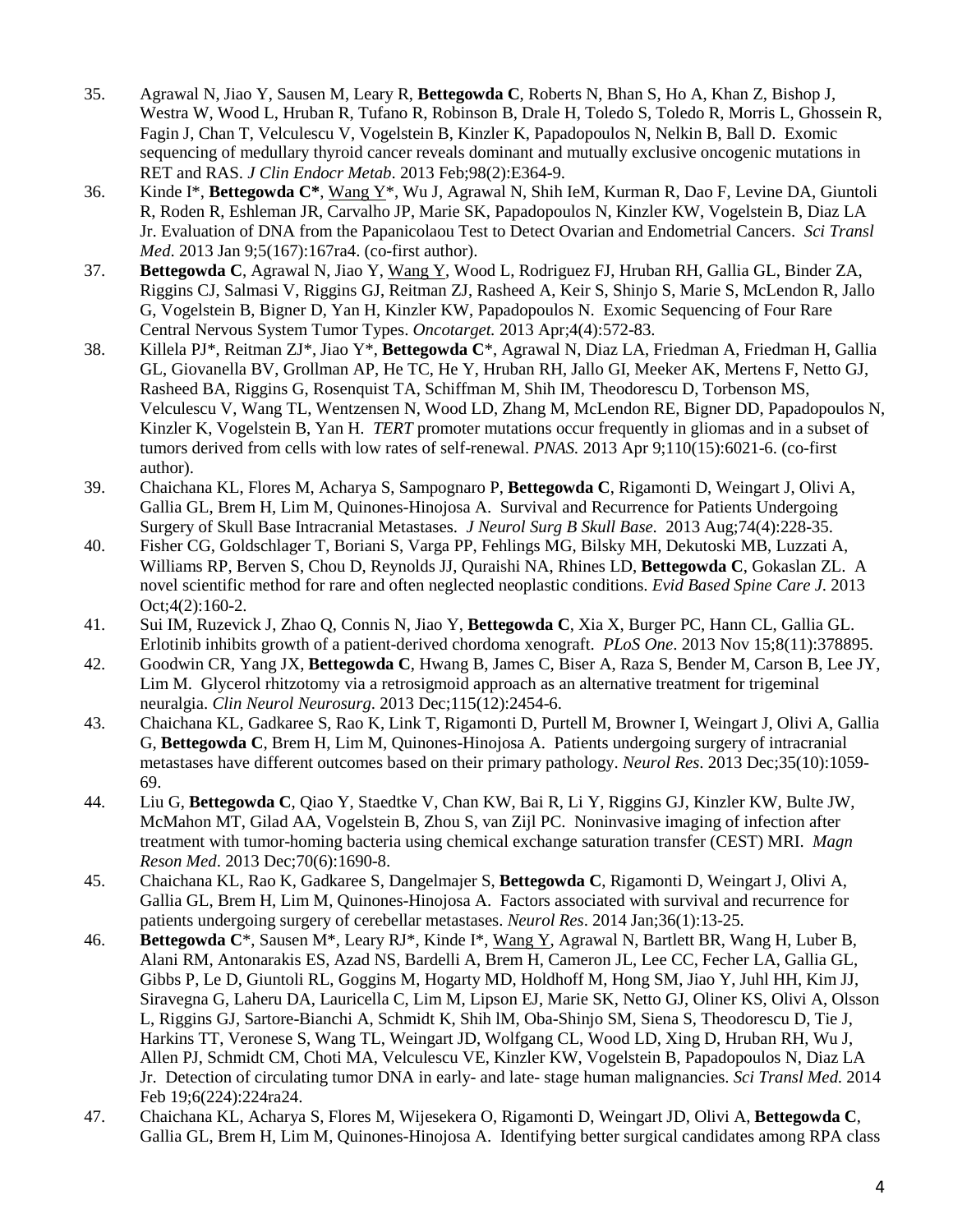35. Agrawal N, Jiao Y, Sausen M, Leary R, **Bettegowda C**, Roberts N, Bhan S, Ho A, Khan Z, Bishop J, Westra W, Wood L, Hruban R, Tufano R, Robinson B, Drale H, Toledo S, Toledo R, Morris L, Ghossein R, Fagin J, Chan T, Velculescu V, Vogelstein B, Kinzler K, Papadopoulos N, Nelkin B, Ball D. Exomic sequencing of medullary thyroid cancer reveals dominant and mutually exclusive oncogenic mutations in RET and RAS. *J Clin Endocr Metab*. 2013 Feb;98(2):E364-9.
36. Kinde I*, **Bettegowda C***, Wang Y*, Wu J, Agrawal N, Shih IeM, Kurman R, Dao F, Levine DA, Giuntoli R, Roden R, Eshleman JR, Carvalho JP, Marie SK, Papadopoulos N, Kinzler KW, Vogelstein B, Diaz LA Jr. Evaluation of DNA from the Papanicolaou Test to Detect Ovarian and Endometrial Cancers. *Sci Transl Med*. 2013 Jan 9;5(167):167ra4. (co-first author).
37. **Bettegowda C**, Agrawal N, Jiao Y, Wang Y, Wood L, Rodriguez FJ, Hruban RH, Gallia GL, Binder ZA, Riggins CJ, Salmasi V, Riggins GJ, Reitman ZJ, Rasheed A, Keir S, Shinjo S, Marie S, McLendon R, Jallo G, Vogelstein B, Bigner D, Yan H, Kinzler KW, Papadopoulos N. Exomic Sequencing of Four Rare Central Nervous System Tumor Types. *Oncotarget.* 2013 Apr;4(4):572-83.
38. Killela PJ*, Reitman ZJ*, Jiao Y*, **Bettegowda C***, Agrawal N, Diaz LA, Friedman A, Friedman H, Gallia GL, Giovanella BV, Grollman AP, He TC, He Y, Hruban RH, Jallo GI, Meeker AK, Mertens F, Netto GJ, Rasheed BA, Riggins G, Rosenquist TA, Schiffman M, Shih IM, Theodorescu D, Torbenson MS, Velculescu V, Wang TL, Wentzensen N, Wood LD, Zhang M, McLendon RE, Bigner DD, Papadopoulos N, Kinzler K, Vogelstein B, Yan H. *TERT* promoter mutations occur frequently in gliomas and in a subset of tumors derived from cells with low rates of self-renewal. *PNAS.* 2013 Apr 9;110(15):6021-6. (co-first author).
39. Chaichana KL, Flores M, Acharya S, Sampognaro P, **Bettegowda C**, Rigamonti D, Weingart J, Olivi A, Gallia GL, Brem H, Lim M, Quinones-Hinojosa A. Survival and Recurrence for Patients Undergoing Surgery of Skull Base Intracranial Metastases. *J Neurol Surg B Skull Base.* 2013 Aug;74(4):228-35.
40. Fisher CG, Goldschlager T, Boriani S, Varga PP, Fehlings MG, Bilsky MH, Dekutoski MB, Luzzati A, Williams RP, Berven S, Chou D, Reynolds JJ, Quraishi NA, Rhines LD, **Bettegowda C**, Gokaslan ZL. A novel scientific method for rare and often neglected neoplastic conditions. *Evid Based Spine Care J*. 2013 Oct;4(2):160-2.
41. Sui IM, Ruzevick J, Zhao Q, Connis N, Jiao Y, **Bettegowda C**, Xia X, Burger PC, Hann CL, Gallia GL. Erlotinib inhibits growth of a patient-derived chordoma xenograft. *PLoS One*. 2013 Nov 15;8(11):378895.
42. Goodwin CR, Yang JX, **Bettegowda C**, Hwang B, James C, Biser A, Raza S, Bender M, Carson B, Lee JY, Lim M. Glycerol rhitzotomy via a retrosigmoid approach as an alternative treatment for trigeminal neuralgia. *Clin Neurol Neurosurg*. 2013 Dec;115(12):2454-6.
43. Chaichana KL, Gadkaree S, Rao K, Link T, Rigamonti D, Purtell M, Browner I, Weingart J, Olivi A, Gallia G, **Bettegowda C**, Brem H, Lim M, Quinones-Hinojosa A. Patients undergoing surgery of intracranial metastases have different outcomes based on their primary pathology. *Neurol Res*. 2013 Dec;35(10):1059-69.
44. Liu G, **Bettegowda C**, Qiao Y, Staedtke V, Chan KW, Bai R, Li Y, Riggins GJ, Kinzler KW, Bulte JW, McMahon MT, Gilad AA, Vogelstein B, Zhou S, van Zijl PC. Noninvasive imaging of infection after treatment with tumor-homing bacteria using chemical exchange saturation transfer (CEST) MRI. *Magn Reson Med*. 2013 Dec;70(6):1690-8.
45. Chaichana KL, Rao K, Gadkaree S, Dangelmajer S, **Bettegowda C**, Rigamonti D, Weingart J, Olivi A, Gallia GL, Brem H, Lim M, Quinones-Hinojosa A. Factors associated with survival and recurrence for patients undergoing surgery of cerebellar metastases. *Neurol Res*. 2014 Jan;36(1):13-25.
46. **Bettegowda C***, Sausen M*, Leary RJ*, Kinde I*, Wang Y, Agrawal N, Bartlett BR, Wang H, Luber B, Alani RM, Antonarakis ES, Azad NS, Bardelli A, Brem H, Cameron JL, Lee CC, Fecher LA, Gallia GL, Gibbs P, Le D, Giuntoli RL, Goggins M, Hogarty MD, Holdhoff M, Hong SM, Jiao Y, Juhl HH, Kim JJ, Siravegna G, Laheru DA, Lauricella C, Lim M, Lipson EJ, Marie SK, Netto GJ, Oliner KS, Olivi A, Olsson L, Riggins GJ, Sartore-Bianchi A, Schmidt K, Shih lM, Oba-Shinjo SM, Siena S, Theodorescu D, Tie J, Harkins TT, Veronese S, Wang TL, Weingart JD, Wolfgang CL, Wood LD, Xing D, Hruban RH, Wu J, Allen PJ, Schmidt CM, Choti MA, Velculescu VE, Kinzler KW, Vogelstein B, Papadopoulos N, Diaz LA Jr. Detection of circulating tumor DNA in early- and late- stage human malignancies. *Sci Transl Med.* 2014 Feb 19;6(224):224ra24.
47. Chaichana KL, Acharya S, Flores M, Wijesekera O, Rigamonti D, Weingart JD, Olivi A, **Bettegowda C**, Gallia GL, Brem H, Lim M, Quinones-Hinojosa A. Identifying better surgical candidates among RPA class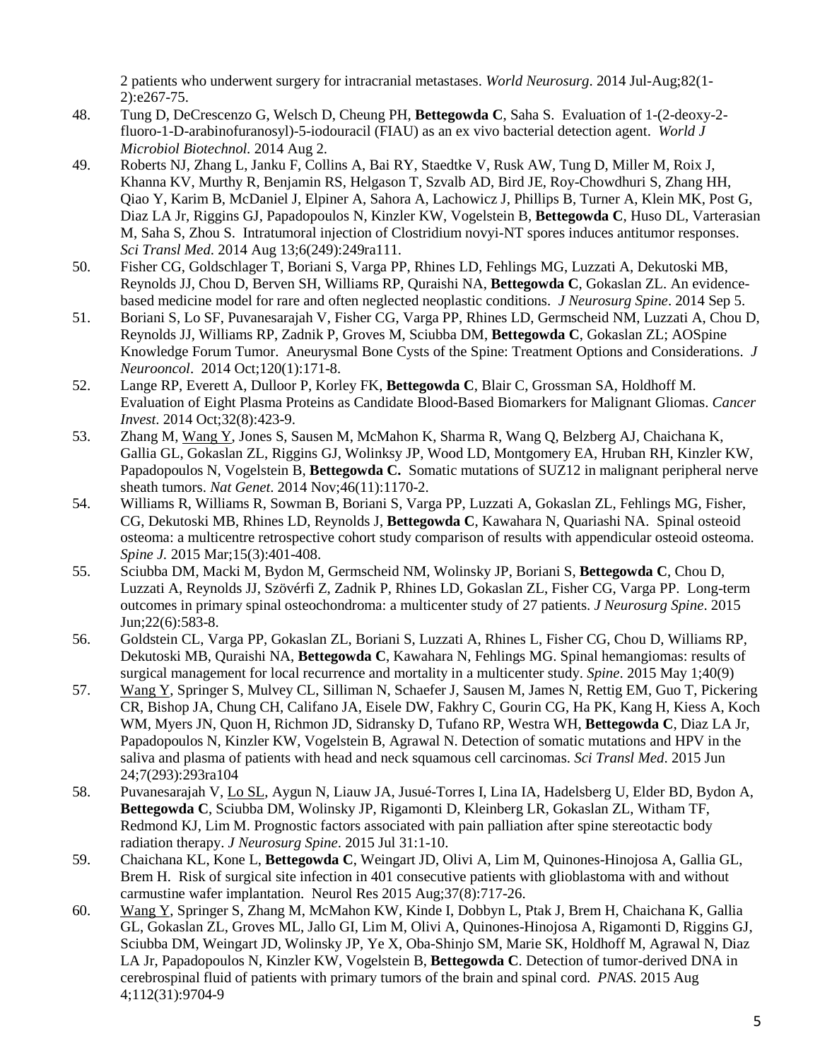2 patients who underwent surgery for intracranial metastases. *World Neurosurg*. 2014 Jul-Aug;82(1-2):e267-75.

48. Tung D, DeCrescenzo G, Welsch D, Cheung PH, **Bettegowda C**, Saha S. Evaluation of 1-(2-deoxy-2-fluoro-1-D-arabinofuranosyl)-5-iodouracil (FIAU) as an ex vivo bacterial detection agent. *World J Microbiol Biotechnol.* 2014 Aug 2.
49. Roberts NJ, Zhang L, Janku F, Collins A, Bai RY, Staedtke V, Rusk AW, Tung D, Miller M, Roix J, Khanna KV, Murthy R, Benjamin RS, Helgason T, Szvalb AD, Bird JE, Roy-Chowdhuri S, Zhang HH, Qiao Y, Karim B, McDaniel J, Elpiner A, Sahora A, Lachowicz J, Phillips B, Turner A, Klein MK, Post G, Diaz LA Jr, Riggins GJ, Papadopoulos N, Kinzler KW, Vogelstein B, **Bettegowda C**, Huso DL, Varterasian M, Saha S, Zhou S. Intratumoral injection of Clostridium novyi-NT spores induces antitumor responses. *Sci Transl Med*. 2014 Aug 13;6(249):249ra111.
50. Fisher CG, Goldschlager T, Boriani S, Varga PP, Rhines LD, Fehlings MG, Luzzati A, Dekutoski MB, Reynolds JJ, Chou D, Berven SH, Williams RP, Quraishi NA, **Bettegowda C**, Gokaslan ZL. An evidence-based medicine model for rare and often neglected neoplastic conditions. *J Neurosurg Spine*. 2014 Sep 5.
51. Boriani S, Lo SF, Puvanesarajah V, Fisher CG, Varga PP, Rhines LD, Germscheid NM, Luzzati A, Chou D, Reynolds JJ, Williams RP, Zadnik P, Groves M, Sciubba DM, **Bettegowda C**, Gokaslan ZL; AOSpine Knowledge Forum Tumor. Aneurysmal Bone Cysts of the Spine: Treatment Options and Considerations. *J Neurooncol*. 2014 Oct;120(1):171-8.
52. Lange RP, Everett A, Dulloor P, Korley FK, **Bettegowda C**, Blair C, Grossman SA, Holdhoff M. Evaluation of Eight Plasma Proteins as Candidate Blood-Based Biomarkers for Malignant Gliomas. *Cancer Invest*. 2014 Oct;32(8):423-9.
53. Zhang M, <u>Wang Y</u>, Jones S, Sausen M, McMahon K, Sharma R, Wang Q, Belzberg AJ, Chaichana K, Gallia GL, Gokaslan ZL, Riggins GJ, Wolinksy JP, Wood LD, Montgomery EA, Hruban RH, Kinzler KW, Papadopoulos N, Vogelstein B, **Bettegowda C.** Somatic mutations of SUZ12 in malignant peripheral nerve sheath tumors. *Nat Genet*. 2014 Nov;46(11):1170-2.
54. Williams R, Williams R, Sowman B, Boriani S, Varga PP, Luzzati A, Gokaslan ZL, Fehlings MG, Fisher, CG, Dekutoski MB, Rhines LD, Reynolds J, **Bettegowda C**, Kawahara N, Quariashi NA. Spinal osteoid osteoma: a multicentre retrospective cohort study comparison of results with appendicular osteoid osteoma. *Spine J.* 2015 Mar;15(3):401-408.
55. Sciubba DM, Macki M, Bydon M, Germscheid NM, Wolinsky JP, Boriani S, **Bettegowda C**, Chou D, Luzzati A, Reynolds JJ, Szövérfi Z, Zadnik P, Rhines LD, Gokaslan ZL, Fisher CG, Varga PP. Long-term outcomes in primary spinal osteochondroma: a multicenter study of 27 patients. *J Neurosurg Spine*. 2015 Jun;22(6):583-8.
56. Goldstein CL, Varga PP, Gokaslan ZL, Boriani S, Luzzati A, Rhines L, Fisher CG, Chou D, Williams RP, Dekutoski MB, Quraishi NA, **Bettegowda C**, Kawahara N, Fehlings MG. Spinal hemangiomas: results of surgical management for local recurrence and mortality in a multicenter study. *Spine*. 2015 May 1;40(9)
57. <u>Wang Y</u>, Springer S, Mulvey CL, Silliman N, Schaefer J, Sausen M, James N, Rettig EM, Guo T, Pickering CR, Bishop JA, Chung CH, Califano JA, Eisele DW, Fakhry C, Gourin CG, Ha PK, Kang H, Kiess A, Koch WM, Myers JN, Quon H, Richmon JD, Sidransky D, Tufano RP, Westra WH, **Bettegowda C**, Diaz LA Jr, Papadopoulos N, Kinzler KW, Vogelstein B, Agrawal N. Detection of somatic mutations and HPV in the saliva and plasma of patients with head and neck squamous cell carcinomas. *Sci Transl Med*. 2015 Jun 24;7(293):293ra104
58. Puvanesarajah V, <u>Lo SL</u>, Aygun N, Liauw JA, Jusué-Torres I, Lina IA, Hadelsberg U, Elder BD, Bydon A, **Bettegowda C**, Sciubba DM, Wolinsky JP, Rigamonti D, Kleinberg LR, Gokaslan ZL, Witham TF, Redmond KJ, Lim M. Prognostic factors associated with pain palliation after spine stereotactic body radiation therapy. *J Neurosurg Spine*. 2015 Jul 31:1-10.
59. Chaichana KL, Kone L, **Bettegowda C**, Weingart JD, Olivi A, Lim M, Quinones-Hinojosa A, Gallia GL, Brem H. Risk of surgical site infection in 401 consecutive patients with glioblastoma with and without carmustine wafer implantation. Neurol Res 2015 Aug;37(8):717-26.
60. <u>Wang Y</u>, Springer S, Zhang M, McMahon KW, Kinde I, Dobbyn L, Ptak J, Brem H, Chaichana K, Gallia GL, Gokaslan ZL, Groves ML, Jallo GI, Lim M, Olivi A, Quinones-Hinojosa A, Rigamonti D, Riggins GJ, Sciubba DM, Weingart JD, Wolinsky JP, Ye X, Oba-Shinjo SM, Marie SK, Holdhoff M, Agrawal N, Diaz LA Jr, Papadopoulos N, Kinzler KW, Vogelstein B, **Bettegowda C**. Detection of tumor-derived DNA in cerebrospinal fluid of patients with primary tumors of the brain and spinal cord. *PNAS*. 2015 Aug 4;112(31):9704-9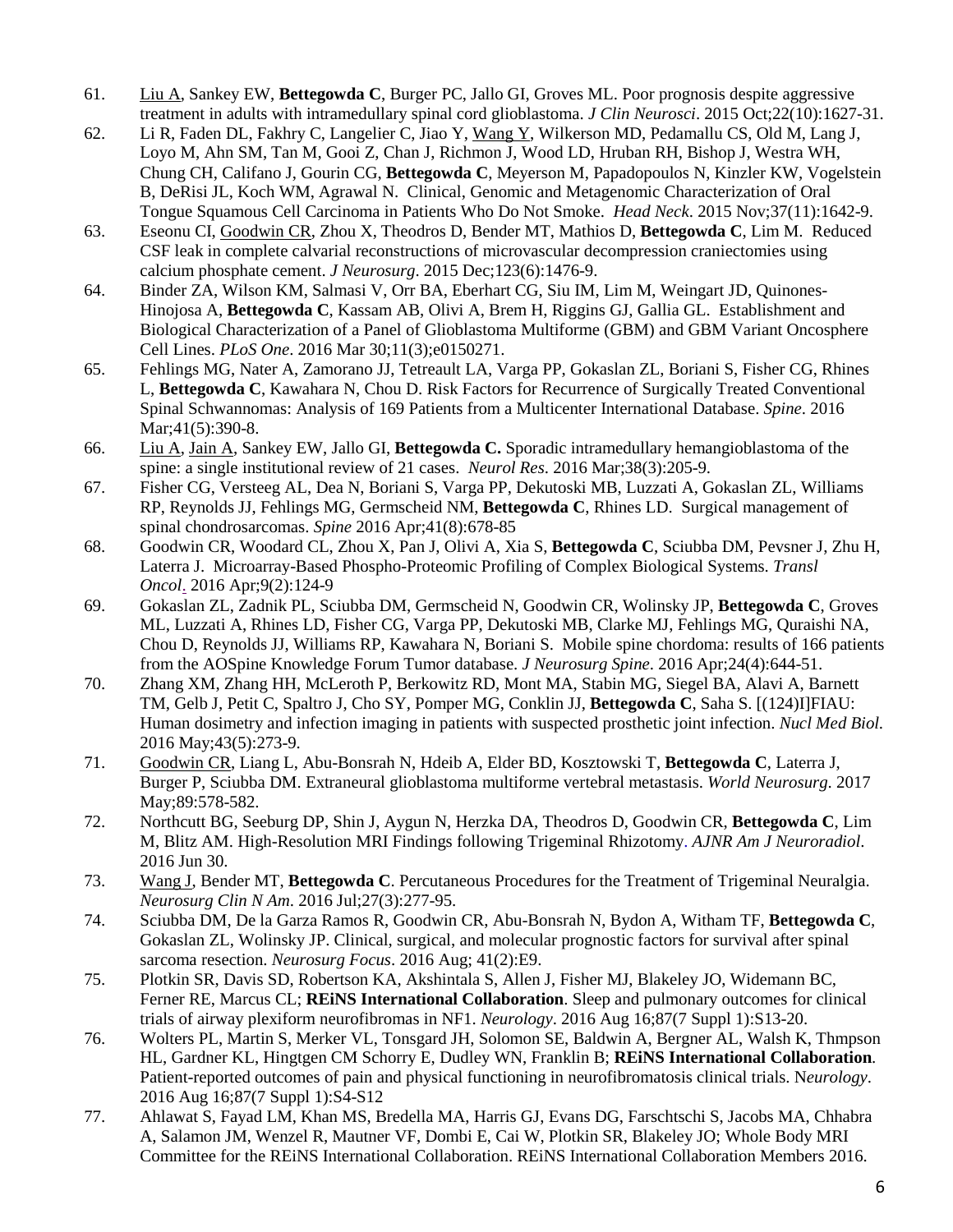61. <u>Liu A</u>, Sankey EW, **Bettegowda C**, Burger PC, Jallo GI, Groves ML. Poor prognosis despite aggressive treatment in adults with intramedullary spinal cord glioblastoma. *J Clin Neurosci*. 2015 Oct;22(10):1627-31.
62. Li R, Faden DL, Fakhry C, Langelier C, Jiao Y, <u>Wang Y</u>, Wilkerson MD, Pedamallu CS, Old M, Lang J, Loyo M, Ahn SM, Tan M, Gooi Z, Chan J, Richmon J, Wood LD, Hruban RH, Bishop J, Westra WH, Chung CH, Califano J, Gourin CG, **Bettegowda C**, Meyerson M, Papadopoulos N, Kinzler KW, Vogelstein B, DeRisi JL, Koch WM, Agrawal N. Clinical, Genomic and Metagenomic Characterization of Oral Tongue Squamous Cell Carcinoma in Patients Who Do Not Smoke. *Head Neck*. 2015 Nov;37(11):1642-9.
63. Eseonu CI, <u>Goodwin CR</u>, Zhou X, Theodros D, Bender MT, Mathios D, **Bettegowda C**, Lim M. Reduced CSF leak in complete calvarial reconstructions of microvascular decompression craniectomies using calcium phosphate cement. *J Neurosurg*. 2015 Dec;123(6):1476-9.
64. Binder ZA, Wilson KM, Salmasi V, Orr BA, Eberhart CG, Siu IM, Lim M, Weingart JD, Quinones-Hinojosa A, **Bettegowda C**, Kassam AB, Olivi A, Brem H, Riggins GJ, Gallia GL. Establishment and Biological Characterization of a Panel of Glioblastoma Multiforme (GBM) and GBM Variant Oncosphere Cell Lines. *PLoS One*. 2016 Mar 30;11(3);e0150271.
65. Fehlings MG, Nater A, Zamorano JJ, Tetreault LA, Varga PP, Gokaslan ZL, Boriani S, Fisher CG, Rhines L, **Bettegowda C**, Kawahara N, Chou D. Risk Factors for Recurrence of Surgically Treated Conventional Spinal Schwannomas: Analysis of 169 Patients from a Multicenter International Database. *Spine*. 2016 Mar;41(5):390-8.
66. <u>Liu A</u>, <u>Jain A</u>, Sankey EW, Jallo GI, **Bettegowda C.** Sporadic intramedullary hemangioblastoma of the spine: a single institutional review of 21 cases. *Neurol Res*. 2016 Mar;38(3):205-9.
67. Fisher CG, Versteeg AL, Dea N, Boriani S, Varga PP, Dekutoski MB, Luzzati A, Gokaslan ZL, Williams RP, Reynolds JJ, Fehlings MG, Germscheid NM, **Bettegowda C**, Rhines LD. Surgical management of spinal chondrosarcomas. *Spine* 2016 Apr;41(8):678-85
68. Goodwin CR, Woodard CL, Zhou X, Pan J, Olivi A, Xia S, **Bettegowda C**, Sciubba DM, Pevsner J, Zhu H, Laterra J. Microarray-Based Phospho-Proteomic Profiling of Complex Biological Systems. *Transl Oncol*. 2016 Apr;9(2):124-9
69. Gokaslan ZL, Zadnik PL, Sciubba DM, Germscheid N, Goodwin CR, Wolinsky JP, **Bettegowda C**, Groves ML, Luzzati A, Rhines LD, Fisher CG, Varga PP, Dekutoski MB, Clarke MJ, Fehlings MG, Quraishi NA, Chou D, Reynolds JJ, Williams RP, Kawahara N, Boriani S. Mobile spine chordoma: results of 166 patients from the AOSpine Knowledge Forum Tumor database. *J Neurosurg Spine*. 2016 Apr;24(4):644-51.
70. Zhang XM, Zhang HH, McLeroth P, Berkowitz RD, Mont MA, Stabin MG, Siegel BA, Alavi A, Barnett TM, Gelb J, Petit C, Spaltro J, Cho SY, Pomper MG, Conklin JJ, **Bettegowda C**, Saha S. [(124)I]FIAU: Human dosimetry and infection imaging in patients with suspected prosthetic joint infection. *Nucl Med Biol*. 2016 May;43(5):273-9.
71. <u>Goodwin CR</u>, Liang L, Abu-Bonsrah N, Hdeib A, Elder BD, Kosztowski T, **Bettegowda C**, Laterra J, Burger P, Sciubba DM. Extraneural glioblastoma multiforme vertebral metastasis. *World Neurosurg*. 2017 May;89:578-582.
72. Northcutt BG, Seeburg DP, Shin J, Aygun N, Herzka DA, Theodros D, Goodwin CR, **Bettegowda C**, Lim M, Blitz AM. High-Resolution MRI Findings following Trigeminal Rhizotomy. *AJNR Am J Neuroradiol*. 2016 Jun 30.
73. <u>Wang J</u>, Bender MT, **Bettegowda C**. Percutaneous Procedures for the Treatment of Trigeminal Neuralgia. *Neurosurg Clin N Am*. 2016 Jul;27(3):277-95.
74. Sciubba DM, De la Garza Ramos R, Goodwin CR, Abu-Bonsrah N, Bydon A, Witham TF, **Bettegowda C**, Gokaslan ZL, Wolinsky JP. Clinical, surgical, and molecular prognostic factors for survival after spinal sarcoma resection. *Neurosurg Focus*. 2016 Aug; 41(2):E9.
75. Plotkin SR, Davis SD, Robertson KA, Akshintala S, Allen J, Fisher MJ, Blakeley JO, Widemann BC, Ferner RE, Marcus CL; **REiNS International Collaboration**. Sleep and pulmonary outcomes for clinical trials of airway plexiform neurofibromas in NF1. *Neurology*. 2016 Aug 16;87(7 Suppl 1):S13-20.
76. Wolters PL, Martin S, Merker VL, Tonsgard JH, Solomon SE, Baldwin A, Bergner AL, Walsh K, Thmpson HL, Gardner KL, Hingtgen CM Schorry E, Dudley WN, Franklin B; **REiNS International Collaboration**. Patient-reported outcomes of pain and physical functioning in neurofibromatosis clinical trials. N*eurology*. 2016 Aug 16;87(7 Suppl 1):S4-S12
77. Ahlawat S, Fayad LM, Khan MS, Bredella MA, Harris GJ, Evans DG, Farschtschi S, Jacobs MA, Chhabra A, Salamon JM, Wenzel R, Mautner VF, Dombi E, Cai W, Plotkin SR, Blakeley JO; Whole Body MRI Committee for the REiNS International Collaboration. REiNS International Collaboration Members 2016.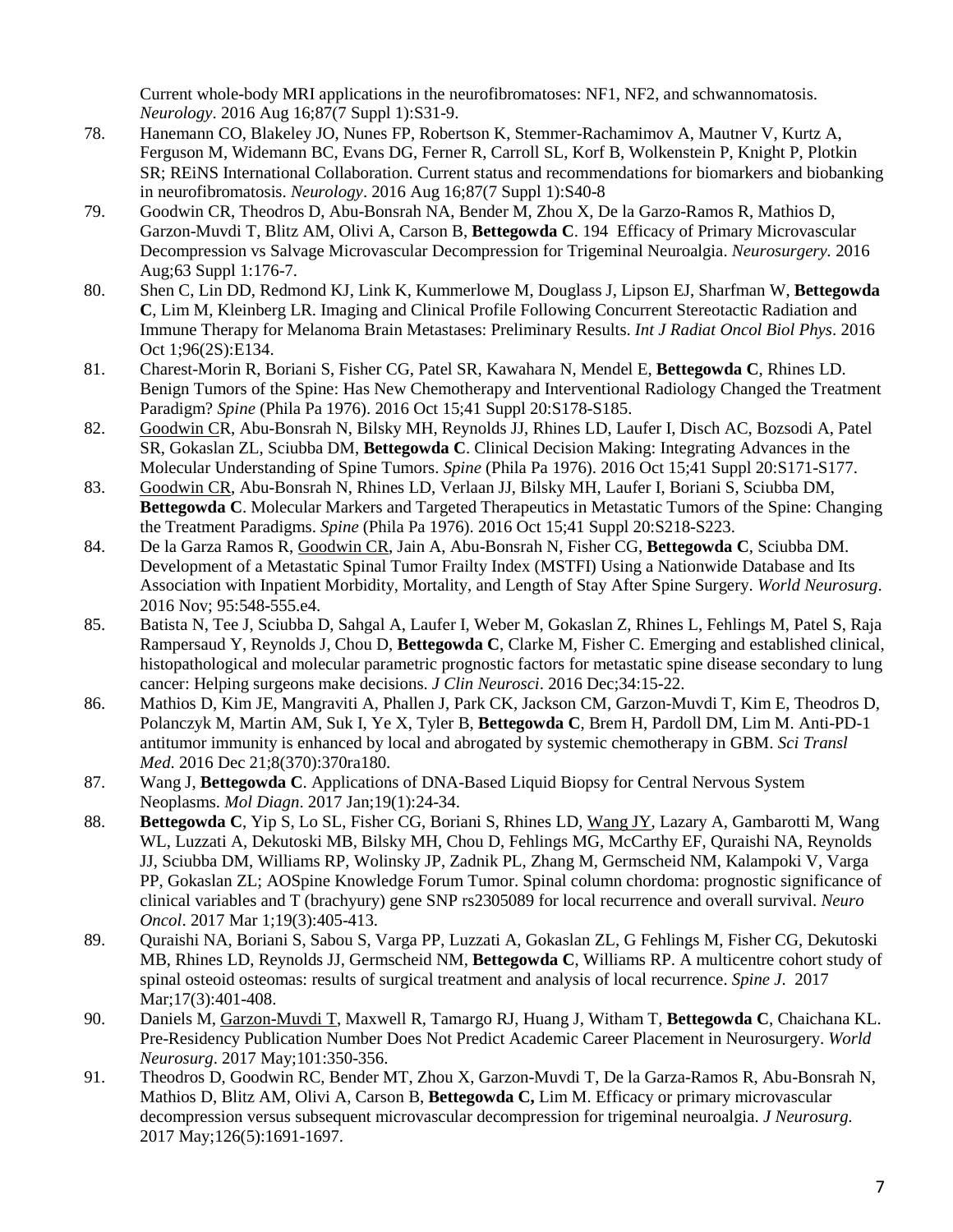Current whole-body MRI applications in the neurofibromatoses: NF1, NF2, and schwannomatosis. *Neurology*. 2016 Aug 16;87(7 Suppl 1):S31-9.

78. Hanemann CO, Blakeley JO, Nunes FP, Robertson K, Stemmer-Rachamimov A, Mautner V, Kurtz A, Ferguson M, Widemann BC, Evans DG, Ferner R, Carroll SL, Korf B, Wolkenstein P, Knight P, Plotkin SR; REiNS International Collaboration. Current status and recommendations for biomarkers and biobanking in neurofibromatosis. *Neurology*. 2016 Aug 16;87(7 Suppl 1):S40-8
79. Goodwin CR, Theodros D, Abu-Bonsrah NA, Bender M, Zhou X, De la Garzo-Ramos R, Mathios D, Garzon-Muvdi T, Blitz AM, Olivi A, Carson B, **Bettegowda C**. 194 Efficacy of Primary Microvascular Decompression vs Salvage Microvascular Decompression for Trigeminal Neuroalgia. *Neurosurgery.* 2016 Aug;63 Suppl 1:176-7.
80. Shen C, Lin DD, Redmond KJ, Link K, Kummerlowe M, Douglass J, Lipson EJ, Sharfman W, **Bettegowda C**, Lim M, Kleinberg LR. Imaging and Clinical Profile Following Concurrent Stereotactic Radiation and Immune Therapy for Melanoma Brain Metastases: Preliminary Results. *Int J Radiat Oncol Biol Phys*. 2016 Oct 1;96(2S):E134.
81. Charest-Morin R, Boriani S, Fisher CG, Patel SR, Kawahara N, Mendel E, **Bettegowda C**, Rhines LD. Benign Tumors of the Spine: Has New Chemotherapy and Interventional Radiology Changed the Treatment Paradigm? *Spine* (Phila Pa 1976). 2016 Oct 15;41 Suppl 20:S178-S185.
82. Goodwin CR, Abu-Bonsrah N, Bilsky MH, Reynolds JJ, Rhines LD, Laufer I, Disch AC, Bozsodi A, Patel SR, Gokaslan ZL, Sciubba DM, **Bettegowda C**. Clinical Decision Making: Integrating Advances in the Molecular Understanding of Spine Tumors. *Spine* (Phila Pa 1976). 2016 Oct 15;41 Suppl 20:S171-S177.
83. Goodwin CR, Abu-Bonsrah N, Rhines LD, Verlaan JJ, Bilsky MH, Laufer I, Boriani S, Sciubba DM, **Bettegowda C**. Molecular Markers and Targeted Therapeutics in Metastatic Tumors of the Spine: Changing the Treatment Paradigms. *Spine* (Phila Pa 1976). 2016 Oct 15;41 Suppl 20:S218-S223.
84. De la Garza Ramos R, Goodwin CR, Jain A, Abu-Bonsrah N, Fisher CG, **Bettegowda C**, Sciubba DM. Development of a Metastatic Spinal Tumor Frailty Index (MSTFI) Using a Nationwide Database and Its Association with Inpatient Morbidity, Mortality, and Length of Stay After Spine Surgery. *World Neurosurg*. 2016 Nov; 95:548-555.e4.
85. Batista N, Tee J, Sciubba D, Sahgal A, Laufer I, Weber M, Gokaslan Z, Rhines L, Fehlings M, Patel S, Raja Rampersaud Y, Reynolds J, Chou D, **Bettegowda C**, Clarke M, Fisher C. Emerging and established clinical, histopathological and molecular parametric prognostic factors for metastatic spine disease secondary to lung cancer: Helping surgeons make decisions. *J Clin Neurosci*. 2016 Dec;34:15-22.
86. Mathios D, Kim JE, Mangraviti A, Phallen J, Park CK, Jackson CM, Garzon-Muvdi T, Kim E, Theodros D, Polanczyk M, Martin AM, Suk I, Ye X, Tyler B, **Bettegowda C**, Brem H, Pardoll DM, Lim M. Anti-PD-1 antitumor immunity is enhanced by local and abrogated by systemic chemotherapy in GBM. *Sci Transl Med.* 2016 Dec 21;8(370):370ra180.
87. Wang J, **Bettegowda C**. Applications of DNA-Based Liquid Biopsy for Central Nervous System Neoplasms. *Mol Diagn*. 2017 Jan;19(1):24-34.
88. **Bettegowda C**, Yip S, Lo SL, Fisher CG, Boriani S, Rhines LD, Wang JY, Lazary A, Gambarotti M, Wang WL, Luzzati A, Dekutoski MB, Bilsky MH, Chou D, Fehlings MG, McCarthy EF, Quraishi NA, Reynolds JJ, Sciubba DM, Williams RP, Wolinsky JP, Zadnik PL, Zhang M, Germscheid NM, Kalampoki V, Varga PP, Gokaslan ZL; AOSpine Knowledge Forum Tumor. Spinal column chordoma: prognostic significance of clinical variables and T (brachyury) gene SNP rs2305089 for local recurrence and overall survival. *Neuro Oncol*. 2017 Mar 1;19(3):405-413.
89. Quraishi NA, Boriani S, Sabou S, Varga PP, Luzzati A, Gokaslan ZL, G Fehlings M, Fisher CG, Dekutoski MB, Rhines LD, Reynolds JJ, Germscheid NM, **Bettegowda C**, Williams RP. A multicentre cohort study of spinal osteoid osteomas: results of surgical treatment and analysis of local recurrence. *Spine J*. 2017 Mar;17(3):401-408.
90. Daniels M, Garzon-Muvdi T, Maxwell R, Tamargo RJ, Huang J, Witham T, **Bettegowda C**, Chaichana KL. Pre-Residency Publication Number Does Not Predict Academic Career Placement in Neurosurgery. *World Neurosurg*. 2017 May;101:350-356.
91. Theodros D, Goodwin RC, Bender MT, Zhou X, Garzon-Muvdi T, De la Garza-Ramos R, Abu-Bonsrah N, Mathios D, Blitz AM, Olivi A, Carson B, **Bettegowda C,** Lim M. Efficacy or primary microvascular decompression versus subsequent microvascular decompression for trigeminal neuroalgia. *J Neurosurg.* 2017 May;126(5):1691-1697.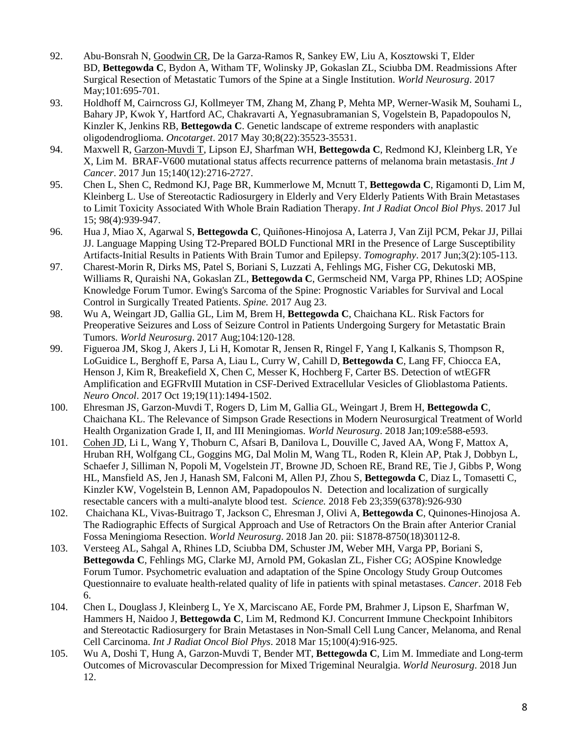92. Abu-Bonsrah N, Goodwin CR, De la Garza-Ramos R, Sankey EW, Liu A, Kosztowski T, Elder BD, **Bettegowda C**, Bydon A, Witham TF, Wolinsky JP, Gokaslan ZL, Sciubba DM. Readmissions After Surgical Resection of Metastatic Tumors of the Spine at a Single Institution. *World Neurosurg*. 2017 May;101:695-701.
93. Holdhoff M, Cairncross GJ, Kollmeyer TM, Zhang M, Zhang P, Mehta MP, Werner-Wasik M, Souhami L, Bahary JP, Kwok Y, Hartford AC, Chakravarti A, Yegnasubramanian S, Vogelstein B, Papadopoulos N, Kinzler K, Jenkins RB, **Bettegowda C**. Genetic landscape of extreme responders with anaplastic oligodendroglioma. *Oncotarget*. 2017 May 30;8(22):35523-35531.
94. Maxwell R, Garzon-Muvdi T, Lipson EJ, Sharfman WH, **Bettegowda C**, Redmond KJ, Kleinberg LR, Ye X, Lim M. BRAF-V600 mutational status affects recurrence patterns of melanoma brain metastasis. *Int J Cancer*. 2017 Jun 15;140(12):2716-2727.
95. Chen L, Shen C, Redmond KJ, Page BR, Kummerlowe M, Mcnutt T, **Bettegowda C**, Rigamonti D, Lim M, Kleinberg L. Use of Stereotactic Radiosurgery in Elderly and Very Elderly Patients With Brain Metastases to Limit Toxicity Associated With Whole Brain Radiation Therapy. *Int J Radiat Oncol Biol Phys*. 2017 Jul 15; 98(4):939-947.
96. Hua J, Miao X, Agarwal S, **Bettegowda C**, Quiñones-Hinojosa A, Laterra J, Van Zijl PCM, Pekar JJ, Pillai JJ. Language Mapping Using T2-Prepared BOLD Functional MRI in the Presence of Large Susceptibility Artifacts-Initial Results in Patients With Brain Tumor and Epilepsy. *Tomography*. 2017 Jun;3(2):105-113.
97. Charest-Morin R, Dirks MS, Patel S, Boriani S, Luzzati A, Fehlings MG, Fisher CG, Dekutoski MB, Williams R, Quraishi NA, Gokaslan ZL, **Bettegowda C**, Germscheid NM, Varga PP, Rhines LD; AOSpine Knowledge Forum Tumor. Ewing's Sarcoma of the Spine: Prognostic Variables for Survival and Local Control in Surgically Treated Patients. *Spine.* 2017 Aug 23.
98. Wu A, Weingart JD, Gallia GL, Lim M, Brem H, **Bettegowda C**, Chaichana KL. Risk Factors for Preoperative Seizures and Loss of Seizure Control in Patients Undergoing Surgery for Metastatic Brain Tumors. *World Neurosurg*. 2017 Aug;104:120-128.
99. Figueroa JM, Skog J, Akers J, Li H, Komotar R, Jensen R, Ringel F, Yang I, Kalkanis S, Thompson R, LoGuidice L, Berghoff E, Parsa A, Liau L, Curry W, Cahill D, **Bettegowda C**, Lang FF, Chiocca EA, Henson J, Kim R, Breakefield X, Chen C, Messer K, Hochberg F, Carter BS. Detection of wtEGFR Amplification and EGFRvIII Mutation in CSF-Derived Extracellular Vesicles of Glioblastoma Patients. *Neuro Oncol*. 2017 Oct 19;19(11):1494-1502.
100. Ehresman JS, Garzon-Muvdi T, Rogers D, Lim M, Gallia GL, Weingart J, Brem H, **Bettegowda C**, Chaichana KL. The Relevance of Simpson Grade Resections in Modern Neurosurgical Treatment of World Health Organization Grade I, II, and III Meningiomas. *World Neurosurg*. 2018 Jan;109:e588-e593.
101. Cohen JD, Li L, Wang Y, Thoburn C, Afsari B, Danilova L, Douville C, Javed AA, Wong F, Mattox A, Hruban RH, Wolfgang CL, Goggins MG, Dal Molin M, Wang TL, Roden R, Klein AP, Ptak J, Dobbyn L, Schaefer J, Silliman N, Popoli M, Vogelstein JT, Browne JD, Schoen RE, Brand RE, Tie J, Gibbs P, Wong HL, Mansfield AS, Jen J, Hanash SM, Falconi M, Allen PJ, Zhou S, **Bettegowda C**, Diaz L, Tomasetti C, Kinzler KW, Vogelstein B, Lennon AM, Papadopoulos N. Detection and localization of surgically resectable cancers with a multi-analyte blood test. *Science.* 2018 Feb 23;359(6378):926-930
102. Chaichana KL, Vivas-Buitrago T, Jackson C, Ehresman J, Olivi A, **Bettegowda C**, Quinones-Hinojosa A. The Radiographic Effects of Surgical Approach and Use of Retractors On the Brain after Anterior Cranial Fossa Meningioma Resection. *World Neurosurg*. 2018 Jan 20. pii: S1878-8750(18)30112-8.
103. Versteeg AL, Sahgal A, Rhines LD, Sciubba DM, Schuster JM, Weber MH, Varga PP, Boriani S, **Bettegowda C**, Fehlings MG, Clarke MJ, Arnold PM, Gokaslan ZL, Fisher CG; AOSpine Knowledge Forum Tumor. Psychometric evaluation and adaptation of the Spine Oncology Study Group Outcomes Questionnaire to evaluate health-related quality of life in patients with spinal metastases. *Cancer*. 2018 Feb 6.
104. Chen L, Douglass J, Kleinberg L, Ye X, Marciscano AE, Forde PM, Brahmer J, Lipson E, Sharfman W, Hammers H, Naidoo J, **Bettegowda C**, Lim M, Redmond KJ. Concurrent Immune Checkpoint Inhibitors and Stereotactic Radiosurgery for Brain Metastases in Non-Small Cell Lung Cancer, Melanoma, and Renal Cell Carcinoma. *Int J Radiat Oncol Biol Phys*. 2018 Mar 15;100(4):916-925.
105. Wu A, Doshi T, Hung A, Garzon-Muvdi T, Bender MT, **Bettegowda C**, Lim M. Immediate and Long-term Outcomes of Microvascular Decompression for Mixed Trigeminal Neuralgia. *World Neurosurg*. 2018 Jun 12.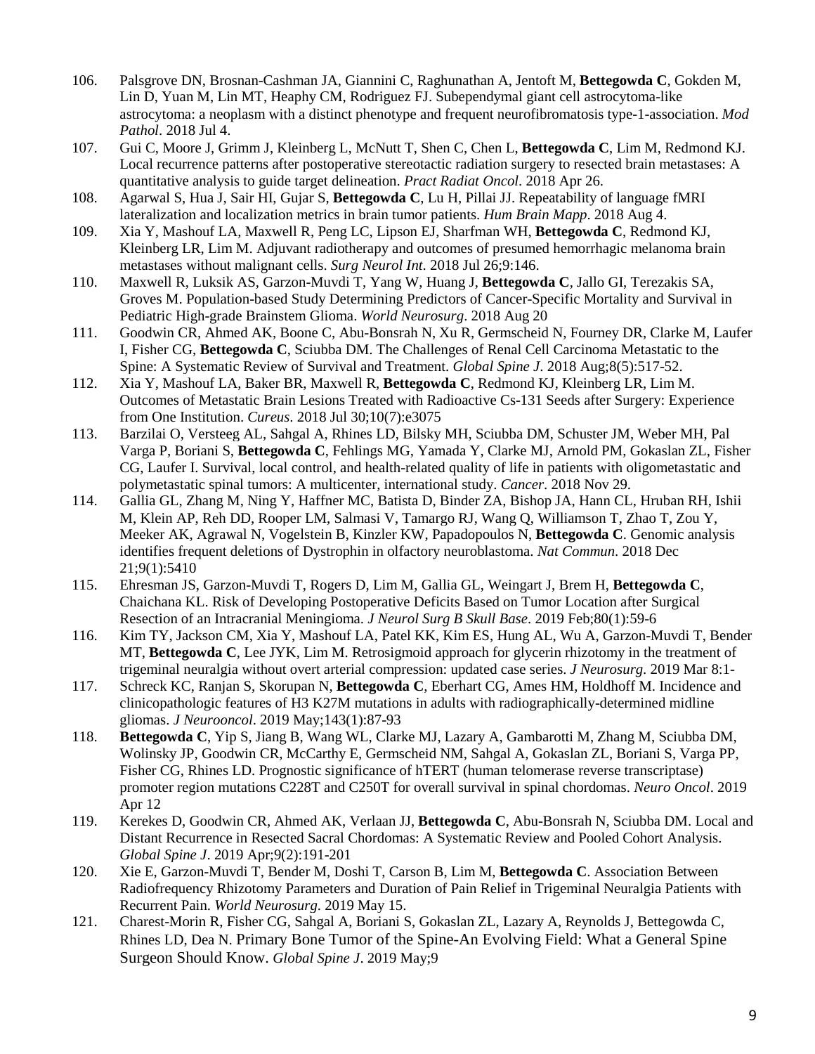106. Palsgrove DN, Brosnan-Cashman JA, Giannini C, Raghunathan A, Jentoft M, **Bettegowda C**, Gokden M, Lin D, Yuan M, Lin MT, Heaphy CM, Rodriguez FJ. Subependymal giant cell astrocytoma-like astrocytoma: a neoplasm with a distinct phenotype and frequent neurofibromatosis type-1-association. *Mod Pathol*. 2018 Jul 4.
107. Gui C, Moore J, Grimm J, Kleinberg L, McNutt T, Shen C, Chen L, **Bettegowda C**, Lim M, Redmond KJ. Local recurrence patterns after postoperative stereotactic radiation surgery to resected brain metastases: A quantitative analysis to guide target delineation. *Pract Radiat Oncol*. 2018 Apr 26.
108. Agarwal S, Hua J, Sair HI, Gujar S, **Bettegowda C**, Lu H, Pillai JJ. Repeatability of language fMRI lateralization and localization metrics in brain tumor patients. *Hum Brain Mapp*. 2018 Aug 4.
109. Xia Y, Mashouf LA, Maxwell R, Peng LC, Lipson EJ, Sharfman WH, **Bettegowda C**, Redmond KJ, Kleinberg LR, Lim M. Adjuvant radiotherapy and outcomes of presumed hemorrhagic melanoma brain metastases without malignant cells. *Surg Neurol Int*. 2018 Jul 26;9:146.
110. Maxwell R, Luksik AS, Garzon-Muvdi T, Yang W, Huang J, **Bettegowda C**, Jallo GI, Terezakis SA, Groves M. Population-based Study Determining Predictors of Cancer-Specific Mortality and Survival in Pediatric High-grade Brainstem Glioma. *World Neurosurg*. 2018 Aug 20
111. Goodwin CR, Ahmed AK, Boone C, Abu-Bonsrah N, Xu R, Germscheid N, Fourney DR, Clarke M, Laufer I, Fisher CG, **Bettegowda C**, Sciubba DM. The Challenges of Renal Cell Carcinoma Metastatic to the Spine: A Systematic Review of Survival and Treatment. *Global Spine J*. 2018 Aug;8(5):517-52.
112. Xia Y, Mashouf LA, Baker BR, Maxwell R, **Bettegowda C**, Redmond KJ, Kleinberg LR, Lim M. Outcomes of Metastatic Brain Lesions Treated with Radioactive Cs-131 Seeds after Surgery: Experience from One Institution. *Cureus*. 2018 Jul 30;10(7):e3075
113. Barzilai O, Versteeg AL, Sahgal A, Rhines LD, Bilsky MH, Sciubba DM, Schuster JM, Weber MH, Pal Varga P, Boriani S, **Bettegowda C**, Fehlings MG, Yamada Y, Clarke MJ, Arnold PM, Gokaslan ZL, Fisher CG, Laufer I. Survival, local control, and health-related quality of life in patients with oligometastatic and polymetastatic spinal tumors: A multicenter, international study. *Cancer*. 2018 Nov 29.
114. Gallia GL, Zhang M, Ning Y, Haffner MC, Batista D, Binder ZA, Bishop JA, Hann CL, Hruban RH, Ishii M, Klein AP, Reh DD, Rooper LM, Salmasi V, Tamargo RJ, Wang Q, Williamson T, Zhao T, Zou Y, Meeker AK, Agrawal N, Vogelstein B, Kinzler KW, Papadopoulos N, **Bettegowda C**. Genomic analysis identifies frequent deletions of Dystrophin in olfactory neuroblastoma. *Nat Commun*. 2018 Dec 21;9(1):5410
115. Ehresman JS, Garzon-Muvdi T, Rogers D, Lim M, Gallia GL, Weingart J, Brem H, **Bettegowda C**, Chaichana KL. Risk of Developing Postoperative Deficits Based on Tumor Location after Surgical Resection of an Intracranial Meningioma. *J Neurol Surg B Skull Base*. 2019 Feb;80(1):59-6
116. Kim TY, Jackson CM, Xia Y, Mashouf LA, Patel KK, Kim ES, Hung AL, Wu A, Garzon-Muvdi T, Bender MT, **Bettegowda C**, Lee JYK, Lim M. Retrosigmoid approach for glycerin rhizotomy in the treatment of trigeminal neuralgia without overt arterial compression: updated case series. *J Neurosurg*. 2019 Mar 8:1-
117. Schreck KC, Ranjan S, Skorupan N, **Bettegowda C**, Eberhart CG, Ames HM, Holdhoff M. Incidence and clinicopathologic features of H3 K27M mutations in adults with radiographically-determined midline gliomas. *J Neurooncol*. 2019 May;143(1):87-93
118. **Bettegowda C**, Yip S, Jiang B, Wang WL, Clarke MJ, Lazary A, Gambarotti M, Zhang M, Sciubba DM, Wolinsky JP, Goodwin CR, McCarthy E, Germscheid NM, Sahgal A, Gokaslan ZL, Boriani S, Varga PP, Fisher CG, Rhines LD. Prognostic significance of hTERT (human telomerase reverse transcriptase) promoter region mutations C228T and C250T for overall survival in spinal chordomas. *Neuro Oncol*. 2019 Apr 12
119. Kerekes D, Goodwin CR, Ahmed AK, Verlaan JJ, **Bettegowda C**, Abu-Bonsrah N, Sciubba DM. Local and Distant Recurrence in Resected Sacral Chordomas: A Systematic Review and Pooled Cohort Analysis. *Global Spine J*. 2019 Apr;9(2):191-201
120. Xie E, Garzon-Muvdi T, Bender M, Doshi T, Carson B, Lim M, **Bettegowda C**. Association Between Radiofrequency Rhizotomy Parameters and Duration of Pain Relief in Trigeminal Neuralgia Patients with Recurrent Pain. *World Neurosurg*. 2019 May 15.
121. Charest-Morin R, Fisher CG, Sahgal A, Boriani S, Gokaslan ZL, Lazary A, Reynolds J, Bettegowda C, Rhines LD, Dea N. Primary Bone Tumor of the Spine-An Evolving Field: What a General Spine Surgeon Should Know. *Global Spine J*. 2019 May;9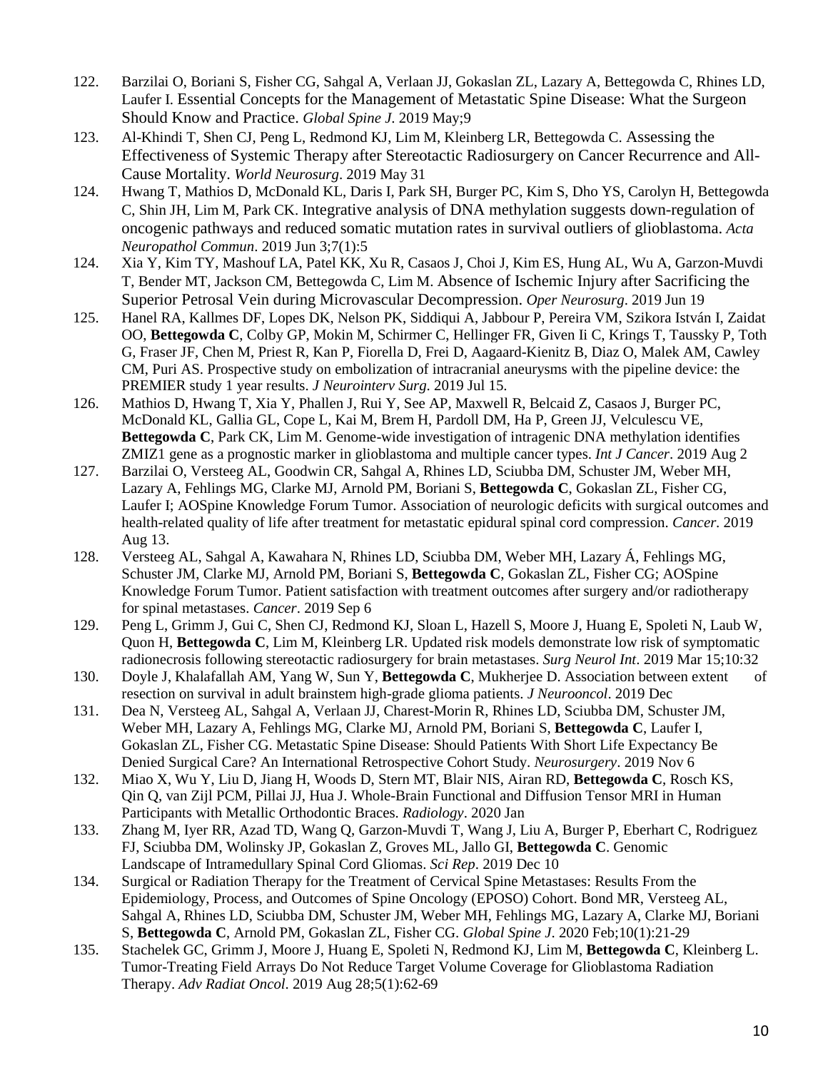122. Barzilai O, Boriani S, Fisher CG, Sahgal A, Verlaan JJ, Gokaslan ZL, Lazary A, Bettegowda C, Rhines LD, Laufer I. Essential Concepts for the Management of Metastatic Spine Disease: What the Surgeon Should Know and Practice. *Global Spine J*. 2019 May;9
123. Al-Khindi T, Shen CJ, Peng L, Redmond KJ, Lim M, Kleinberg LR, Bettegowda C. Assessing the Effectiveness of Systemic Therapy after Stereotactic Radiosurgery on Cancer Recurrence and All-Cause Mortality. *World Neurosurg*. 2019 May 31
124. Hwang T, Mathios D, McDonald KL, Daris I, Park SH, Burger PC, Kim S, Dho YS, Carolyn H, Bettegowda C, Shin JH, Lim M, Park CK. Integrative analysis of DNA methylation suggests down-regulation of oncogenic pathways and reduced somatic mutation rates in survival outliers of glioblastoma. *Acta Neuropathol Commun*. 2019 Jun 3;7(1):5
124. Xia Y, Kim TY, Mashouf LA, Patel KK, Xu R, Casaos J, Choi J, Kim ES, Hung AL, Wu A, Garzon-Muvdi T, Bender MT, Jackson CM, Bettegowda C, Lim M. Absence of Ischemic Injury after Sacrificing the Superior Petrosal Vein during Microvascular Decompression. *Oper Neurosurg*. 2019 Jun 19
125. Hanel RA, Kallmes DF, Lopes DK, Nelson PK, Siddiqui A, Jabbour P, Pereira VM, Szikora István I, Zaidat OO, **Bettegowda C**, Colby GP, Mokin M, Schirmer C, Hellinger FR, Given Ii C, Krings T, Taussky P, Toth G, Fraser JF, Chen M, Priest R, Kan P, Fiorella D, Frei D, Aagaard-Kienitz B, Diaz O, Malek AM, Cawley CM, Puri AS. Prospective study on embolization of intracranial aneurysms with the pipeline device: the PREMIER study 1 year results. *J Neurointerv Surg*. 2019 Jul 15.
126. Mathios D, Hwang T, Xia Y, Phallen J, Rui Y, See AP, Maxwell R, Belcaid Z, Casaos J, Burger PC, McDonald KL, Gallia GL, Cope L, Kai M, Brem H, Pardoll DM, Ha P, Green JJ, Velculescu VE, **Bettegowda C**, Park CK, Lim M. Genome-wide investigation of intragenic DNA methylation identifies ZMIZ1 gene as a prognostic marker in glioblastoma and multiple cancer types. *Int J Cancer*. 2019 Aug 2
127. Barzilai O, Versteeg AL, Goodwin CR, Sahgal A, Rhines LD, Sciubba DM, Schuster JM, Weber MH, Lazary A, Fehlings MG, Clarke MJ, Arnold PM, Boriani S, **Bettegowda C**, Gokaslan ZL, Fisher CG, Laufer I; AOSpine Knowledge Forum Tumor. Association of neurologic deficits with surgical outcomes and health-related quality of life after treatment for metastatic epidural spinal cord compression. *Cancer*. 2019 Aug 13.
128. Versteeg AL, Sahgal A, Kawahara N, Rhines LD, Sciubba DM, Weber MH, Lazary Á, Fehlings MG, Schuster JM, Clarke MJ, Arnold PM, Boriani S, **Bettegowda C**, Gokaslan ZL, Fisher CG; AOSpine Knowledge Forum Tumor. Patient satisfaction with treatment outcomes after surgery and/or radiotherapy for spinal metastases. *Cancer*. 2019 Sep 6
129. Peng L, Grimm J, Gui C, Shen CJ, Redmond KJ, Sloan L, Hazell S, Moore J, Huang E, Spoleti N, Laub W, Quon H, **Bettegowda C**, Lim M, Kleinberg LR. Updated risk models demonstrate low risk of symptomatic radionecrosis following stereotactic radiosurgery for brain metastases. *Surg Neurol Int*. 2019 Mar 15;10:32
130. Doyle J, Khalafallah AM, Yang W, Sun Y, **Bettegowda C**, Mukherjee D. Association between extent of resection on survival in adult brainstem high-grade glioma patients. *J Neurooncol*. 2019 Dec
131. Dea N, Versteeg AL, Sahgal A, Verlaan JJ, Charest-Morin R, Rhines LD, Sciubba DM, Schuster JM, Weber MH, Lazary A, Fehlings MG, Clarke MJ, Arnold PM, Boriani S, **Bettegowda C**, Laufer I, Gokaslan ZL, Fisher CG. Metastatic Spine Disease: Should Patients With Short Life Expectancy Be Denied Surgical Care? An International Retrospective Cohort Study. *Neurosurgery*. 2019 Nov 6
132. Miao X, Wu Y, Liu D, Jiang H, Woods D, Stern MT, Blair NIS, Airan RD, **Bettegowda C**, Rosch KS, Qin Q, van Zijl PCM, Pillai JJ, Hua J. Whole-Brain Functional and Diffusion Tensor MRI in Human Participants with Metallic Orthodontic Braces. *Radiology*. 2020 Jan
133. Zhang M, Iyer RR, Azad TD, Wang Q, Garzon-Muvdi T, Wang J, Liu A, Burger P, Eberhart C, Rodriguez FJ, Sciubba DM, Wolinsky JP, Gokaslan Z, Groves ML, Jallo GI, **Bettegowda C**. Genomic Landscape of Intramedullary Spinal Cord Gliomas. *Sci Rep*. 2019 Dec 10
134. Surgical or Radiation Therapy for the Treatment of Cervical Spine Metastases: Results From the Epidemiology, Process, and Outcomes of Spine Oncology (EPOSO) Cohort. Bond MR, Versteeg AL, Sahgal A, Rhines LD, Sciubba DM, Schuster JM, Weber MH, Fehlings MG, Lazary A, Clarke MJ, Boriani S, **Bettegowda C**, Arnold PM, Gokaslan ZL, Fisher CG. *Global Spine J*. 2020 Feb;10(1):21-29
135. Stachelek GC, Grimm J, Moore J, Huang E, Spoleti N, Redmond KJ, Lim M, **Bettegowda C**, Kleinberg L. Tumor-Treating Field Arrays Do Not Reduce Target Volume Coverage for Glioblastoma Radiation Therapy. *Adv Radiat Oncol*. 2019 Aug 28;5(1):62-69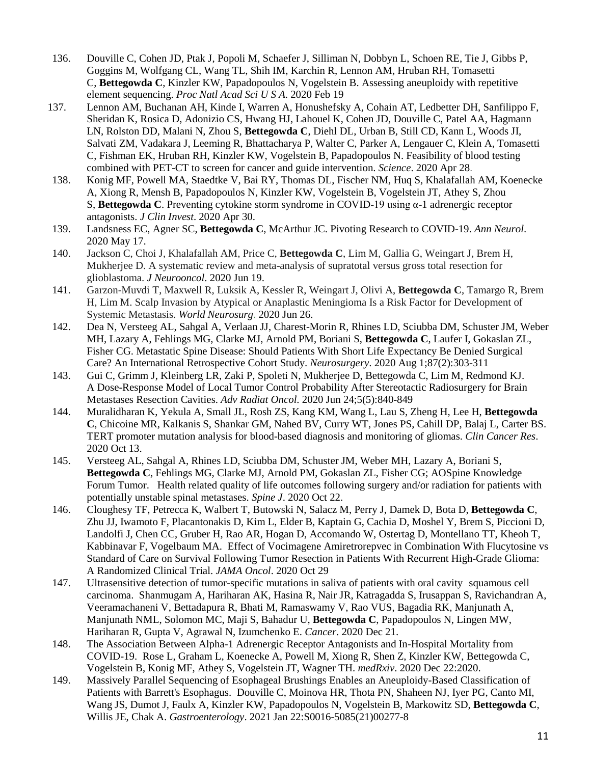136. Douville C, Cohen JD, Ptak J, Popoli M, Schaefer J, Silliman N, Dobbyn L, Schoen RE, Tie J, Gibbs P, Goggins M, Wolfgang CL, Wang TL, Shih IM, Karchin R, Lennon AM, Hruban RH, Tomasetti C, **Bettegowda C**, Kinzler KW, Papadopoulos N, Vogelstein B. Assessing aneuploidy with repetitive element sequencing. *Proc Natl Acad Sci U S A*. 2020 Feb 19
137. Lennon AM, Buchanan AH, Kinde I, Warren A, Honushefsky A, Cohain AT, Ledbetter DH, Sanfilippo F, Sheridan K, Rosica D, Adonizio CS, Hwang HJ, Lahouel K, Cohen JD, Douville C, Patel AA, Hagmann LN, Rolston DD, Malani N, Zhou S, **Bettegowda C**, Diehl DL, Urban B, Still CD, Kann L, Woods JI, Salvati ZM, Vadakara J, Leeming R, Bhattacharya P, Walter C, Parker A, Lengauer C, Klein A, Tomasetti C, Fishman EK, Hruban RH, Kinzler KW, Vogelstein B, Papadopoulos N. Feasibility of blood testing combined with PET-CT to screen for cancer and guide intervention. *Science*. 2020 Apr 28.
138. Konig MF, Powell MA, Staedtke V, Bai RY, Thomas DL, Fischer NM, Huq S, Khalafallah AM, Koenecke A, Xiong R, Mensh B, Papadopoulos N, Kinzler KW, Vogelstein B, Vogelstein JT, Athey S, Zhou S, **Bettegowda C**. Preventing cytokine storm syndrome in COVID-19 using α-1 adrenergic receptor antagonists. *J Clin Invest*. 2020 Apr 30.
139. Landsness EC, Agner SC, **Bettegowda C**, McArthur JC. Pivoting Research to COVID-19. *Ann Neurol*. 2020 May 17.
140. Jackson C, Choi J, Khalafallah AM, Price C, **Bettegowda C**, Lim M, Gallia G, Weingart J, Brem H, Mukherjee D. A systematic review and meta-analysis of supratotal versus gross total resection for glioblastoma. *J Neurooncol*. 2020 Jun 19.
141. Garzon-Muvdi T, Maxwell R, Luksik A, Kessler R, Weingart J, Olivi A, **Bettegowda C**, Tamargo R, Brem H, Lim M. Scalp Invasion by Atypical or Anaplastic Meningioma Is a Risk Factor for Development of Systemic Metastasis. *World Neurosurg*. 2020 Jun 26.
142. Dea N, Versteeg AL, Sahgal A, Verlaan JJ, Charest-Morin R, Rhines LD, Sciubba DM, Schuster JM, Weber MH, Lazary A, Fehlings MG, Clarke MJ, Arnold PM, Boriani S, **Bettegowda C**, Laufer I, Gokaslan ZL, Fisher CG. Metastatic Spine Disease: Should Patients With Short Life Expectancy Be Denied Surgical Care? An International Retrospective Cohort Study. *Neurosurgery*. 2020 Aug 1;87(2):303-311
143. Gui C, Grimm J, Kleinberg LR, Zaki P, Spoleti N, Mukherjee D, Bettegowda C, Lim M, Redmond KJ. A Dose-Response Model of Local Tumor Control Probability After Stereotactic Radiosurgery for Brain Metastases Resection Cavities. *Adv Radiat Oncol*. 2020 Jun 24;5(5):840-849
144. Muralidharan K, Yekula A, Small JL, Rosh ZS, Kang KM, Wang L, Lau S, Zheng H, Lee H, **Bettegowda C**, Chicoine MR, Kalkanis S, Shankar GM, Nahed BV, Curry WT, Jones PS, Cahill DP, Balaj L, Carter BS. TERT promoter mutation analysis for blood-based diagnosis and monitoring of gliomas. *Clin Cancer Res*. 2020 Oct 13.
145. Versteeg AL, Sahgal A, Rhines LD, Sciubba DM, Schuster JM, Weber MH, Lazary A, Boriani S, **Bettegowda C**, Fehlings MG, Clarke MJ, Arnold PM, Gokaslan ZL, Fisher CG; AOSpine Knowledge Forum Tumor. Health related quality of life outcomes following surgery and/or radiation for patients with potentially unstable spinal metastases. *Spine J*. 2020 Oct 22.
146. Cloughesy TF, Petrecca K, Walbert T, Butowski N, Salacz M, Perry J, Damek D, Bota D, **Bettegowda C**, Zhu JJ, Iwamoto F, Placantonakis D, Kim L, Elder B, Kaptain G, Cachia D, Moshel Y, Brem S, Piccioni D, Landolfi J, Chen CC, Gruber H, Rao AR, Hogan D, Accomando W, Ostertag D, Montellano TT, Kheoh T, Kabbinavar F, Vogelbaum MA. Effect of Vocimagene Amiretrorepvec in Combination With Flucytosine vs Standard of Care on Survival Following Tumor Resection in Patients With Recurrent High-Grade Glioma: A Randomized Clinical Trial. *JAMA Oncol*. 2020 Oct 29
147. Ultrasensitive detection of tumor-specific mutations in saliva of patients with oral cavity squamous cell carcinoma. Shanmugam A, Hariharan AK, Hasina R, Nair JR, Katragadda S, Irusappan S, Ravichandran A, Veeramachaneni V, Bettadapura R, Bhati M, Ramaswamy V, Rao VUS, Bagadia RK, Manjunath A, Manjunath NML, Solomon MC, Maji S, Bahadur U, **Bettegowda C**, Papadopoulos N, Lingen MW, Hariharan R, Gupta V, Agrawal N, Izumchenko E. *Cancer*. 2020 Dec 21.
148. The Association Between Alpha-1 Adrenergic Receptor Antagonists and In-Hospital Mortality from COVID-19. Rose L, Graham L, Koenecke A, Powell M, Xiong R, Shen Z, Kinzler KW, Bettegowda C, Vogelstein B, Konig MF, Athey S, Vogelstein JT, Wagner TH. *medRxiv*. 2020 Dec 22:2020.
149. Massively Parallel Sequencing of Esophageal Brushings Enables an Aneuploidy-Based Classification of Patients with Barrett's Esophagus. Douville C, Moinova HR, Thota PN, Shaheen NJ, Iyer PG, Canto MI, Wang JS, Dumot J, Faulx A, Kinzler KW, Papadopoulos N, Vogelstein B, Markowitz SD, **Bettegowda C**, Willis JE, Chak A. *Gastroenterology*. 2021 Jan 22:S0016-5085(21)00277-8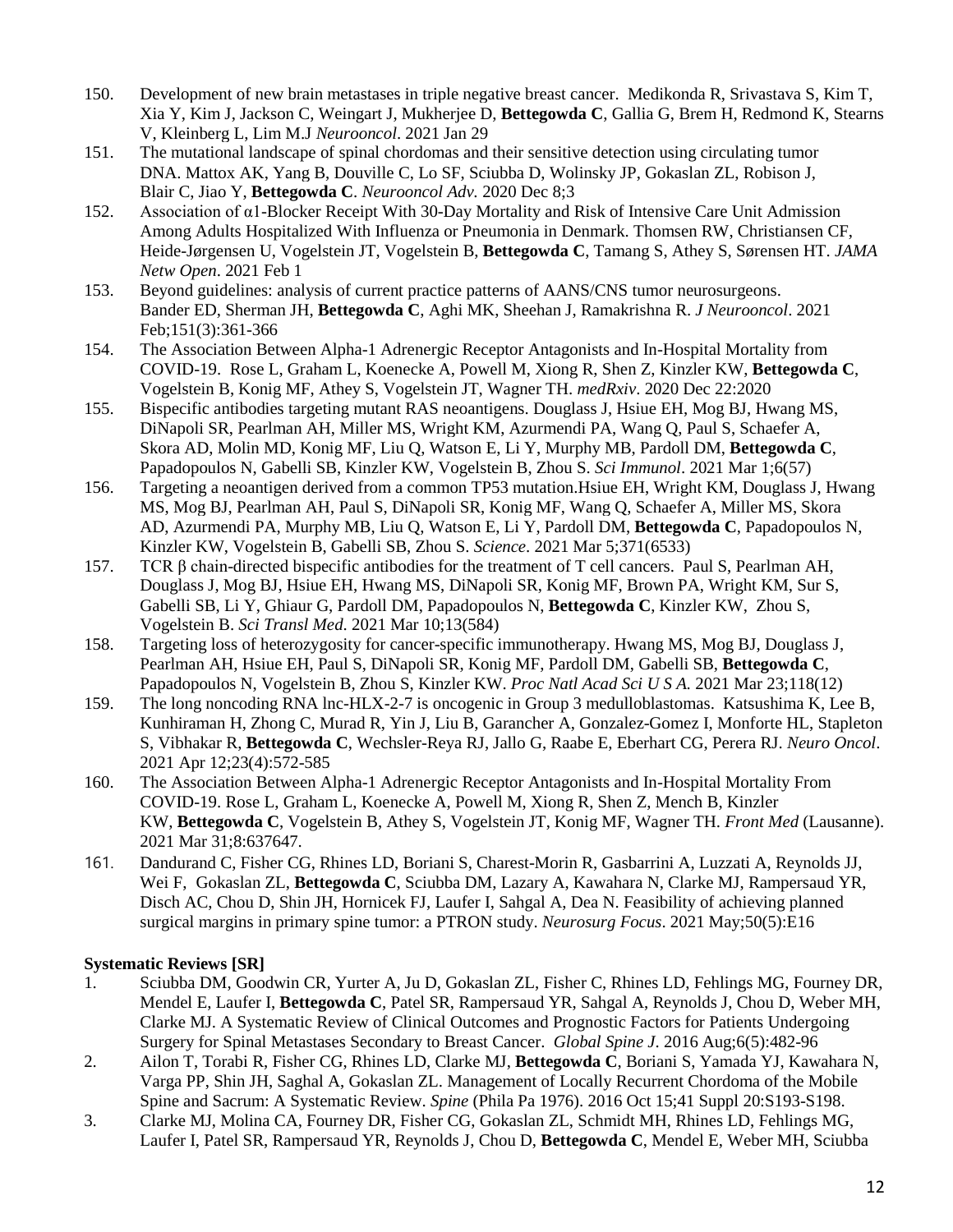150. Development of new brain metastases in triple negative breast cancer. Medikonda R, Srivastava S, Kim T, Xia Y, Kim J, Jackson C, Weingart J, Mukherjee D, **Bettegowda C**, Gallia G, Brem H, Redmond K, Stearns V, Kleinberg L, Lim M.J *Neurooncol*. 2021 Jan 29
151. The mutational landscape of spinal chordomas and their sensitive detection using circulating tumor DNA. Mattox AK, Yang B, Douville C, Lo SF, Sciubba D, Wolinsky JP, Gokaslan ZL, Robison J, Blair C, Jiao Y, **Bettegowda C**. *Neurooncol Adv.* 2020 Dec 8;3
152. Association of α1-Blocker Receipt With 30-Day Mortality and Risk of Intensive Care Unit Admission Among Adults Hospitalized With Influenza or Pneumonia in Denmark. Thomsen RW, Christiansen CF, Heide-Jørgensen U, Vogelstein JT, Vogelstein B, **Bettegowda C**, Tamang S, Athey S, Sørensen HT. *JAMA Netw Open*. 2021 Feb 1
153. Beyond guidelines: analysis of current practice patterns of AANS/CNS tumor neurosurgeons. Bander ED, Sherman JH, **Bettegowda C**, Aghi MK, Sheehan J, Ramakrishna R. *J Neurooncol*. 2021 Feb;151(3):361-366
154. The Association Between Alpha-1 Adrenergic Receptor Antagonists and In-Hospital Mortality from COVID-19. Rose L, Graham L, Koenecke A, Powell M, Xiong R, Shen Z, Kinzler KW, **Bettegowda C**, Vogelstein B, Konig MF, Athey S, Vogelstein JT, Wagner TH. *medRxiv*. 2020 Dec 22:2020
155. Bispecific antibodies targeting mutant RAS neoantigens. Douglass J, Hsiue EH, Mog BJ, Hwang MS, DiNapoli SR, Pearlman AH, Miller MS, Wright KM, Azurmendi PA, Wang Q, Paul S, Schaefer A, Skora AD, Molin MD, Konig MF, Liu Q, Watson E, Li Y, Murphy MB, Pardoll DM, **Bettegowda C**, Papadopoulos N, Gabelli SB, Kinzler KW, Vogelstein B, Zhou S. *Sci Immunol*. 2021 Mar 1;6(57)
156. Targeting a neoantigen derived from a common TP53 mutation.Hsiue EH, Wright KM, Douglass J, Hwang MS, Mog BJ, Pearlman AH, Paul S, DiNapoli SR, Konig MF, Wang Q, Schaefer A, Miller MS, Skora AD, Azurmendi PA, Murphy MB, Liu Q, Watson E, Li Y, Pardoll DM, **Bettegowda C**, Papadopoulos N, Kinzler KW, Vogelstein B, Gabelli SB, Zhou S. *Science*. 2021 Mar 5;371(6533)
157. TCR β chain-directed bispecific antibodies for the treatment of T cell cancers. Paul S, Pearlman AH, Douglass J, Mog BJ, Hsiue EH, Hwang MS, DiNapoli SR, Konig MF, Brown PA, Wright KM, Sur S, Gabelli SB, Li Y, Ghiaur G, Pardoll DM, Papadopoulos N, **Bettegowda C**, Kinzler KW, Zhou S, Vogelstein B. *Sci Transl Med.* 2021 Mar 10;13(584)
158. Targeting loss of heterozygosity for cancer-specific immunotherapy. Hwang MS, Mog BJ, Douglass J, Pearlman AH, Hsiue EH, Paul S, DiNapoli SR, Konig MF, Pardoll DM, Gabelli SB, **Bettegowda C**, Papadopoulos N, Vogelstein B, Zhou S, Kinzler KW. *Proc Natl Acad Sci U S A.* 2021 Mar 23;118(12)
159. The long noncoding RNA lnc-HLX-2-7 is oncogenic in Group 3 medulloblastomas. Katsushima K, Lee B, Kunhiraman H, Zhong C, Murad R, Yin J, Liu B, Garancher A, Gonzalez-Gomez I, Monforte HL, Stapleton S, Vibhakar R, **Bettegowda C**, Wechsler-Reya RJ, Jallo G, Raabe E, Eberhart CG, Perera RJ. *Neuro Oncol*. 2021 Apr 12;23(4):572-585
160. The Association Between Alpha-1 Adrenergic Receptor Antagonists and In-Hospital Mortality From COVID-19. Rose L, Graham L, Koenecke A, Powell M, Xiong R, Shen Z, Mench B, Kinzler KW, **Bettegowda C**, Vogelstein B, Athey S, Vogelstein JT, Konig MF, Wagner TH. *Front Med* (Lausanne). 2021 Mar 31;8:637647.
161. Dandurand C, Fisher CG, Rhines LD, Boriani S, Charest-Morin R, Gasbarrini A, Luzzati A, Reynolds JJ, Wei F, Gokaslan ZL, **Bettegowda C**, Sciubba DM, Lazary A, Kawahara N, Clarke MJ, Rampersaud YR, Disch AC, Chou D, Shin JH, Hornicek FJ, Laufer I, Sahgal A, Dea N. Feasibility of achieving planned surgical margins in primary spine tumor: a PTRON study. *Neurosurg Focus*. 2021 May;50(5):E16

**Systematic Reviews [SR]**

1. Sciubba DM, Goodwin CR, Yurter A, Ju D, Gokaslan ZL, Fisher C, Rhines LD, Fehlings MG, Fourney DR, Mendel E, Laufer I, **Bettegowda C**, Patel SR, Rampersaud YR, Sahgal A, Reynolds J, Chou D, Weber MH, Clarke MJ. A Systematic Review of Clinical Outcomes and Prognostic Factors for Patients Undergoing Surgery for Spinal Metastases Secondary to Breast Cancer. *Global Spine J*. 2016 Aug;6(5):482-96
2. Ailon T, Torabi R, Fisher CG, Rhines LD, Clarke MJ, **Bettegowda C**, Boriani S, Yamada YJ, Kawahara N, Varga PP, Shin JH, Saghal A, Gokaslan ZL. Management of Locally Recurrent Chordoma of the Mobile Spine and Sacrum: A Systematic Review. *Spine* (Phila Pa 1976). 2016 Oct 15;41 Suppl 20:S193-S198.
3. Clarke MJ, Molina CA, Fourney DR, Fisher CG, Gokaslan ZL, Schmidt MH, Rhines LD, Fehlings MG, Laufer I, Patel SR, Rampersaud YR, Reynolds J, Chou D, **Bettegowda C**, Mendel E, Weber MH, Sciubba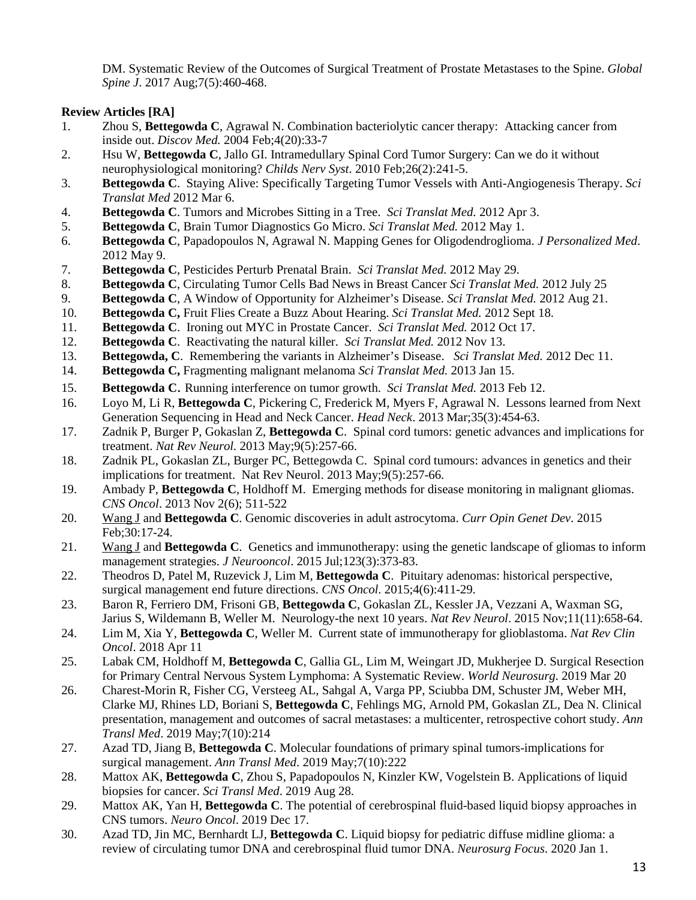DM. Systematic Review of the Outcomes of Surgical Treatment of Prostate Metastases to the Spine. *Global Spine J*. 2017 Aug;7(5):460-468.

**Review Articles [RA]**

1. Zhou S, **Bettegowda C**, Agrawal N. Combination bacteriolytic cancer therapy: Attacking cancer from inside out. *Discov Med.* 2004 Feb;4(20):33-7
2. Hsu W, **Bettegowda C**, Jallo GI. Intramedullary Spinal Cord Tumor Surgery: Can we do it without neurophysiological monitoring? *Childs Nerv Syst*. 2010 Feb;26(2):241-5.
3. **Bettegowda C**. Staying Alive: Specifically Targeting Tumor Vessels with Anti-Angiogenesis Therapy. *Sci Translat Med* 2012 Mar 6.
4. **Bettegowda C**. Tumors and Microbes Sitting in a Tree. *Sci Translat Med.* 2012 Apr 3.
5. **Bettegowda C**, Brain Tumor Diagnostics Go Micro. *Sci Translat Med.* 2012 May 1.
6. **Bettegowda C**, Papadopoulos N, Agrawal N. Mapping Genes for Oligodendroglioma. *J Personalized Med*. 2012 May 9.
7. **Bettegowda C**, Pesticides Perturb Prenatal Brain. *Sci Translat Med.* 2012 May 29.
8. **Bettegowda C**, Circulating Tumor Cells Bad News in Breast Cancer *Sci Translat Med.* 2012 July 25
9. **Bettegowda C**, A Window of Opportunity for Alzheimer's Disease. *Sci Translat Med.* 2012 Aug 21.
10. **Bettegowda C,** Fruit Flies Create a Buzz About Hearing. *Sci Translat Med.* 2012 Sept 18.
11. **Bettegowda C**. Ironing out MYC in Prostate Cancer. *Sci Translat Med.* 2012 Oct 17.
12. **Bettegowda C**. Reactivating the natural killer. *Sci Translat Med.* 2012 Nov 13.
13. **Bettegowda, C**. Remembering the variants in Alzheimer's Disease. *Sci Translat Med.* 2012 Dec 11.
14. **Bettegowda C,** Fragmenting malignant melanoma *Sci Translat Med.* 2013 Jan 15.
15. **Bettegowda C.** Running interference on tumor growth. *Sci Translat Med.* 2013 Feb 12.
16. Loyo M, Li R, **Bettegowda C**, Pickering C, Frederick M, Myers F, Agrawal N. Lessons learned from Next Generation Sequencing in Head and Neck Cancer. *Head Neck*. 2013 Mar;35(3):454-63.
17. Zadnik P, Burger P, Gokaslan Z, **Bettegowda C**. Spinal cord tumors: genetic advances and implications for treatment. *Nat Rev Neurol.* 2013 May;9(5):257-66.
18. Zadnik PL, Gokaslan ZL, Burger PC, Bettegowda C. Spinal cord tumours: advances in genetics and their implications for treatment. Nat Rev Neurol. 2013 May;9(5):257-66.
19. Ambady P, **Bettegowda C**, Holdhoff M. Emerging methods for disease monitoring in malignant gliomas. *CNS Oncol*. 2013 Nov 2(6); 511-522
20. Wang J and **Bettegowda C**. Genomic discoveries in adult astrocytoma. *Curr Opin Genet Dev*. 2015 Feb;30:17-24.
21. Wang J and **Bettegowda C**. Genetics and immunotherapy: using the genetic landscape of gliomas to inform management strategies. *J Neurooncol*. 2015 Jul;123(3):373-83.
22. Theodros D, Patel M, Ruzevick J, Lim M, **Bettegowda C**. Pituitary adenomas: historical perspective, surgical management end future directions. *CNS Oncol*. 2015;4(6):411-29.
23. Baron R, Ferriero DM, Frisoni GB, **Bettegowda C**, Gokaslan ZL, Kessler JA, Vezzani A, Waxman SG, Jarius S, Wildemann B, Weller M. Neurology-the next 10 years. *Nat Rev Neurol*. 2015 Nov;11(11):658-64.
24. Lim M, Xia Y, **Bettegowda C**, Weller M. Current state of immunotherapy for glioblastoma. *Nat Rev Clin Oncol*. 2018 Apr 11
25. Labak CM, Holdhoff M, **Bettegowda C**, Gallia GL, Lim M, Weingart JD, Mukherjee D. Surgical Resection for Primary Central Nervous System Lymphoma: A Systematic Review. *World Neurosurg.* 2019 Mar 20
26. Charest-Morin R, Fisher CG, Versteeg AL, Sahgal A, Varga PP, Sciubba DM, Schuster JM, Weber MH, Clarke MJ, Rhines LD, Boriani S, **Bettegowda C**, Fehlings MG, Arnold PM, Gokaslan ZL, Dea N. Clinical presentation, management and outcomes of sacral metastases: a multicenter, retrospective cohort study. *Ann Transl Med*. 2019 May;7(10):214
27. Azad TD, Jiang B, **Bettegowda C**. Molecular foundations of primary spinal tumors-implications for surgical management. *Ann Transl Med*. 2019 May;7(10):222
28. Mattox AK, **Bettegowda C**, Zhou S, Papadopoulos N, Kinzler KW, Vogelstein B. Applications of liquid biopsies for cancer. *Sci Transl Med*. 2019 Aug 28.
29. Mattox AK, Yan H, **Bettegowda C**. The potential of cerebrospinal fluid-based liquid biopsy approaches in CNS tumors. *Neuro Oncol*. 2019 Dec 17.
30. Azad TD, Jin MC, Bernhardt LJ, **Bettegowda C**. Liquid biopsy for pediatric diffuse midline glioma: a review of circulating tumor DNA and cerebrospinal fluid tumor DNA. *Neurosurg Focus*. 2020 Jan 1.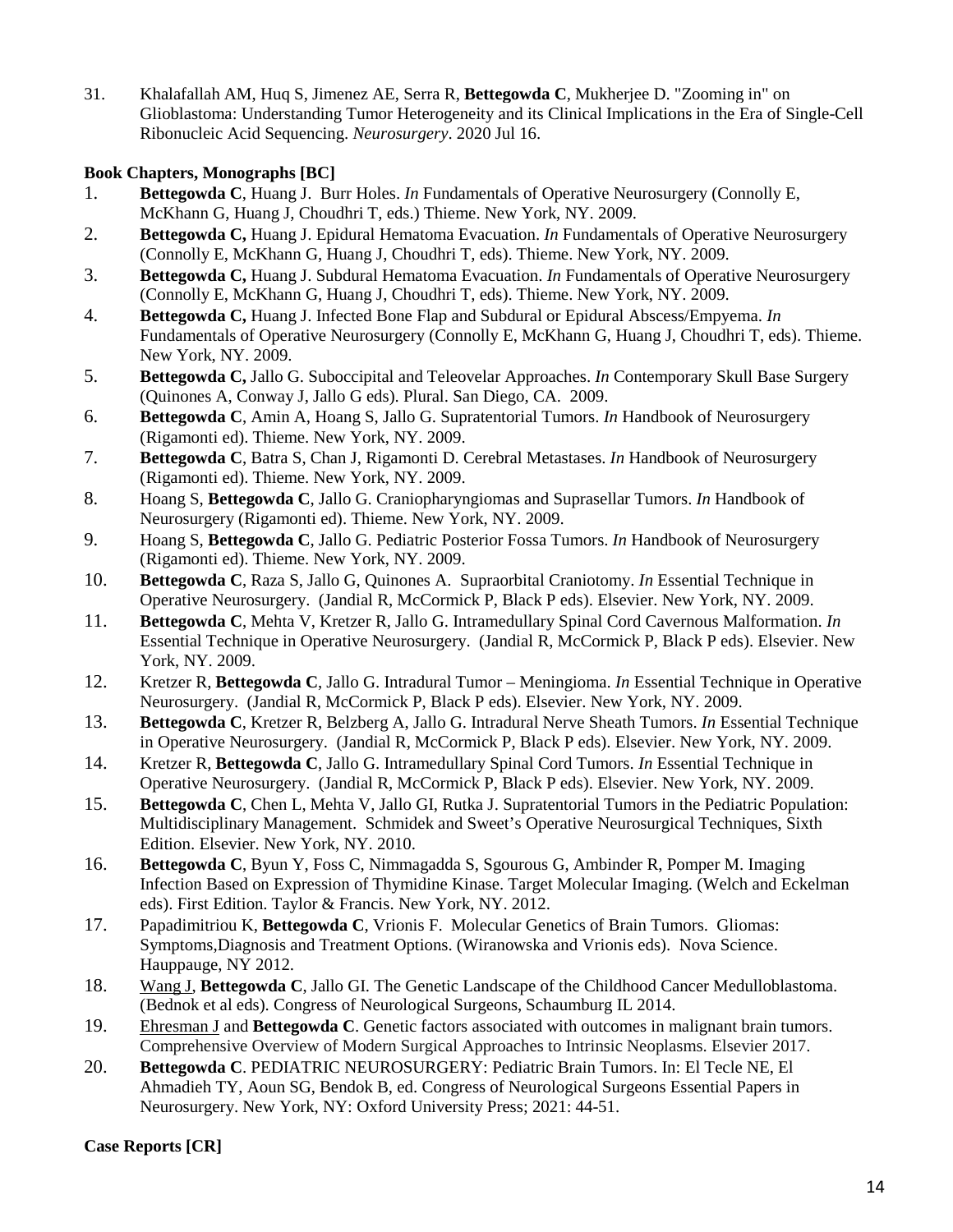31. Khalafallah AM, Huq S, Jimenez AE, Serra R, **Bettegowda C**, Mukherjee D. "Zooming in" on Glioblastoma: Understanding Tumor Heterogeneity and its Clinical Implications in the Era of Single-Cell Ribonucleic Acid Sequencing. *Neurosurgery*. 2020 Jul 16.

**Book Chapters, Monographs [BC]**

1. **Bettegowda C**, Huang J. Burr Holes. *In* Fundamentals of Operative Neurosurgery (Connolly E, McKhann G, Huang J, Choudhri T, eds.) Thieme. New York, NY. 2009.
2. **Bettegowda C,** Huang J. Epidural Hematoma Evacuation. *In* Fundamentals of Operative Neurosurgery (Connolly E, McKhann G, Huang J, Choudhri T, eds). Thieme. New York, NY. 2009.
3. **Bettegowda C,** Huang J. Subdural Hematoma Evacuation. *In* Fundamentals of Operative Neurosurgery (Connolly E, McKhann G, Huang J, Choudhri T, eds). Thieme. New York, NY. 2009.
4. **Bettegowda C,** Huang J. Infected Bone Flap and Subdural or Epidural Abscess/Empyema. *In* Fundamentals of Operative Neurosurgery (Connolly E, McKhann G, Huang J, Choudhri T, eds). Thieme. New York, NY. 2009.
5. **Bettegowda C,** Jallo G. Suboccipital and Teleovelar Approaches. *In* Contemporary Skull Base Surgery (Quinones A, Conway J, Jallo G eds). Plural. San Diego, CA. 2009.
6. **Bettegowda C**, Amin A, Hoang S, Jallo G. Supratentorial Tumors. *In* Handbook of Neurosurgery (Rigamonti ed). Thieme. New York, NY. 2009.
7. **Bettegowda C**, Batra S, Chan J, Rigamonti D. Cerebral Metastases. *In* Handbook of Neurosurgery (Rigamonti ed). Thieme. New York, NY. 2009.
8. Hoang S, **Bettegowda C**, Jallo G. Craniopharyngiomas and Suprasellar Tumors. *In* Handbook of Neurosurgery (Rigamonti ed). Thieme. New York, NY. 2009.
9. Hoang S, **Bettegowda C**, Jallo G. Pediatric Posterior Fossa Tumors. *In* Handbook of Neurosurgery (Rigamonti ed). Thieme. New York, NY. 2009.
10. **Bettegowda C**, Raza S, Jallo G, Quinones A. Supraorbital Craniotomy. *In* Essential Technique in Operative Neurosurgery. (Jandial R, McCormick P, Black P eds). Elsevier. New York, NY. 2009.
11. **Bettegowda C**, Mehta V, Kretzer R, Jallo G. Intramedullary Spinal Cord Cavernous Malformation. *In* Essential Technique in Operative Neurosurgery. (Jandial R, McCormick P, Black P eds). Elsevier. New York, NY. 2009.
12. Kretzer R, **Bettegowda C**, Jallo G. Intradural Tumor – Meningioma. *In* Essential Technique in Operative Neurosurgery. (Jandial R, McCormick P, Black P eds). Elsevier. New York, NY. 2009.
13. **Bettegowda C**, Kretzer R, Belzberg A, Jallo G. Intradural Nerve Sheath Tumors. *In* Essential Technique in Operative Neurosurgery. (Jandial R, McCormick P, Black P eds). Elsevier. New York, NY. 2009.
14. Kretzer R, **Bettegowda C**, Jallo G. Intramedullary Spinal Cord Tumors. *In* Essential Technique in Operative Neurosurgery. (Jandial R, McCormick P, Black P eds). Elsevier. New York, NY. 2009.
15. **Bettegowda C**, Chen L, Mehta V, Jallo GI, Rutka J. Supratentorial Tumors in the Pediatric Population: Multidisciplinary Management. Schmidek and Sweet's Operative Neurosurgical Techniques, Sixth Edition. Elsevier. New York, NY. 2010.
16. **Bettegowda C**, Byun Y, Foss C, Nimmagadda S, Sgourous G, Ambinder R, Pomper M. Imaging Infection Based on Expression of Thymidine Kinase. Target Molecular Imaging. (Welch and Eckelman eds). First Edition. Taylor & Francis. New York, NY. 2012.
17. Papadimitriou K, **Bettegowda C**, Vrionis F. Molecular Genetics of Brain Tumors. Gliomas: Symptoms,Diagnosis and Treatment Options. (Wiranowska and Vrionis eds). Nova Science. Hauppauge, NY 2012.
18. <u>Wang J</u>, **Bettegowda C**, Jallo GI. The Genetic Landscape of the Childhood Cancer Medulloblastoma. (Bednok et al eds). Congress of Neurological Surgeons, Schaumburg IL 2014.
19. <u>Ehresman J</u> and **Bettegowda C**. Genetic factors associated with outcomes in malignant brain tumors. Comprehensive Overview of Modern Surgical Approaches to Intrinsic Neoplasms. Elsevier 2017.
20. **Bettegowda C**. PEDIATRIC NEUROSURGERY: Pediatric Brain Tumors. In: El Tecle NE, El Ahmadieh TY, Aoun SG, Bendok B, ed. Congress of Neurological Surgeons Essential Papers in Neurosurgery. New York, NY: Oxford University Press; 2021: 44-51.

**Case Reports [CR]**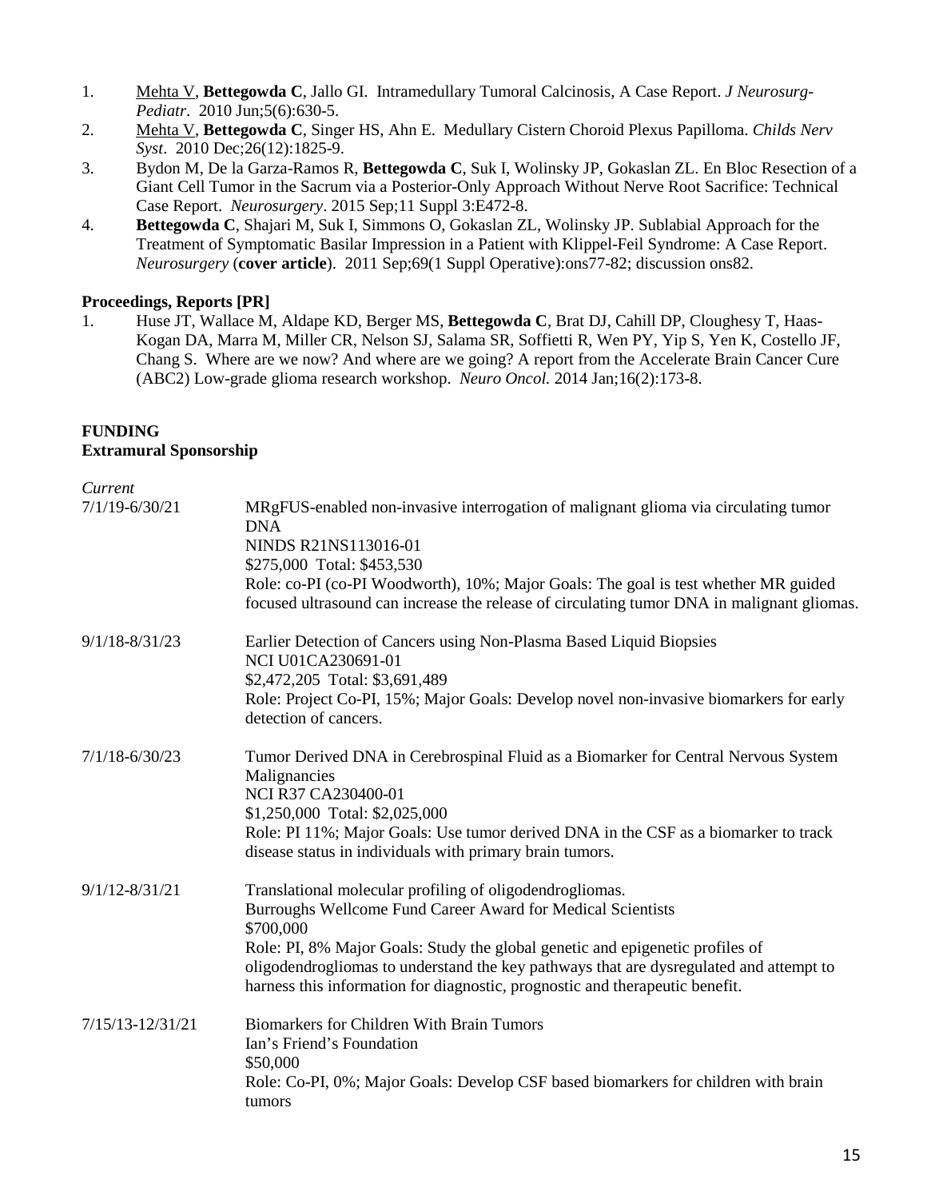1. <u>Mehta V</u>, **Bettegowda C**, Jallo GI. Intramedullary Tumoral Calcinosis, A Case Report. *J Neurosurg-Pediatr*. 2010 Jun;5(6):630-5.
2. <u>Mehta V</u>, **Bettegowda C**, Singer HS, Ahn E. Medullary Cistern Choroid Plexus Papilloma. *Childs Nerv Syst*. 2010 Dec;26(12):1825-9.
3. Bydon M, De la Garza-Ramos R, **Bettegowda C**, Suk I, Wolinsky JP, Gokaslan ZL. En Bloc Resection of a Giant Cell Tumor in the Sacrum via a Posterior-Only Approach Without Nerve Root Sacrifice: Technical Case Report. *Neurosurgery*. 2015 Sep;11 Suppl 3:E472-8.
4. **Bettegowda C**, Shajari M, Suk I, Simmons O, Gokaslan ZL, Wolinsky JP. Sublabial Approach for the Treatment of Symptomatic Basilar Impression in a Patient with Klippel-Feil Syndrome: A Case Report. *Neurosurgery* (**cover article**). 2011 Sep;69(1 Suppl Operative):ons77-82; discussion ons82.

**Proceedings, Reports [PR]**

1. Huse JT, Wallace M, Aldape KD, Berger MS, **Bettegowda C**, Brat DJ, Cahill DP, Cloughesy T, Haas-Kogan DA, Marra M, Miller CR, Nelson SJ, Salama SR, Soffietti R, Wen PY, Yip S, Yen K, Costello JF, Chang S. Where are we now? And where are we going? A report from the Accelerate Brain Cancer Cure (ABC2) Low-grade glioma research workshop. *Neuro Oncol.* 2014 Jan;16(2):173-8.

**FUNDING**

**Extramural Sponsorship**

*Current*

7/1/19-6/30/21
MRgFUS-enabled non-invasive interrogation of malignant glioma via circulating tumor DNA
NINDS R21NS113016-01
$275,000 Total: $453,530
Role: co-PI (co-PI Woodworth), 10%; Major Goals: The goal is test whether MR guided focused ultrasound can increase the release of circulating tumor DNA in malignant gliomas.

9/1/18-8/31/23
Earlier Detection of Cancers using Non-Plasma Based Liquid Biopsies
NCI U01CA230691-01
$2,472,205 Total: $3,691,489
Role: Project Co-PI, 15%; Major Goals: Develop novel non-invasive biomarkers for early detection of cancers.

7/1/18-6/30/23
Tumor Derived DNA in Cerebrospinal Fluid as a Biomarker for Central Nervous System Malignancies
NCI R37 CA230400-01
$1,250,000 Total: $2,025,000
Role: PI 11%; Major Goals: Use tumor derived DNA in the CSF as a biomarker to track disease status in individuals with primary brain tumors.

9/1/12-8/31/21
Translational molecular profiling of oligodendrogliomas.
Burroughs Wellcome Fund Career Award for Medical Scientists
$700,000
Role: PI, 8% Major Goals: Study the global genetic and epigenetic profiles of oligodendrogliomas to understand the key pathways that are dysregulated and attempt to harness this information for diagnostic, prognostic and therapeutic benefit.

7/15/13-12/31/21
Biomarkers for Children With Brain Tumors
Ian's Friend's Foundation
$50,000
Role: Co-PI, 0%; Major Goals: Develop CSF based biomarkers for children with brain tumors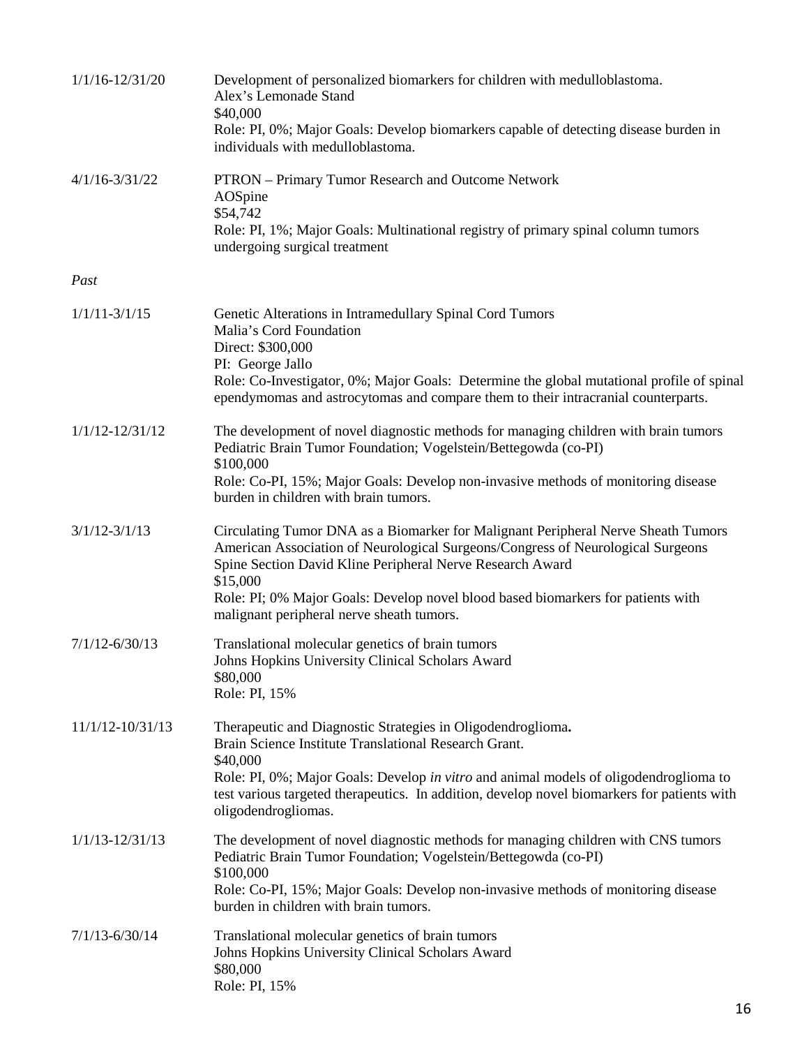1/1/16-12/31/20 Development of personalized biomarkers for children with medulloblastoma.
Alex's Lemonade Stand
$40,000
Role: PI, 0%; Major Goals: Develop biomarkers capable of detecting disease burden in individuals with medulloblastoma.

4/1/16-3/31/22 PTRON – Primary Tumor Research and Outcome Network
AOSpine
$54,742
Role: PI, 1%; Major Goals: Multinational registry of primary spinal column tumors undergoing surgical treatment

*Past*

1/1/11-3/1/15 Genetic Alterations in Intramedullary Spinal Cord Tumors
Malia's Cord Foundation
Direct: $300,000
PI: George Jallo
Role: Co-Investigator, 0%; Major Goals: Determine the global mutational profile of spinal ependymomas and astrocytomas and compare them to their intracranial counterparts.

1/1/12-12/31/12 The development of novel diagnostic methods for managing children with brain tumors
Pediatric Brain Tumor Foundation; Vogelstein/Bettegowda (co-PI)
$100,000
Role: Co-PI, 15%; Major Goals: Develop non-invasive methods of monitoring disease burden in children with brain tumors.

3/1/12-3/1/13 Circulating Tumor DNA as a Biomarker for Malignant Peripheral Nerve Sheath Tumors
American Association of Neurological Surgeons/Congress of Neurological Surgeons Spine Section David Kline Peripheral Nerve Research Award
$15,000
Role: PI; 0% Major Goals: Develop novel blood based biomarkers for patients with malignant peripheral nerve sheath tumors.

7/1/12-6/30/13 Translational molecular genetics of brain tumors
Johns Hopkins University Clinical Scholars Award
$80,000
Role: PI, 15%

11/1/12-10/31/13 Therapeutic and Diagnostic Strategies in Oligodendroglioma**.**
Brain Science Institute Translational Research Grant.
$40,000
Role: PI, 0%; Major Goals: Develop *in vitro* and animal models of oligodendroglioma to test various targeted therapeutics. In addition, develop novel biomarkers for patients with oligodendrogliomas.

1/1/13-12/31/13 The development of novel diagnostic methods for managing children with CNS tumors
Pediatric Brain Tumor Foundation; Vogelstein/Bettegowda (co-PI)
$100,000
Role: Co-PI, 15%; Major Goals: Develop non-invasive methods of monitoring disease burden in children with brain tumors.

7/1/13-6/30/14 Translational molecular genetics of brain tumors
Johns Hopkins University Clinical Scholars Award
$80,000
Role: PI, 15%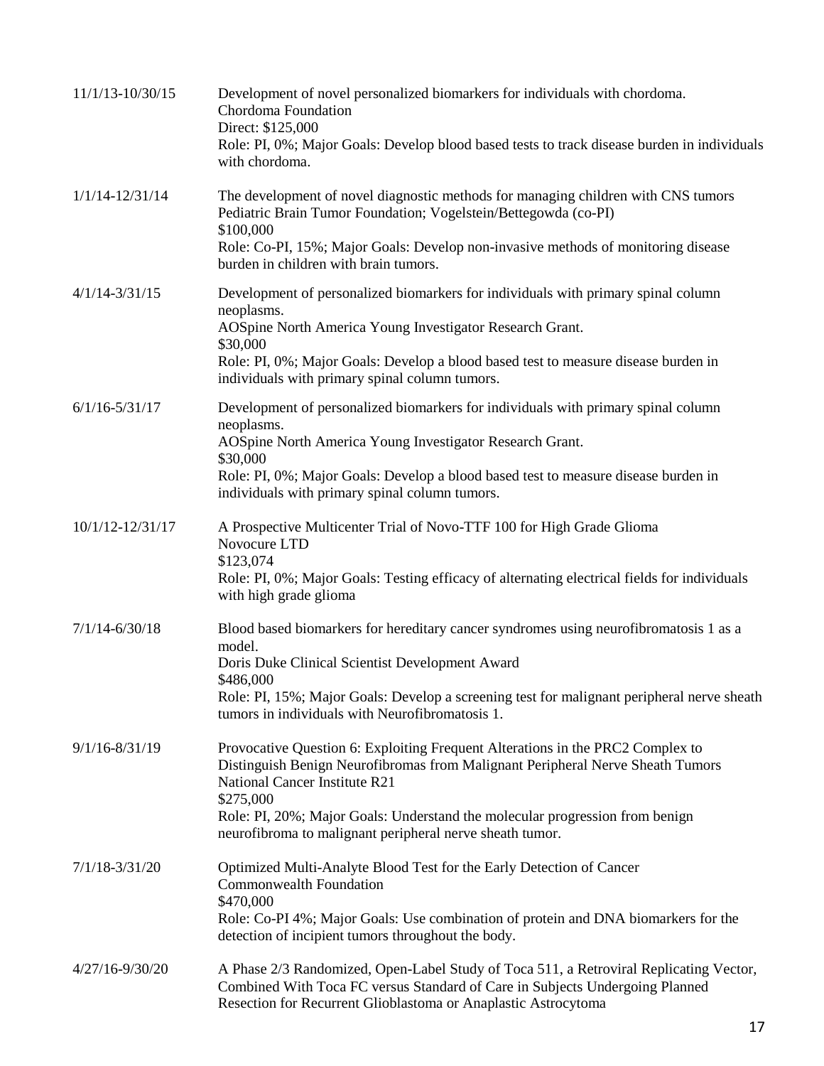| | |
|---|---|
| 11/1/13-10/30/15 | Development of novel personalized biomarkers for individuals with chordoma.<br>Chordoma Foundation<br>Direct: $125,000<br>Role: PI, 0%; Major Goals: Develop blood based tests to track disease burden in individuals with chordoma. |
| 1/1/14-12/31/14 | The development of novel diagnostic methods for managing children with CNS tumors<br>Pediatric Brain Tumor Foundation; Vogelstein/Bettegowda (co-PI)<br>$100,000<br>Role: Co-PI, 15%; Major Goals: Develop non-invasive methods of monitoring disease burden in children with brain tumors. |
| 4/1/14-3/31/15 | Development of personalized biomarkers for individuals with primary spinal column neoplasms.<br>AOSpine North America Young Investigator Research Grant.<br>$30,000<br>Role: PI, 0%; Major Goals: Develop a blood based test to measure disease burden in individuals with primary spinal column tumors. |
| 6/1/16-5/31/17 | Development of personalized biomarkers for individuals with primary spinal column neoplasms.<br>AOSpine North America Young Investigator Research Grant.<br>$30,000<br>Role: PI, 0%; Major Goals: Develop a blood based test to measure disease burden in individuals with primary spinal column tumors. |
| 10/1/12-12/31/17 | A Prospective Multicenter Trial of Novo-TTF 100 for High Grade Glioma<br>Novocure LTD<br>$123,074<br>Role: PI, 0%; Major Goals: Testing efficacy of alternating electrical fields for individuals with high grade glioma |
| 7/1/14-6/30/18 | Blood based biomarkers for hereditary cancer syndromes using neurofibromatosis 1 as a model.<br>Doris Duke Clinical Scientist Development Award<br>$486,000<br>Role: PI, 15%; Major Goals: Develop a screening test for malignant peripheral nerve sheath tumors in individuals with Neurofibromatosis 1. |
| 9/1/16-8/31/19 | Provocative Question 6: Exploiting Frequent Alterations in the PRC2 Complex to Distinguish Benign Neurofibromas from Malignant Peripheral Nerve Sheath Tumors<br>National Cancer Institute R21<br>$275,000<br>Role: PI, 20%; Major Goals: Understand the molecular progression from benign neurofibroma to malignant peripheral nerve sheath tumor. |
| 7/1/18-3/31/20 | Optimized Multi-Analyte Blood Test for the Early Detection of Cancer<br>Commonwealth Foundation<br>$470,000<br>Role: Co-PI 4%; Major Goals: Use combination of protein and DNA biomarkers for the detection of incipient tumors throughout the body. |
| 4/27/16-9/30/20 | A Phase 2/3 Randomized, Open-Label Study of Toca 511, a Retroviral Replicating Vector, Combined With Toca FC versus Standard of Care in Subjects Undergoing Planned Resection for Recurrent Glioblastoma or Anaplastic Astrocytoma |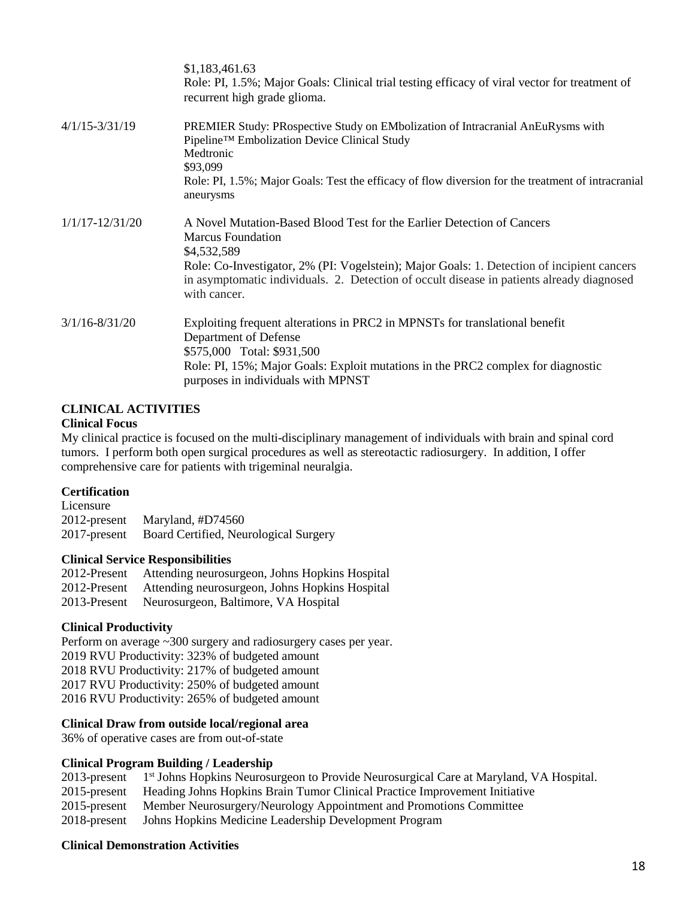$1,183,461.63
Role: PI, 1.5%; Major Goals: Clinical trial testing efficacy of viral vector for treatment of recurrent high grade glioma.

4/1/15-3/31/19 PREMIER Study: PRospective Study on EMbolization of Intracranial AnEuRysms with Pipeline™ Embolization Device Clinical Study
Medtronic
$93,099
Role: PI, 1.5%; Major Goals: Test the efficacy of flow diversion for the treatment of intracranial aneurysms

1/1/17-12/31/20 A Novel Mutation-Based Blood Test for the Earlier Detection of Cancers
Marcus Foundation
$4,532,589
Role: Co-Investigator, 2% (PI: Vogelstein); Major Goals: 1. Detection of incipient cancers in asymptomatic individuals. 2. Detection of occult disease in patients already diagnosed with cancer.

3/1/16-8/31/20 Exploiting frequent alterations in PRC2 in MPNSTs for translational benefit
Department of Defense
$575,000 Total: $931,500
Role: PI, 15%; Major Goals: Exploit mutations in the PRC2 complex for diagnostic purposes in individuals with MPNST

## CLINICAL ACTIVITIES

### Clinical Focus

My clinical practice is focused on the multi-disciplinary management of individuals with brain and spinal cord tumors. I perform both open surgical procedures as well as stereotactic radiosurgery. In addition, I offer comprehensive care for patients with trigeminal neuralgia.

### Certification

Licensure
2012-present Maryland, #D74560
2017-present Board Certified, Neurological Surgery

### Clinical Service Responsibilities

2012-Present Attending neurosurgeon, Johns Hopkins Hospital
2012-Present Attending neurosurgeon, Johns Hopkins Hospital
2013-Present Neurosurgeon, Baltimore, VA Hospital

### Clinical Productivity

Perform on average ~300 surgery and radiosurgery cases per year.
2019 RVU Productivity: 323% of budgeted amount
2018 RVU Productivity: 217% of budgeted amount
2017 RVU Productivity: 250% of budgeted amount
2016 RVU Productivity: 265% of budgeted amount

### Clinical Draw from outside local/regional area

36% of operative cases are from out-of-state

### Clinical Program Building / Leadership

2013-present 1st Johns Hopkins Neurosurgeon to Provide Neurosurgical Care at Maryland, VA Hospital.
2015-present Heading Johns Hopkins Brain Tumor Clinical Practice Improvement Initiative
2015-present Member Neurosurgery/Neurology Appointment and Promotions Committee
2018-present Johns Hopkins Medicine Leadership Development Program

### Clinical Demonstration Activities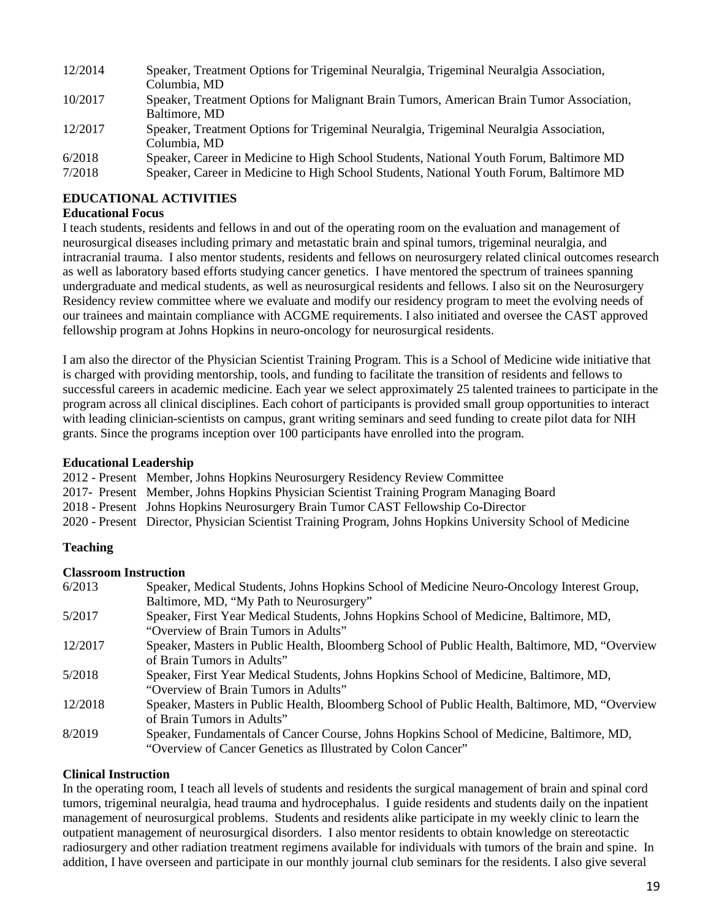12/2014 Speaker, Treatment Options for Trigeminal Neuralgia, Trigeminal Neuralgia Association, Columbia, MD

10/2017 Speaker, Treatment Options for Malignant Brain Tumors, American Brain Tumor Association, Baltimore, MD

12/2017 Speaker, Treatment Options for Trigeminal Neuralgia, Trigeminal Neuralgia Association, Columbia, MD

6/2018 Speaker, Career in Medicine to High School Students, National Youth Forum, Baltimore MD

7/2018 Speaker, Career in Medicine to High School Students, National Youth Forum, Baltimore MD

## EDUCATIONAL ACTIVITIES

### Educational Focus

I teach students, residents and fellows in and out of the operating room on the evaluation and management of neurosurgical diseases including primary and metastatic brain and spinal tumors, trigeminal neuralgia, and intracranial trauma. I also mentor students, residents and fellows on neurosurgery related clinical outcomes research as well as laboratory based efforts studying cancer genetics. I have mentored the spectrum of trainees spanning undergraduate and medical students, as well as neurosurgical residents and fellows. I also sit on the Neurosurgery Residency review committee where we evaluate and modify our residency program to meet the evolving needs of our trainees and maintain compliance with ACGME requirements. I also initiated and oversee the CAST approved fellowship program at Johns Hopkins in neuro-oncology for neurosurgical residents.

I am also the director of the Physician Scientist Training Program. This is a School of Medicine wide initiative that is charged with providing mentorship, tools, and funding to facilitate the transition of residents and fellows to successful careers in academic medicine. Each year we select approximately 25 talented trainees to participate in the program across all clinical disciplines. Each cohort of participants is provided small group opportunities to interact with leading clinician-scientists on campus, grant writing seminars and seed funding to create pilot data for NIH grants. Since the programs inception over 100 participants have enrolled into the program.

### Educational Leadership

2012 - Present Member, Johns Hopkins Neurosurgery Residency Review Committee

2017- Present Member, Johns Hopkins Physician Scientist Training Program Managing Board

2018 - Present Johns Hopkins Neurosurgery Brain Tumor CAST Fellowship Co-Director

2020 - Present Director, Physician Scientist Training Program, Johns Hopkins University School of Medicine

### Teaching

#### Classroom Instruction

6/2013 Speaker, Medical Students, Johns Hopkins School of Medicine Neuro-Oncology Interest Group, Baltimore, MD, "My Path to Neurosurgery"

5/2017 Speaker, First Year Medical Students, Johns Hopkins School of Medicine, Baltimore, MD, "Overview of Brain Tumors in Adults"

12/2017 Speaker, Masters in Public Health, Bloomberg School of Public Health, Baltimore, MD, "Overview of Brain Tumors in Adults"

5/2018 Speaker, First Year Medical Students, Johns Hopkins School of Medicine, Baltimore, MD, "Overview of Brain Tumors in Adults"

12/2018 Speaker, Masters in Public Health, Bloomberg School of Public Health, Baltimore, MD, "Overview of Brain Tumors in Adults"

8/2019 Speaker, Fundamentals of Cancer Course, Johns Hopkins School of Medicine, Baltimore, MD, "Overview of Cancer Genetics as Illustrated by Colon Cancer"

#### Clinical Instruction

In the operating room, I teach all levels of students and residents the surgical management of brain and spinal cord tumors, trigeminal neuralgia, head trauma and hydrocephalus. I guide residents and students daily on the inpatient management of neurosurgical problems. Students and residents alike participate in my weekly clinic to learn the outpatient management of neurosurgical disorders. I also mentor residents to obtain knowledge on stereotactic radiosurgery and other radiation treatment regimens available for individuals with tumors of the brain and spine. In addition, I have overseen and participate in our monthly journal club seminars for the residents. I also give several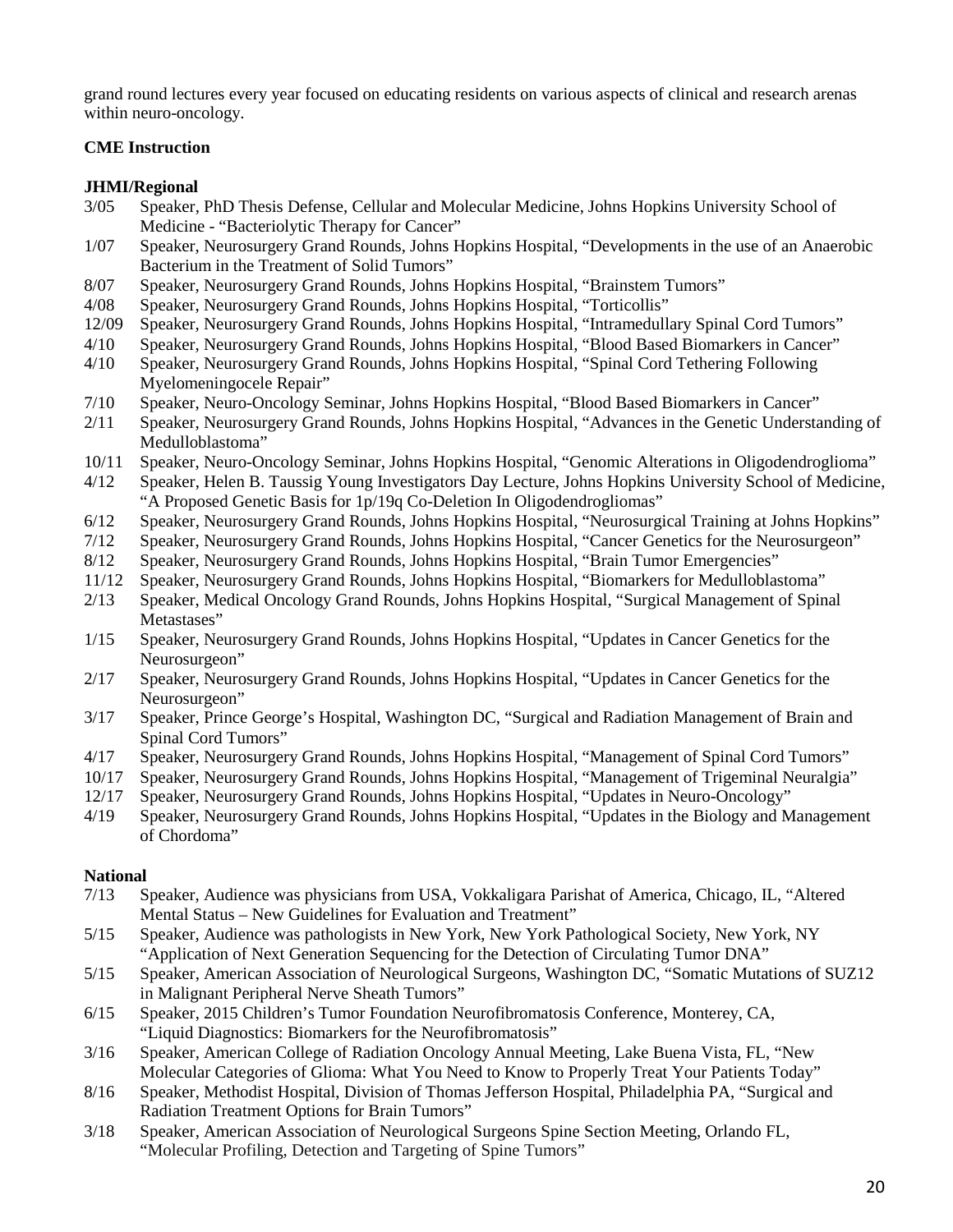grand round lectures every year focused on educating residents on various aspects of clinical and research arenas within neuro-oncology.

**CME Instruction**

**JHMI/Regional**

3/05 Speaker, PhD Thesis Defense, Cellular and Molecular Medicine, Johns Hopkins University School of Medicine - "Bacteriolytic Therapy for Cancer"

1/07 Speaker, Neurosurgery Grand Rounds, Johns Hopkins Hospital, "Developments in the use of an Anaerobic Bacterium in the Treatment of Solid Tumors"

8/07 Speaker, Neurosurgery Grand Rounds, Johns Hopkins Hospital, "Brainstem Tumors"

4/08 Speaker, Neurosurgery Grand Rounds, Johns Hopkins Hospital, "Torticollis"

12/09 Speaker, Neurosurgery Grand Rounds, Johns Hopkins Hospital, "Intramedullary Spinal Cord Tumors"

4/10 Speaker, Neurosurgery Grand Rounds, Johns Hopkins Hospital, "Blood Based Biomarkers in Cancer"

4/10 Speaker, Neurosurgery Grand Rounds, Johns Hopkins Hospital, "Spinal Cord Tethering Following Myelomeningocele Repair"

7/10 Speaker, Neuro-Oncology Seminar, Johns Hopkins Hospital, "Blood Based Biomarkers in Cancer"

2/11 Speaker, Neurosurgery Grand Rounds, Johns Hopkins Hospital, "Advances in the Genetic Understanding of Medulloblastoma"

10/11 Speaker, Neuro-Oncology Seminar, Johns Hopkins Hospital, "Genomic Alterations in Oligodendroglioma"

4/12 Speaker, Helen B. Taussig Young Investigators Day Lecture, Johns Hopkins University School of Medicine, "A Proposed Genetic Basis for 1p/19q Co-Deletion In Oligodendrogliomas"

6/12 Speaker, Neurosurgery Grand Rounds, Johns Hopkins Hospital, "Neurosurgical Training at Johns Hopkins"

7/12 Speaker, Neurosurgery Grand Rounds, Johns Hopkins Hospital, "Cancer Genetics for the Neurosurgeon"

8/12 Speaker, Neurosurgery Grand Rounds, Johns Hopkins Hospital, "Brain Tumor Emergencies"

11/12 Speaker, Neurosurgery Grand Rounds, Johns Hopkins Hospital, "Biomarkers for Medulloblastoma"

2/13 Speaker, Medical Oncology Grand Rounds, Johns Hopkins Hospital, "Surgical Management of Spinal Metastases"

1/15 Speaker, Neurosurgery Grand Rounds, Johns Hopkins Hospital, "Updates in Cancer Genetics for the Neurosurgeon"

2/17 Speaker, Neurosurgery Grand Rounds, Johns Hopkins Hospital, "Updates in Cancer Genetics for the Neurosurgeon"

3/17 Speaker, Prince George's Hospital, Washington DC, "Surgical and Radiation Management of Brain and Spinal Cord Tumors"

4/17 Speaker, Neurosurgery Grand Rounds, Johns Hopkins Hospital, "Management of Spinal Cord Tumors"

10/17 Speaker, Neurosurgery Grand Rounds, Johns Hopkins Hospital, "Management of Trigeminal Neuralgia"

12/17 Speaker, Neurosurgery Grand Rounds, Johns Hopkins Hospital, "Updates in Neuro-Oncology"

4/19 Speaker, Neurosurgery Grand Rounds, Johns Hopkins Hospital, "Updates in the Biology and Management of Chordoma"

**National**

7/13 Speaker, Audience was physicians from USA, Vokkaligara Parishat of America, Chicago, IL, "Altered Mental Status – New Guidelines for Evaluation and Treatment"

5/15 Speaker, Audience was pathologists in New York, New York Pathological Society, New York, NY "Application of Next Generation Sequencing for the Detection of Circulating Tumor DNA"

5/15 Speaker, American Association of Neurological Surgeons, Washington DC, "Somatic Mutations of SUZ12 in Malignant Peripheral Nerve Sheath Tumors"

6/15 Speaker, 2015 Children's Tumor Foundation Neurofibromatosis Conference, Monterey, CA, "Liquid Diagnostics: Biomarkers for the Neurofibromatosis"

3/16 Speaker, American College of Radiation Oncology Annual Meeting, Lake Buena Vista, FL, "New Molecular Categories of Glioma: What You Need to Know to Properly Treat Your Patients Today"

8/16 Speaker, Methodist Hospital, Division of Thomas Jefferson Hospital, Philadelphia PA, "Surgical and Radiation Treatment Options for Brain Tumors"

3/18 Speaker, American Association of Neurological Surgeons Spine Section Meeting, Orlando FL, "Molecular Profiling, Detection and Targeting of Spine Tumors"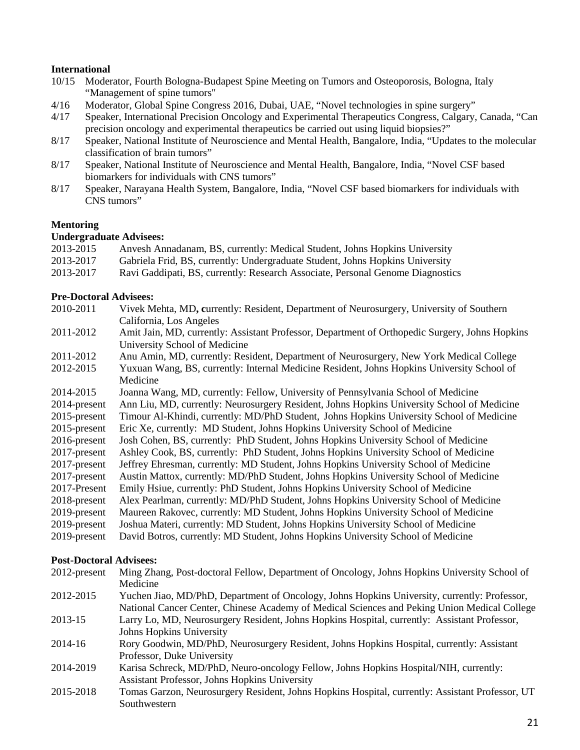**International**

10/15 Moderator, Fourth Bologna-Budapest Spine Meeting on Tumors and Osteoporosis, Bologna, Italy "Management of spine tumors"

4/16 Moderator, Global Spine Congress 2016, Dubai, UAE, "Novel technologies in spine surgery"

4/17 Speaker, International Precision Oncology and Experimental Therapeutics Congress, Calgary, Canada, "Can precision oncology and experimental therapeutics be carried out using liquid biopsies?"

8/17 Speaker, National Institute of Neuroscience and Mental Health, Bangalore, India, "Updates to the molecular classification of brain tumors"

8/17 Speaker, National Institute of Neuroscience and Mental Health, Bangalore, India, "Novel CSF based biomarkers for individuals with CNS tumors"

8/17 Speaker, Narayana Health System, Bangalore, India, "Novel CSF based biomarkers for individuals with CNS tumors"

**Mentoring**

**Undergraduate Advisees:**

2013-2015 Anvesh Annadanam, BS, currently: Medical Student, Johns Hopkins University

2013-2017 Gabriela Frid, BS, currently: Undergraduate Student, Johns Hopkins University

2013-2017 Ravi Gaddipati, BS, currently: Research Associate, Personal Genome Diagnostics

**Pre-Doctoral Advisees:**

2010-2011 Vivek Mehta, MD**, c**urrently: Resident, Department of Neurosurgery, University of Southern California, Los Angeles

2011-2012 Amit Jain, MD, currently: Assistant Professor, Department of Orthopedic Surgery, Johns Hopkins University School of Medicine

2011-2012 Anu Amin, MD, currently: Resident, Department of Neurosurgery, New York Medical College

2012-2015 Yuxuan Wang, BS, currently: Internal Medicine Resident, Johns Hopkins University School of Medicine

2014-2015 Joanna Wang, MD, currently: Fellow, University of Pennsylvania School of Medicine

2014-present Ann Liu, MD, currently: Neurosurgery Resident, Johns Hopkins University School of Medicine

2015-present Timour Al-Khindi, currently: MD/PhD Student, Johns Hopkins University School of Medicine

2015-present Eric Xe, currently: MD Student, Johns Hopkins University School of Medicine

2016-present Josh Cohen, BS, currently: PhD Student, Johns Hopkins University School of Medicine

2017-present Ashley Cook, BS, currently: PhD Student, Johns Hopkins University School of Medicine

2017-present Jeffrey Ehresman, currently: MD Student, Johns Hopkins University School of Medicine

2017-present Austin Mattox, currently: MD/PhD Student, Johns Hopkins University School of Medicine

2017-Present Emily Hsiue, currently: PhD Student, Johns Hopkins University School of Medicine

2018-present Alex Pearlman, currently: MD/PhD Student, Johns Hopkins University School of Medicine

2019-present Maureen Rakovec, currently: MD Student, Johns Hopkins University School of Medicine

2019-present Joshua Materi, currently: MD Student, Johns Hopkins University School of Medicine

2019-present David Botros, currently: MD Student, Johns Hopkins University School of Medicine

**Post-Doctoral Advisees:**

2012-present Ming Zhang, Post-doctoral Fellow, Department of Oncology, Johns Hopkins University School of Medicine

2012-2015 Yuchen Jiao, MD/PhD, Department of Oncology, Johns Hopkins University, currently: Professor, National Cancer Center, Chinese Academy of Medical Sciences and Peking Union Medical College

2013-15 Larry Lo, MD, Neurosurgery Resident, Johns Hopkins Hospital, currently: Assistant Professor, Johns Hopkins University

2014-16 Rory Goodwin, MD/PhD, Neurosurgery Resident, Johns Hopkins Hospital, currently: Assistant Professor, Duke University

2014-2019 Karisa Schreck, MD/PhD, Neuro-oncology Fellow, Johns Hopkins Hospital/NIH, currently: Assistant Professor, Johns Hopkins University

2015-2018 Tomas Garzon, Neurosurgery Resident, Johns Hopkins Hospital, currently: Assistant Professor, UT Southwestern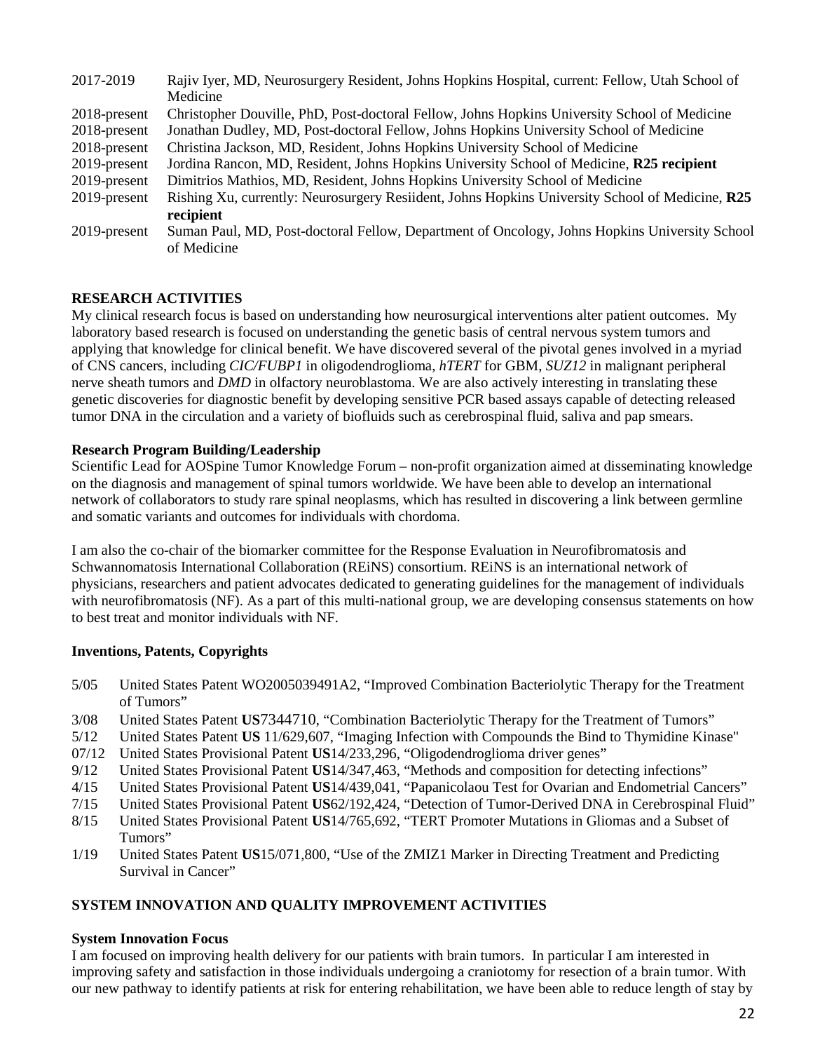2017-2019 Rajiv Iyer, MD, Neurosurgery Resident, Johns Hopkins Hospital, current: Fellow, Utah School of Medicine

2018-present Christopher Douville, PhD, Post-doctoral Fellow, Johns Hopkins University School of Medicine

2018-present Jonathan Dudley, MD, Post-doctoral Fellow, Johns Hopkins University School of Medicine

2018-present Christina Jackson, MD, Resident, Johns Hopkins University School of Medicine

2019-present Jordina Rancon, MD, Resident, Johns Hopkins University School of Medicine, **R25 recipient**

2019-present Dimitrios Mathios, MD, Resident, Johns Hopkins University School of Medicine

2019-present Rishing Xu, currently: Neurosurgery Resiident, Johns Hopkins University School of Medicine, **R25 recipient**

2019-present Suman Paul, MD, Post-doctoral Fellow, Department of Oncology, Johns Hopkins University School of Medicine

## RESEARCH ACTIVITIES

My clinical research focus is based on understanding how neurosurgical interventions alter patient outcomes. My laboratory based research is focused on understanding the genetic basis of central nervous system tumors and applying that knowledge for clinical benefit. We have discovered several of the pivotal genes involved in a myriad of CNS cancers, including *CIC/FUBP1* in oligodendroglioma, *hTERT* for GBM, *SUZ12* in malignant peripheral nerve sheath tumors and *DMD* in olfactory neuroblastoma. We are also actively interesting in translating these genetic discoveries for diagnostic benefit by developing sensitive PCR based assays capable of detecting released tumor DNA in the circulation and a variety of biofluids such as cerebrospinal fluid, saliva and pap smears.

### Research Program Building/Leadership

Scientific Lead for AOSpine Tumor Knowledge Forum – non-profit organization aimed at disseminating knowledge on the diagnosis and management of spinal tumors worldwide. We have been able to develop an international network of collaborators to study rare spinal neoplasms, which has resulted in discovering a link between germline and somatic variants and outcomes for individuals with chordoma.

I am also the co-chair of the biomarker committee for the Response Evaluation in Neurofibromatosis and Schwannomatosis International Collaboration (REiNS) consortium. REiNS is an international network of physicians, researchers and patient advocates dedicated to generating guidelines for the management of individuals with neurofibromatosis (NF). As a part of this multi-national group, we are developing consensus statements on how to best treat and monitor individuals with NF.

### Inventions, Patents, Copyrights

5/05 United States Patent WO2005039491A2, "Improved Combination Bacteriolytic Therapy for the Treatment of Tumors"

3/08 United States Patent **US**7344710, "Combination Bacteriolytic Therapy for the Treatment of Tumors"

5/12 United States Patent **US** 11/629,607, "Imaging Infection with Compounds the Bind to Thymidine Kinase"

07/12 United States Provisional Patent **US**14/233,296, "Oligodendroglioma driver genes"

9/12 United States Provisional Patent **US**14/347,463, "Methods and composition for detecting infections"

4/15 United States Provisional Patent **US**14/439,041, "Papanicolaou Test for Ovarian and Endometrial Cancers"

7/15 United States Provisional Patent **US**62/192,424, "Detection of Tumor-Derived DNA in Cerebrospinal Fluid"

8/15 United States Provisional Patent **US**14/765,692, "TERT Promoter Mutations in Gliomas and a Subset of Tumors"

1/19 United States Patent **US**15/071,800, "Use of the ZMIZ1 Marker in Directing Treatment and Predicting Survival in Cancer"

## SYSTEM INNOVATION AND QUALITY IMPROVEMENT ACTIVITIES

### System Innovation Focus

I am focused on improving health delivery for our patients with brain tumors. In particular I am interested in improving safety and satisfaction in those individuals undergoing a craniotomy for resection of a brain tumor. With our new pathway to identify patients at risk for entering rehabilitation, we have been able to reduce length of stay by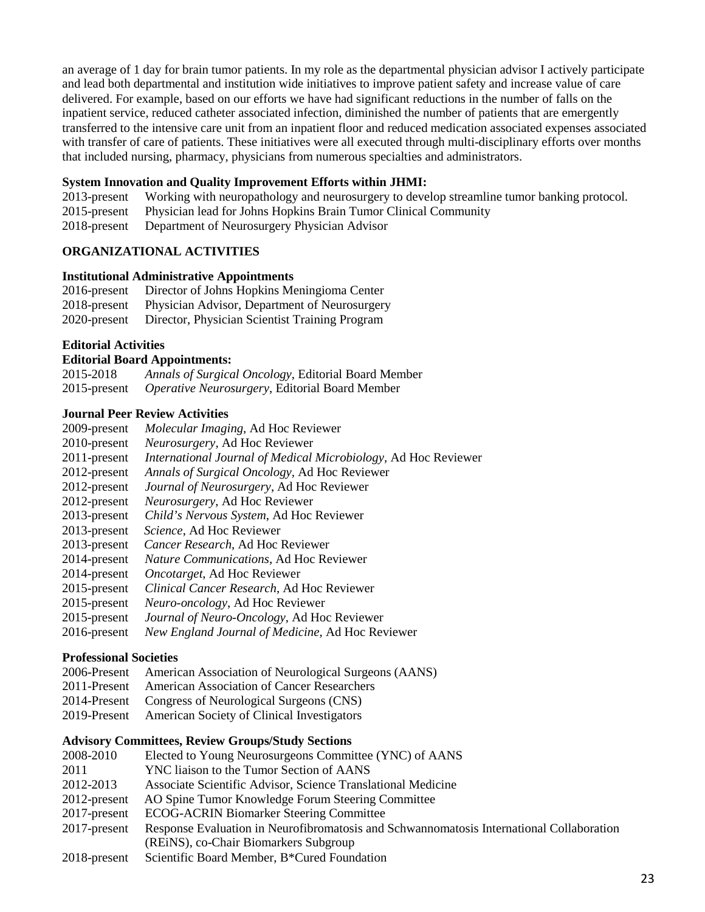an average of 1 day for brain tumor patients. In my role as the departmental physician advisor I actively participate and lead both departmental and institution wide initiatives to improve patient safety and increase value of care delivered. For example, based on our efforts we have had significant reductions in the number of falls on the inpatient service, reduced catheter associated infection, diminished the number of patients that are emergently transferred to the intensive care unit from an inpatient floor and reduced medication associated expenses associated with transfer of care of patients. These initiatives were all executed through multi-disciplinary efforts over months that included nursing, pharmacy, physicians from numerous specialties and administrators.

**System Innovation and Quality Improvement Efforts within JHMI:**

2013-present Working with neuropathology and neurosurgery to develop streamline tumor banking protocol.
2015-present Physician lead for Johns Hopkins Brain Tumor Clinical Community
2018-present Department of Neurosurgery Physician Advisor

## ORGANIZATIONAL ACTIVITIES

**Institutional Administrative Appointments**

2016-present Director of Johns Hopkins Meningioma Center
2018-present Physician Advisor, Department of Neurosurgery
2020-present Director, Physician Scientist Training Program

**Editorial Activities**

**Editorial Board Appointments:**

2015-2018 *Annals of Surgical Oncology*, Editorial Board Member
2015-present *Operative Neurosurgery*, Editorial Board Member

**Journal Peer Review Activities**

2009-present *Molecular Imaging*, Ad Hoc Reviewer
2010-present *Neurosurgery*, Ad Hoc Reviewer
2011-present *International Journal of Medical Microbiology*, Ad Hoc Reviewer
2012-present *Annals of Surgical Oncology*, Ad Hoc Reviewer
2012-present *Journal of Neurosurgery*, Ad Hoc Reviewer
2012-present *Neurosurgery*, Ad Hoc Reviewer
2013-present *Child's Nervous System*, Ad Hoc Reviewer
2013-present *Science*, Ad Hoc Reviewer
2013-present *Cancer Research*, Ad Hoc Reviewer
2014-present *Nature Communications*, Ad Hoc Reviewer
2014-present *Oncotarget*, Ad Hoc Reviewer
2015-present *Clinical Cancer Research*, Ad Hoc Reviewer
2015-present *Neuro-oncology*, Ad Hoc Reviewer
2015-present *Journal of Neuro-Oncology*, Ad Hoc Reviewer
2016-present *New England Journal of Medicine*, Ad Hoc Reviewer

**Professional Societies**

2006-Present American Association of Neurological Surgeons (AANS)
2011-Present American Association of Cancer Researchers
2014-Present Congress of Neurological Surgeons (CNS)
2019-Present American Society of Clinical Investigators

**Advisory Committees, Review Groups/Study Sections**

2008-2010 Elected to Young Neurosurgeons Committee (YNC) of AANS
2011 YNC liaison to the Tumor Section of AANS
2012-2013 Associate Scientific Advisor, Science Translational Medicine
2012-present AO Spine Tumor Knowledge Forum Steering Committee
2017-present ECOG-ACRIN Biomarker Steering Committee
2017-present Response Evaluation in Neurofibromatosis and Schwannomatosis International Collaboration (REiNS), co-Chair Biomarkers Subgroup
2018-present Scientific Board Member, B*Cured Foundation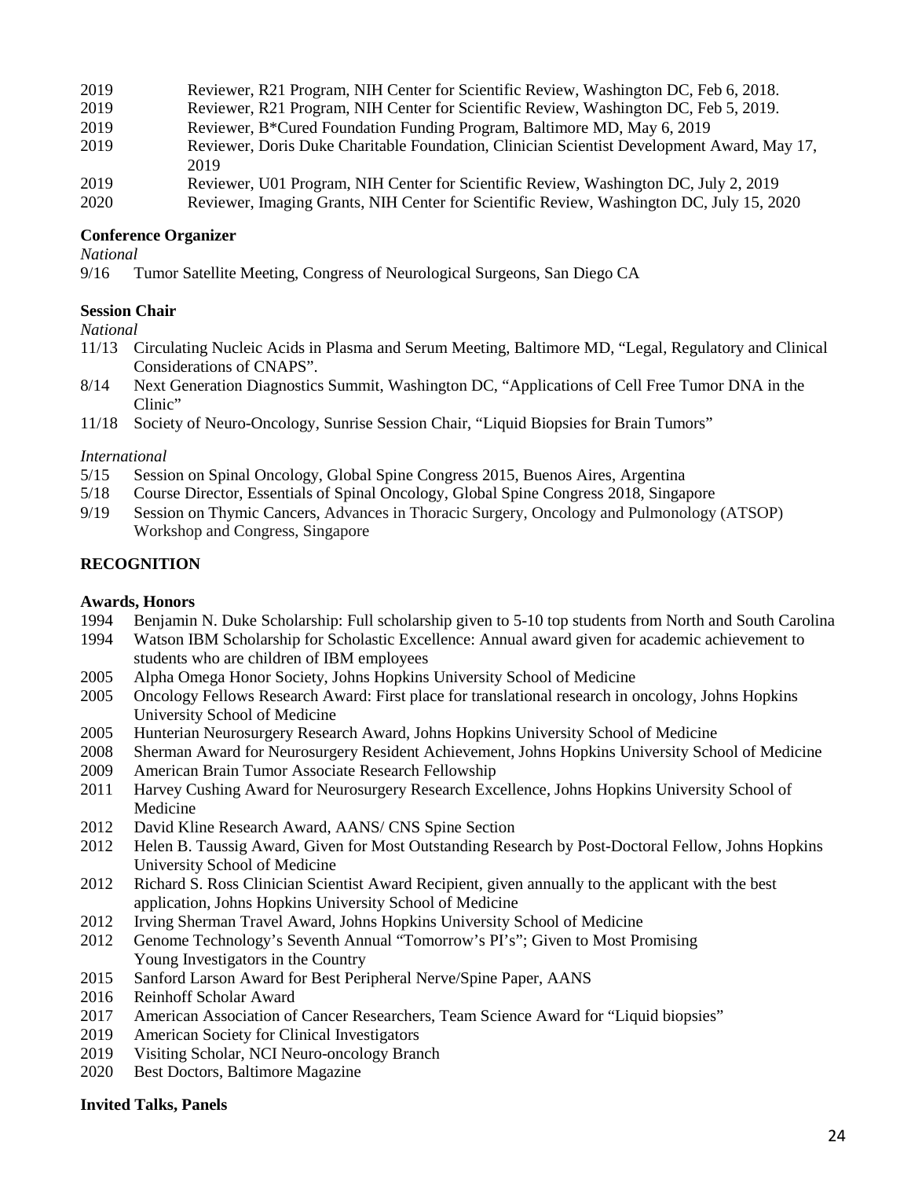2019 Reviewer, R21 Program, NIH Center for Scientific Review, Washington DC, Feb 6, 2018.
2019 Reviewer, R21 Program, NIH Center for Scientific Review, Washington DC, Feb 5, 2019.
2019 Reviewer, B*Cured Foundation Funding Program, Baltimore MD, May 6, 2019
2019 Reviewer, Doris Duke Charitable Foundation, Clinician Scientist Development Award, May 17, 2019
2019 Reviewer, U01 Program, NIH Center for Scientific Review, Washington DC, July 2, 2019
2020 Reviewer, Imaging Grants, NIH Center for Scientific Review, Washington DC, July 15, 2020

**Conference Organizer**

*National*

9/16 Tumor Satellite Meeting, Congress of Neurological Surgeons, San Diego CA

**Session Chair**

*National*

11/13 Circulating Nucleic Acids in Plasma and Serum Meeting, Baltimore MD, "Legal, Regulatory and Clinical Considerations of CNAPS".
8/14 Next Generation Diagnostics Summit, Washington DC, "Applications of Cell Free Tumor DNA in the Clinic"
11/18 Society of Neuro-Oncology, Sunrise Session Chair, "Liquid Biopsies for Brain Tumors"

*International*

5/15 Session on Spinal Oncology, Global Spine Congress 2015, Buenos Aires, Argentina
5/18 Course Director, Essentials of Spinal Oncology, Global Spine Congress 2018, Singapore
9/19 Session on Thymic Cancers, Advances in Thoracic Surgery, Oncology and Pulmonology (ATSOP) Workshop and Congress, Singapore

## RECOGNITION

**Awards, Honors**

1994 Benjamin N. Duke Scholarship: Full scholarship given to 5-10 top students from North and South Carolina
1994 Watson IBM Scholarship for Scholastic Excellence: Annual award given for academic achievement to students who are children of IBM employees
2005 Alpha Omega Honor Society, Johns Hopkins University School of Medicine
2005 Oncology Fellows Research Award: First place for translational research in oncology, Johns Hopkins University School of Medicine
2005 Hunterian Neurosurgery Research Award, Johns Hopkins University School of Medicine
2008 Sherman Award for Neurosurgery Resident Achievement, Johns Hopkins University School of Medicine
2009 American Brain Tumor Associate Research Fellowship
2011 Harvey Cushing Award for Neurosurgery Research Excellence, Johns Hopkins University School of Medicine
2012 David Kline Research Award, AANS/ CNS Spine Section
2012 Helen B. Taussig Award, Given for Most Outstanding Research by Post-Doctoral Fellow, Johns Hopkins University School of Medicine
2012 Richard S. Ross Clinician Scientist Award Recipient, given annually to the applicant with the best application, Johns Hopkins University School of Medicine
2012 Irving Sherman Travel Award, Johns Hopkins University School of Medicine
2012 Genome Technology's Seventh Annual "Tomorrow's PI's"; Given to Most Promising Young Investigators in the Country
2015 Sanford Larson Award for Best Peripheral Nerve/Spine Paper, AANS
2016 Reinhoff Scholar Award
2017 American Association of Cancer Researchers, Team Science Award for "Liquid biopsies"
2019 American Society for Clinical Investigators
2019 Visiting Scholar, NCI Neuro-oncology Branch
2020 Best Doctors, Baltimore Magazine

**Invited Talks, Panels**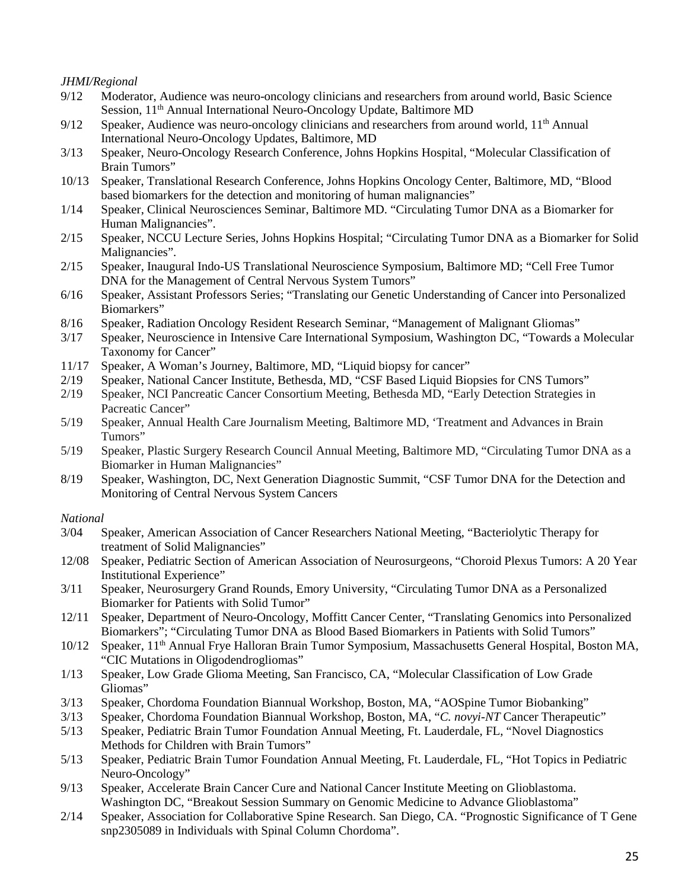*JHMI/Regional*

- 9/12 Moderator, Audience was neuro-oncology clinicians and researchers from around world, Basic Science Session, 11th Annual International Neuro-Oncology Update, Baltimore MD
- 9/12 Speaker, Audience was neuro-oncology clinicians and researchers from around world, 11th Annual International Neuro-Oncology Updates, Baltimore, MD
- 3/13 Speaker, Neuro-Oncology Research Conference, Johns Hopkins Hospital, "Molecular Classification of Brain Tumors"
- 10/13 Speaker, Translational Research Conference, Johns Hopkins Oncology Center, Baltimore, MD, "Blood based biomarkers for the detection and monitoring of human malignancies"
- 1/14 Speaker, Clinical Neurosciences Seminar, Baltimore MD. "Circulating Tumor DNA as a Biomarker for Human Malignancies".
- 2/15 Speaker, NCCU Lecture Series, Johns Hopkins Hospital; "Circulating Tumor DNA as a Biomarker for Solid Malignancies".
- 2/15 Speaker, Inaugural Indo-US Translational Neuroscience Symposium, Baltimore MD; "Cell Free Tumor DNA for the Management of Central Nervous System Tumors"
- 6/16 Speaker, Assistant Professors Series; "Translating our Genetic Understanding of Cancer into Personalized Biomarkers"
- 8/16 Speaker, Radiation Oncology Resident Research Seminar, "Management of Malignant Gliomas"
- 3/17 Speaker, Neuroscience in Intensive Care International Symposium, Washington DC, "Towards a Molecular Taxonomy for Cancer"
- 11/17 Speaker, A Woman's Journey, Baltimore, MD, "Liquid biopsy for cancer"
- 2/19 Speaker, National Cancer Institute, Bethesda, MD, "CSF Based Liquid Biopsies for CNS Tumors"
- 2/19 Speaker, NCI Pancreatic Cancer Consortium Meeting, Bethesda MD, "Early Detection Strategies in Pacreatic Cancer"
- 5/19 Speaker, Annual Health Care Journalism Meeting, Baltimore MD, 'Treatment and Advances in Brain Tumors"
- 5/19 Speaker, Plastic Surgery Research Council Annual Meeting, Baltimore MD, "Circulating Tumor DNA as a Biomarker in Human Malignancies"
- 8/19 Speaker, Washington, DC, Next Generation Diagnostic Summit, "CSF Tumor DNA for the Detection and Monitoring of Central Nervous System Cancers

*National*

- 3/04 Speaker, American Association of Cancer Researchers National Meeting, "Bacteriolytic Therapy for treatment of Solid Malignancies"
- 12/08 Speaker, Pediatric Section of American Association of Neurosurgeons, "Choroid Plexus Tumors: A 20 Year Institutional Experience"
- 3/11 Speaker, Neurosurgery Grand Rounds, Emory University, "Circulating Tumor DNA as a Personalized Biomarker for Patients with Solid Tumor"
- 12/11 Speaker, Department of Neuro-Oncology, Moffitt Cancer Center, "Translating Genomics into Personalized Biomarkers"; "Circulating Tumor DNA as Blood Based Biomarkers in Patients with Solid Tumors"
- 10/12 Speaker, 11th Annual Frye Halloran Brain Tumor Symposium, Massachusetts General Hospital, Boston MA, "CIC Mutations in Oligodendrogliomas"
- 1/13 Speaker, Low Grade Glioma Meeting, San Francisco, CA, "Molecular Classification of Low Grade Gliomas"
- 3/13 Speaker, Chordoma Foundation Biannual Workshop, Boston, MA, "AOSpine Tumor Biobanking"
- 3/13 Speaker, Chordoma Foundation Biannual Workshop, Boston, MA, "*C. novyi-NT* Cancer Therapeutic"
- 5/13 Speaker, Pediatric Brain Tumor Foundation Annual Meeting, Ft. Lauderdale, FL, "Novel Diagnostics Methods for Children with Brain Tumors"
- 5/13 Speaker, Pediatric Brain Tumor Foundation Annual Meeting, Ft. Lauderdale, FL, "Hot Topics in Pediatric Neuro-Oncology"
- 9/13 Speaker, Accelerate Brain Cancer Cure and National Cancer Institute Meeting on Glioblastoma. Washington DC, "Breakout Session Summary on Genomic Medicine to Advance Glioblastoma"
- 2/14 Speaker, Association for Collaborative Spine Research. San Diego, CA. "Prognostic Significance of T Gene snp2305089 in Individuals with Spinal Column Chordoma".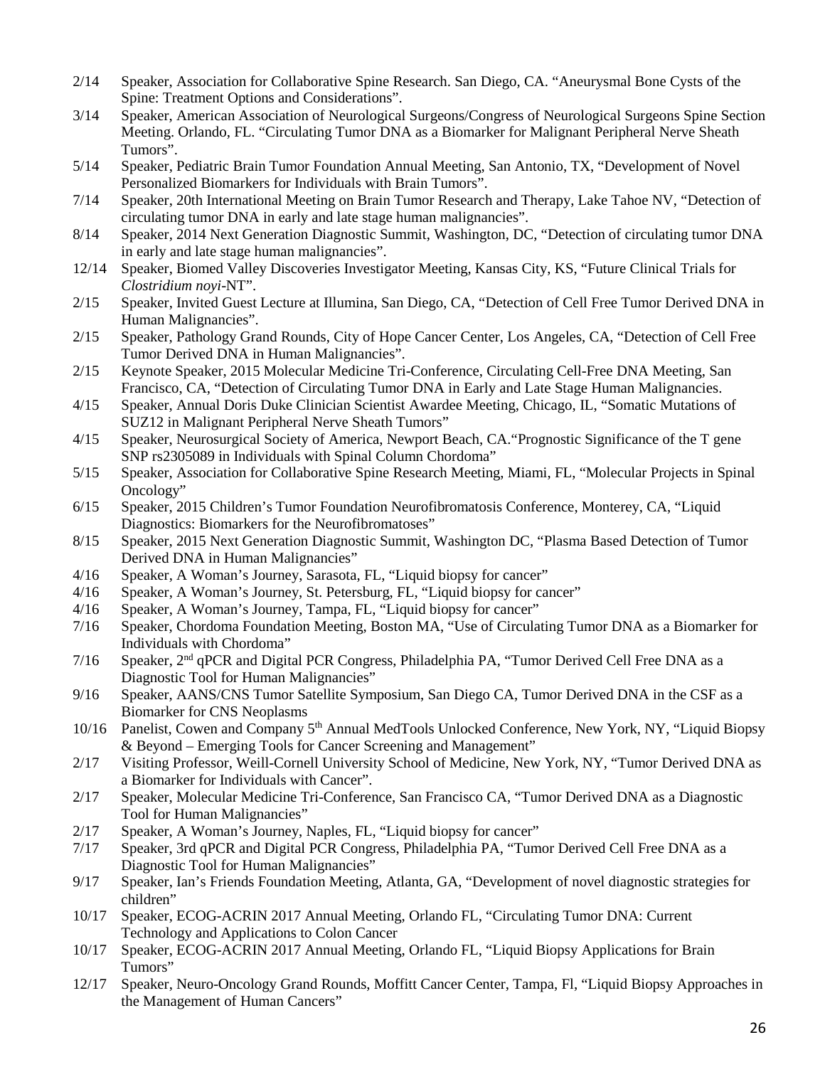2/14 Speaker, Association for Collaborative Spine Research. San Diego, CA. "Aneurysmal Bone Cysts of the Spine: Treatment Options and Considerations".

3/14 Speaker, American Association of Neurological Surgeons/Congress of Neurological Surgeons Spine Section Meeting. Orlando, FL. "Circulating Tumor DNA as a Biomarker for Malignant Peripheral Nerve Sheath Tumors".

5/14 Speaker, Pediatric Brain Tumor Foundation Annual Meeting, San Antonio, TX, "Development of Novel Personalized Biomarkers for Individuals with Brain Tumors".

7/14 Speaker, 20th International Meeting on Brain Tumor Research and Therapy, Lake Tahoe NV, "Detection of circulating tumor DNA in early and late stage human malignancies".

8/14 Speaker, 2014 Next Generation Diagnostic Summit, Washington, DC, "Detection of circulating tumor DNA in early and late stage human malignancies".

12/14 Speaker, Biomed Valley Discoveries Investigator Meeting, Kansas City, KS, "Future Clinical Trials for *Clostridium noyi*-NT".

2/15 Speaker, Invited Guest Lecture at Illumina, San Diego, CA, "Detection of Cell Free Tumor Derived DNA in Human Malignancies".

2/15 Speaker, Pathology Grand Rounds, City of Hope Cancer Center, Los Angeles, CA, "Detection of Cell Free Tumor Derived DNA in Human Malignancies".

2/15 Keynote Speaker, 2015 Molecular Medicine Tri-Conference, Circulating Cell-Free DNA Meeting, San Francisco, CA, "Detection of Circulating Tumor DNA in Early and Late Stage Human Malignancies.

4/15 Speaker, Annual Doris Duke Clinician Scientist Awardee Meeting, Chicago, IL, "Somatic Mutations of SUZ12 in Malignant Peripheral Nerve Sheath Tumors"

4/15 Speaker, Neurosurgical Society of America, Newport Beach, CA."Prognostic Significance of the T gene SNP rs2305089 in Individuals with Spinal Column Chordoma"

5/15 Speaker, Association for Collaborative Spine Research Meeting, Miami, FL, "Molecular Projects in Spinal Oncology"

6/15 Speaker, 2015 Children's Tumor Foundation Neurofibromatosis Conference, Monterey, CA, "Liquid Diagnostics: Biomarkers for the Neurofibromatoses"

8/15 Speaker, 2015 Next Generation Diagnostic Summit, Washington DC, "Plasma Based Detection of Tumor Derived DNA in Human Malignancies"

4/16 Speaker, A Woman's Journey, Sarasota, FL, "Liquid biopsy for cancer"

4/16 Speaker, A Woman's Journey, St. Petersburg, FL, "Liquid biopsy for cancer"

4/16 Speaker, A Woman's Journey, Tampa, FL, "Liquid biopsy for cancer"

7/16 Speaker, Chordoma Foundation Meeting, Boston MA, "Use of Circulating Tumor DNA as a Biomarker for Individuals with Chordoma"

7/16 Speaker, 2nd qPCR and Digital PCR Congress, Philadelphia PA, "Tumor Derived Cell Free DNA as a Diagnostic Tool for Human Malignancies"

9/16 Speaker, AANS/CNS Tumor Satellite Symposium, San Diego CA, Tumor Derived DNA in the CSF as a Biomarker for CNS Neoplasms

10/16 Panelist, Cowen and Company 5th Annual MedTools Unlocked Conference, New York, NY, "Liquid Biopsy & Beyond – Emerging Tools for Cancer Screening and Management"

2/17 Visiting Professor, Weill-Cornell University School of Medicine, New York, NY, "Tumor Derived DNA as a Biomarker for Individuals with Cancer".

2/17 Speaker, Molecular Medicine Tri-Conference, San Francisco CA, "Tumor Derived DNA as a Diagnostic Tool for Human Malignancies"

2/17 Speaker, A Woman's Journey, Naples, FL, "Liquid biopsy for cancer"

7/17 Speaker, 3rd qPCR and Digital PCR Congress, Philadelphia PA, "Tumor Derived Cell Free DNA as a Diagnostic Tool for Human Malignancies"

9/17 Speaker, Ian's Friends Foundation Meeting, Atlanta, GA, "Development of novel diagnostic strategies for children"

10/17 Speaker, ECOG-ACRIN 2017 Annual Meeting, Orlando FL, "Circulating Tumor DNA: Current Technology and Applications to Colon Cancer

10/17 Speaker, ECOG-ACRIN 2017 Annual Meeting, Orlando FL, "Liquid Biopsy Applications for Brain Tumors"

12/17 Speaker, Neuro-Oncology Grand Rounds, Moffitt Cancer Center, Tampa, Fl, "Liquid Biopsy Approaches in the Management of Human Cancers"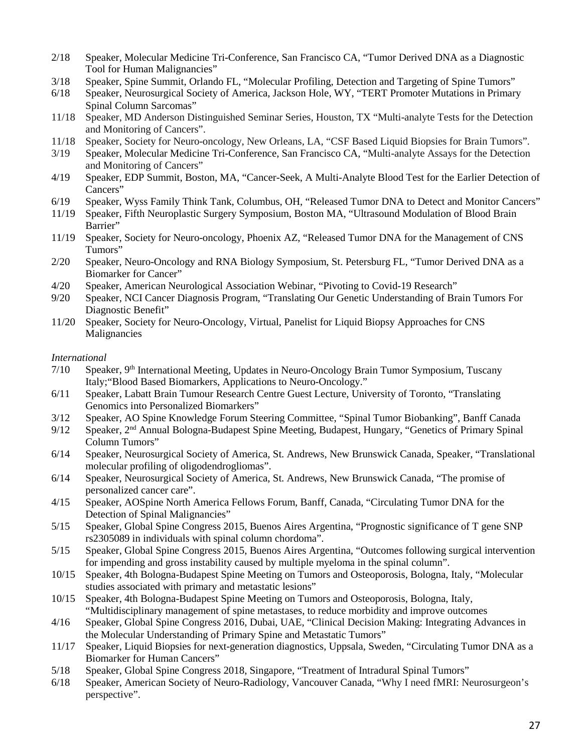2/18 Speaker, Molecular Medicine Tri-Conference, San Francisco CA, "Tumor Derived DNA as a Diagnostic Tool for Human Malignancies"

3/18 Speaker, Spine Summit, Orlando FL, "Molecular Profiling, Detection and Targeting of Spine Tumors"

6/18 Speaker, Neurosurgical Society of America, Jackson Hole, WY, "TERT Promoter Mutations in Primary Spinal Column Sarcomas"

11/18 Speaker, MD Anderson Distinguished Seminar Series, Houston, TX "Multi-analyte Tests for the Detection and Monitoring of Cancers".

11/18 Speaker, Society for Neuro-oncology, New Orleans, LA, "CSF Based Liquid Biopsies for Brain Tumors".

3/19 Speaker, Molecular Medicine Tri-Conference, San Francisco CA, "Multi-analyte Assays for the Detection and Monitoring of Cancers"

4/19 Speaker, EDP Summit, Boston, MA, "Cancer-Seek, A Multi-Analyte Blood Test for the Earlier Detection of Cancers"

6/19 Speaker, Wyss Family Think Tank, Columbus, OH, "Released Tumor DNA to Detect and Monitor Cancers"

11/19 Speaker, Fifth Neuroplastic Surgery Symposium, Boston MA, "Ultrasound Modulation of Blood Brain Barrier"

11/19 Speaker, Society for Neuro-oncology, Phoenix AZ, "Released Tumor DNA for the Management of CNS Tumors"

2/20 Speaker, Neuro-Oncology and RNA Biology Symposium, St. Petersburg FL, "Tumor Derived DNA as a Biomarker for Cancer"

4/20 Speaker, American Neurological Association Webinar, "Pivoting to Covid-19 Research"

9/20 Speaker, NCI Cancer Diagnosis Program, "Translating Our Genetic Understanding of Brain Tumors For Diagnostic Benefit"

11/20 Speaker, Society for Neuro-Oncology, Virtual, Panelist for Liquid Biopsy Approaches for CNS Malignancies

*International*

7/10 Speaker, 9th International Meeting, Updates in Neuro-Oncology Brain Tumor Symposium, Tuscany Italy;"Blood Based Biomarkers, Applications to Neuro-Oncology."

6/11 Speaker, Labatt Brain Tumour Research Centre Guest Lecture, University of Toronto, "Translating Genomics into Personalized Biomarkers"

3/12 Speaker, AO Spine Knowledge Forum Steering Committee, "Spinal Tumor Biobanking", Banff Canada

9/12 Speaker, 2nd Annual Bologna-Budapest Spine Meeting, Budapest, Hungary, "Genetics of Primary Spinal Column Tumors"

6/14 Speaker, Neurosurgical Society of America, St. Andrews, New Brunswick Canada, Speaker, "Translational molecular profiling of oligodendrogliomas".

6/14 Speaker, Neurosurgical Society of America, St. Andrews, New Brunswick Canada, "The promise of personalized cancer care".

4/15 Speaker, AOSpine North America Fellows Forum, Banff, Canada, "Circulating Tumor DNA for the Detection of Spinal Malignancies"

5/15 Speaker, Global Spine Congress 2015, Buenos Aires Argentina, "Prognostic significance of T gene SNP rs2305089 in individuals with spinal column chordoma".

5/15 Speaker, Global Spine Congress 2015, Buenos Aires Argentina, "Outcomes following surgical intervention for impending and gross instability caused by multiple myeloma in the spinal column".

10/15 Speaker, 4th Bologna-Budapest Spine Meeting on Tumors and Osteoporosis, Bologna, Italy, "Molecular studies associated with primary and metastatic lesions"

10/15 Speaker, 4th Bologna-Budapest Spine Meeting on Tumors and Osteoporosis, Bologna, Italy, "Multidisciplinary management of spine metastases, to reduce morbidity and improve outcomes

4/16 Speaker, Global Spine Congress 2016, Dubai, UAE, "Clinical Decision Making: Integrating Advances in the Molecular Understanding of Primary Spine and Metastatic Tumors"

11/17 Speaker, Liquid Biopsies for next-generation diagnostics, Uppsala, Sweden, "Circulating Tumor DNA as a Biomarker for Human Cancers"

5/18 Speaker, Global Spine Congress 2018, Singapore, "Treatment of Intradural Spinal Tumors"

6/18 Speaker, American Society of Neuro-Radiology, Vancouver Canada, "Why I need fMRI: Neurosurgeon's perspective".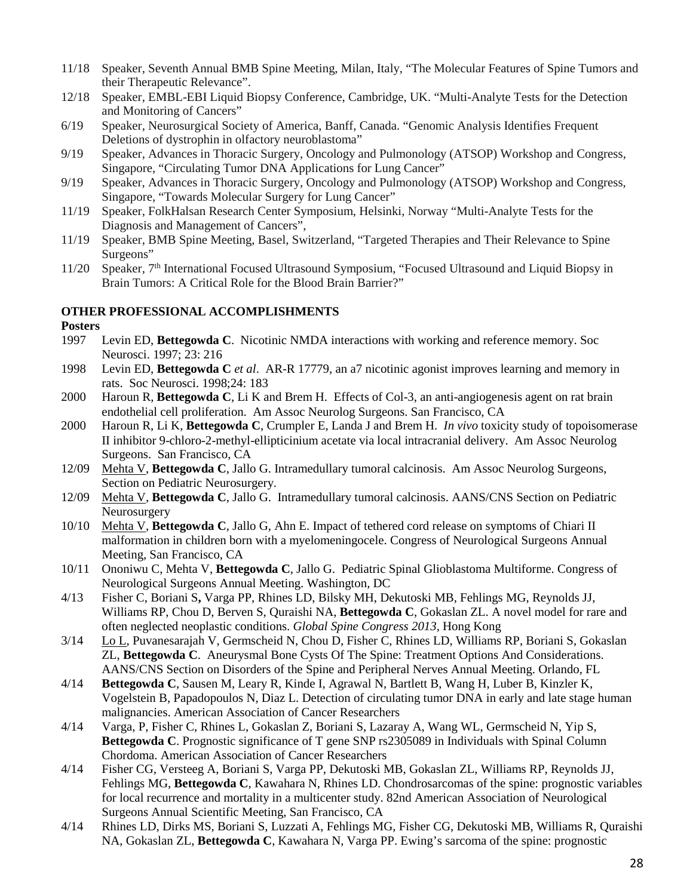11/18 Speaker, Seventh Annual BMB Spine Meeting, Milan, Italy, "The Molecular Features of Spine Tumors and their Therapeutic Relevance".

12/18 Speaker, EMBL-EBI Liquid Biopsy Conference, Cambridge, UK. "Multi-Analyte Tests for the Detection and Monitoring of Cancers"

6/19 Speaker, Neurosurgical Society of America, Banff, Canada. "Genomic Analysis Identifies Frequent Deletions of dystrophin in olfactory neuroblastoma"

9/19 Speaker, Advances in Thoracic Surgery, Oncology and Pulmonology (ATSOP) Workshop and Congress, Singapore, "Circulating Tumor DNA Applications for Lung Cancer"

9/19 Speaker, Advances in Thoracic Surgery, Oncology and Pulmonology (ATSOP) Workshop and Congress, Singapore, "Towards Molecular Surgery for Lung Cancer"

11/19 Speaker, FolkHalsan Research Center Symposium, Helsinki, Norway "Multi-Analyte Tests for the Diagnosis and Management of Cancers",

11/19 Speaker, BMB Spine Meeting, Basel, Switzerland, "Targeted Therapies and Their Relevance to Spine Surgeons"

11/20 Speaker, 7th International Focused Ultrasound Symposium, "Focused Ultrasound and Liquid Biopsy in Brain Tumors: A Critical Role for the Blood Brain Barrier?"

## OTHER PROFESSIONAL ACCOMPLISHMENTS

### Posters

1997 Levin ED, **Bettegowda C**. Nicotinic NMDA interactions with working and reference memory. Soc Neurosci. 1997; 23: 216

1998 Levin ED, **Bettegowda C** *et al*. AR-R 17779, an a7 nicotinic agonist improves learning and memory in rats. Soc Neurosci. 1998;24: 183

2000 Haroun R, **Bettegowda C**, Li K and Brem H. Effects of Col-3, an anti-angiogenesis agent on rat brain endothelial cell proliferation. Am Assoc Neurolog Surgeons. San Francisco, CA

2000 Haroun R, Li K, **Bettegowda C**, Crumpler E, Landa J and Brem H. *In vivo* toxicity study of topoisomerase II inhibitor 9-chloro-2-methyl-ellipticinium acetate via local intracranial delivery. Am Assoc Neurolog Surgeons. San Francisco, CA

12/09 Mehta V, **Bettegowda C**, Jallo G. Intramedullary tumoral calcinosis. Am Assoc Neurolog Surgeons, Section on Pediatric Neurosurgery.

12/09 Mehta V, **Bettegowda C**, Jallo G. Intramedullary tumoral calcinosis. AANS/CNS Section on Pediatric Neurosurgery

10/10 Mehta V, **Bettegowda C**, Jallo G, Ahn E. Impact of tethered cord release on symptoms of Chiari II malformation in children born with a myelomeningocele. Congress of Neurological Surgeons Annual Meeting, San Francisco, CA

10/11 Ononiwu C, Mehta V, **Bettegowda C**, Jallo G. Pediatric Spinal Glioblastoma Multiforme. Congress of Neurological Surgeons Annual Meeting. Washington, DC

4/13 Fisher C, Boriani S**,** Varga PP, Rhines LD, Bilsky MH, Dekutoski MB, Fehlings MG, Reynolds JJ, Williams RP, Chou D, Berven S, Quraishi NA, **Bettegowda C**, Gokaslan ZL. A novel model for rare and often neglected neoplastic conditions. *Global Spine Congress 2013*, Hong Kong

3/14 Lo L, Puvanesarajah V, Germscheid N, Chou D, Fisher C, Rhines LD, Williams RP, Boriani S, Gokaslan ZL, **Bettegowda C**. Aneurysmal Bone Cysts Of The Spine: Treatment Options And Considerations. AANS/CNS Section on Disorders of the Spine and Peripheral Nerves Annual Meeting. Orlando, FL

4/14 **Bettegowda C**, Sausen M, Leary R, Kinde I, Agrawal N, Bartlett B, Wang H, Luber B, Kinzler K, Vogelstein B, Papadopoulos N, Diaz L. Detection of circulating tumor DNA in early and late stage human malignancies. American Association of Cancer Researchers

4/14 Varga, P, Fisher C, Rhines L, Gokaslan Z, Boriani S, Lazaray A, Wang WL, Germscheid N, Yip S, **Bettegowda C**. Prognostic significance of T gene SNP rs2305089 in Individuals with Spinal Column Chordoma. American Association of Cancer Researchers

4/14 Fisher CG, Versteeg A, Boriani S, Varga PP, Dekutoski MB, Gokaslan ZL, Williams RP, Reynolds JJ, Fehlings MG, **Bettegowda C**, Kawahara N, Rhines LD. Chondrosarcomas of the spine: prognostic variables for local recurrence and mortality in a multicenter study. 82nd American Association of Neurological Surgeons Annual Scientific Meeting, San Francisco, CA

4/14 Rhines LD, Dirks MS, Boriani S, Luzzati A, Fehlings MG, Fisher CG, Dekutoski MB, Williams R, Quraishi NA, Gokaslan ZL, **Bettegowda C**, Kawahara N, Varga PP. Ewing's sarcoma of the spine: prognostic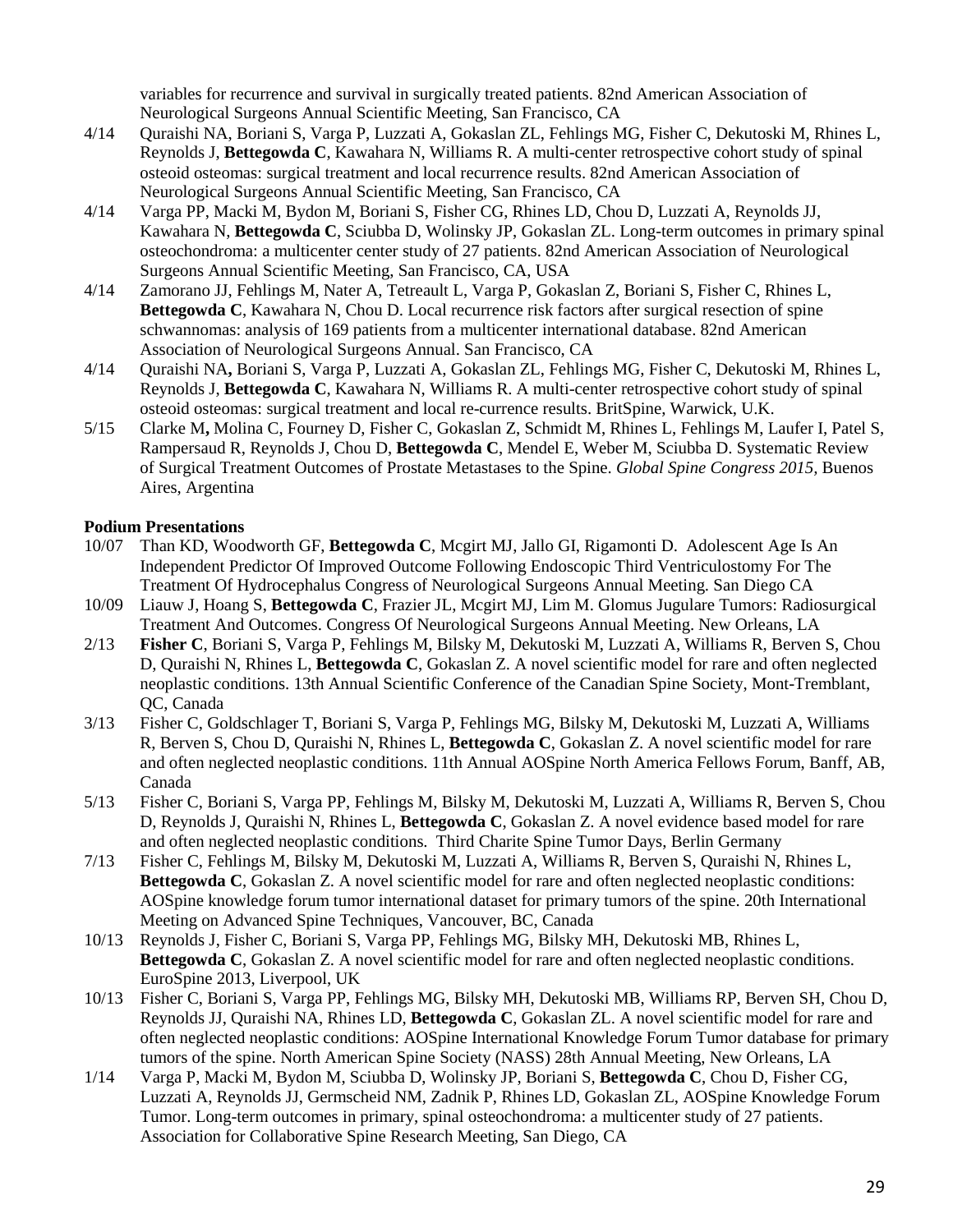variables for recurrence and survival in surgically treated patients. 82nd American Association of Neurological Surgeons Annual Scientific Meeting, San Francisco, CA

4/14 Quraishi NA, Boriani S, Varga P, Luzzati A, Gokaslan ZL, Fehlings MG, Fisher C, Dekutoski M, Rhines L, Reynolds J, **Bettegowda C**, Kawahara N, Williams R. A multi-center retrospective cohort study of spinal osteoid osteomas: surgical treatment and local recurrence results. 82nd American Association of Neurological Surgeons Annual Scientific Meeting, San Francisco, CA

4/14 Varga PP, Macki M, Bydon M, Boriani S, Fisher CG, Rhines LD, Chou D, Luzzati A, Reynolds JJ, Kawahara N, **Bettegowda C**, Sciubba D, Wolinsky JP, Gokaslan ZL. Long-term outcomes in primary spinal osteochondroma: a multicenter center study of 27 patients. 82nd American Association of Neurological Surgeons Annual Scientific Meeting, San Francisco, CA, USA

4/14 Zamorano JJ, Fehlings M, Nater A, Tetreault L, Varga P, Gokaslan Z, Boriani S, Fisher C, Rhines L, **Bettegowda C**, Kawahara N, Chou D. Local recurrence risk factors after surgical resection of spine schwannomas: analysis of 169 patients from a multicenter international database. 82nd American Association of Neurological Surgeons Annual. San Francisco, CA

4/14 Quraishi NA**,** Boriani S, Varga P, Luzzati A, Gokaslan ZL, Fehlings MG, Fisher C, Dekutoski M, Rhines L, Reynolds J, **Bettegowda C**, Kawahara N, Williams R. A multi-center retrospective cohort study of spinal osteoid osteomas: surgical treatment and local re-currence results. BritSpine, Warwick, U.K.

5/15 Clarke M**,** Molina C, Fourney D, Fisher C, Gokaslan Z, Schmidt M, Rhines L, Fehlings M, Laufer I, Patel S, Rampersaud R, Reynolds J, Chou D, **Bettegowda C**, Mendel E, Weber M, Sciubba D. Systematic Review of Surgical Treatment Outcomes of Prostate Metastases to the Spine. *Global Spine Congress 2015*, Buenos Aires, Argentina

**Podium Presentations**

10/07 Than KD, Woodworth GF, **Bettegowda C**, Mcgirt MJ, Jallo GI, Rigamonti D. Adolescent Age Is An Independent Predictor Of Improved Outcome Following Endoscopic Third Ventriculostomy For The Treatment Of Hydrocephalus Congress of Neurological Surgeons Annual Meeting. San Diego CA

10/09 Liauw J, Hoang S, **Bettegowda C**, Frazier JL, Mcgirt MJ, Lim M. Glomus Jugulare Tumors: Radiosurgical Treatment And Outcomes. Congress Of Neurological Surgeons Annual Meeting. New Orleans, LA

2/13 **Fisher C**, Boriani S, Varga P, Fehlings M, Bilsky M, Dekutoski M, Luzzati A, Williams R, Berven S, Chou D, Quraishi N, Rhines L, **Bettegowda C**, Gokaslan Z. A novel scientific model for rare and often neglected neoplastic conditions. 13th Annual Scientific Conference of the Canadian Spine Society, Mont-Tremblant, QC, Canada

3/13 Fisher C, Goldschlager T, Boriani S, Varga P, Fehlings MG, Bilsky M, Dekutoski M, Luzzati A, Williams R, Berven S, Chou D, Quraishi N, Rhines L, **Bettegowda C**, Gokaslan Z. A novel scientific model for rare and often neglected neoplastic conditions. 11th Annual AOSpine North America Fellows Forum, Banff, AB, Canada

5/13 Fisher C, Boriani S, Varga PP, Fehlings M, Bilsky M, Dekutoski M, Luzzati A, Williams R, Berven S, Chou D, Reynolds J, Quraishi N, Rhines L, **Bettegowda C**, Gokaslan Z. A novel evidence based model for rare and often neglected neoplastic conditions. Third Charite Spine Tumor Days, Berlin Germany

7/13 Fisher C, Fehlings M, Bilsky M, Dekutoski M, Luzzati A, Williams R, Berven S, Quraishi N, Rhines L, **Bettegowda C**, Gokaslan Z. A novel scientific model for rare and often neglected neoplastic conditions: AOSpine knowledge forum tumor international dataset for primary tumors of the spine. 20th International Meeting on Advanced Spine Techniques, Vancouver, BC, Canada

10/13 Reynolds J, Fisher C, Boriani S, Varga PP, Fehlings MG, Bilsky MH, Dekutoski MB, Rhines L, **Bettegowda C**, Gokaslan Z. A novel scientific model for rare and often neglected neoplastic conditions. EuroSpine 2013, Liverpool, UK

10/13 Fisher C, Boriani S, Varga PP, Fehlings MG, Bilsky MH, Dekutoski MB, Williams RP, Berven SH, Chou D, Reynolds JJ, Quraishi NA, Rhines LD, **Bettegowda C**, Gokaslan ZL. A novel scientific model for rare and often neglected neoplastic conditions: AOSpine International Knowledge Forum Tumor database for primary tumors of the spine. North American Spine Society (NASS) 28th Annual Meeting, New Orleans, LA

1/14 Varga P, Macki M, Bydon M, Sciubba D, Wolinsky JP, Boriani S, **Bettegowda C**, Chou D, Fisher CG, Luzzati A, Reynolds JJ, Germscheid NM, Zadnik P, Rhines LD, Gokaslan ZL, AOSpine Knowledge Forum Tumor. Long-term outcomes in primary, spinal osteochondroma: a multicenter study of 27 patients. Association for Collaborative Spine Research Meeting, San Diego, CA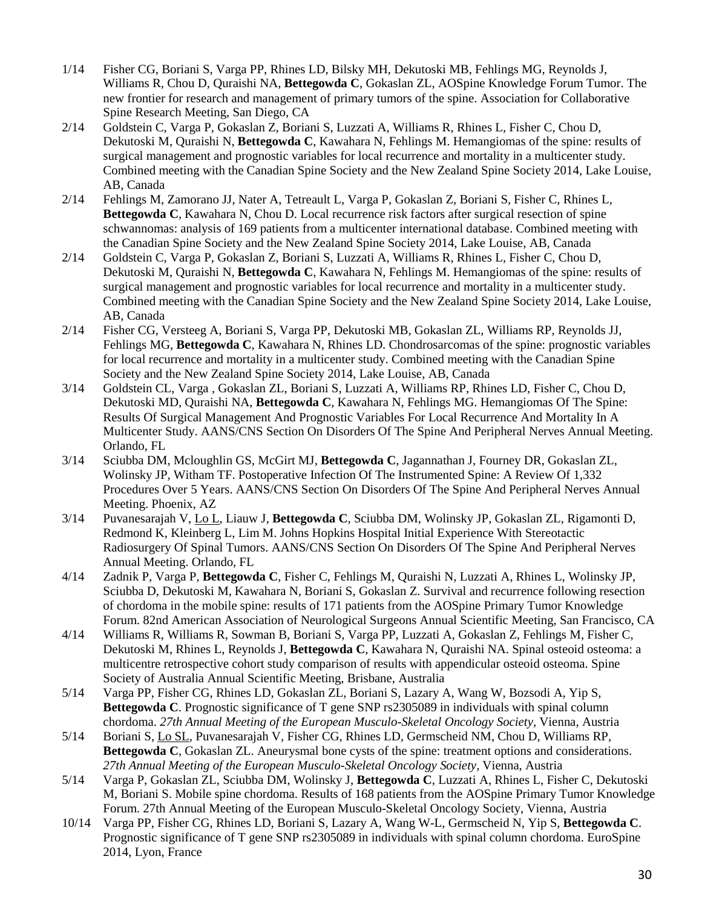1/14 Fisher CG, Boriani S, Varga PP, Rhines LD, Bilsky MH, Dekutoski MB, Fehlings MG, Reynolds J, Williams R, Chou D, Quraishi NA, **Bettegowda C**, Gokaslan ZL, AOSpine Knowledge Forum Tumor. The new frontier for research and management of primary tumors of the spine. Association for Collaborative Spine Research Meeting, San Diego, CA

2/14 Goldstein C, Varga P, Gokaslan Z, Boriani S, Luzzati A, Williams R, Rhines L, Fisher C, Chou D, Dekutoski M, Quraishi N, **Bettegowda C**, Kawahara N, Fehlings M. Hemangiomas of the spine: results of surgical management and prognostic variables for local recurrence and mortality in a multicenter study. Combined meeting with the Canadian Spine Society and the New Zealand Spine Society 2014, Lake Louise, AB, Canada

2/14 Fehlings M, Zamorano JJ, Nater A, Tetreault L, Varga P, Gokaslan Z, Boriani S, Fisher C, Rhines L, **Bettegowda C**, Kawahara N, Chou D. Local recurrence risk factors after surgical resection of spine schwannomas: analysis of 169 patients from a multicenter international database. Combined meeting with the Canadian Spine Society and the New Zealand Spine Society 2014, Lake Louise, AB, Canada

2/14 Goldstein C, Varga P, Gokaslan Z, Boriani S, Luzzati A, Williams R, Rhines L, Fisher C, Chou D, Dekutoski M, Quraishi N, **Bettegowda C**, Kawahara N, Fehlings M. Hemangiomas of the spine: results of surgical management and prognostic variables for local recurrence and mortality in a multicenter study. Combined meeting with the Canadian Spine Society and the New Zealand Spine Society 2014, Lake Louise, AB, Canada

2/14 Fisher CG, Versteeg A, Boriani S, Varga PP, Dekutoski MB, Gokaslan ZL, Williams RP, Reynolds JJ, Fehlings MG, **Bettegowda C**, Kawahara N, Rhines LD. Chondrosarcomas of the spine: prognostic variables for local recurrence and mortality in a multicenter study. Combined meeting with the Canadian Spine Society and the New Zealand Spine Society 2014, Lake Louise, AB, Canada

3/14 Goldstein CL, Varga , Gokaslan ZL, Boriani S, Luzzati A, Williams RP, Rhines LD, Fisher C, Chou D, Dekutoski MD, Quraishi NA, **Bettegowda C**, Kawahara N, Fehlings MG. Hemangiomas Of The Spine: Results Of Surgical Management And Prognostic Variables For Local Recurrence And Mortality In A Multicenter Study. AANS/CNS Section On Disorders Of The Spine And Peripheral Nerves Annual Meeting. Orlando, FL

3/14 Sciubba DM, Mcloughlin GS, McGirt MJ, **Bettegowda C**, Jagannathan J, Fourney DR, Gokaslan ZL, Wolinsky JP, Witham TF. Postoperative Infection Of The Instrumented Spine: A Review Of 1,332 Procedures Over 5 Years. AANS/CNS Section On Disorders Of The Spine And Peripheral Nerves Annual Meeting. Phoenix, AZ

3/14 Puvanesarajah V, <u>Lo L</u>, Liauw J, **Bettegowda C**, Sciubba DM, Wolinsky JP, Gokaslan ZL, Rigamonti D, Redmond K, Kleinberg L, Lim M. Johns Hopkins Hospital Initial Experience With Stereotactic Radiosurgery Of Spinal Tumors. AANS/CNS Section On Disorders Of The Spine And Peripheral Nerves Annual Meeting. Orlando, FL

4/14 Zadnik P, Varga P, **Bettegowda C**, Fisher C, Fehlings M, Quraishi N, Luzzati A, Rhines L, Wolinsky JP, Sciubba D, Dekutoski M, Kawahara N, Boriani S, Gokaslan Z. Survival and recurrence following resection of chordoma in the mobile spine: results of 171 patients from the AOSpine Primary Tumor Knowledge Forum. 82nd American Association of Neurological Surgeons Annual Scientific Meeting, San Francisco, CA

4/14 Williams R, Williams R, Sowman B, Boriani S, Varga PP, Luzzati A, Gokaslan Z, Fehlings M, Fisher C, Dekutoski M, Rhines L, Reynolds J, **Bettegowda C**, Kawahara N, Quraishi NA. Spinal osteoid osteoma: a multicentre retrospective cohort study comparison of results with appendicular osteoid osteoma. Spine Society of Australia Annual Scientific Meeting, Brisbane, Australia

5/14 Varga PP, Fisher CG, Rhines LD, Gokaslan ZL, Boriani S, Lazary A, Wang W, Bozsodi A, Yip S, **Bettegowda C**. Prognostic significance of T gene SNP rs2305089 in individuals with spinal column chordoma. *27th Annual Meeting of the European Musculo-Skeletal Oncology Society*, Vienna, Austria

5/14 Boriani S, <u>Lo SL</u>, Puvanesarajah V, Fisher CG, Rhines LD, Germscheid NM, Chou D, Williams RP, **Bettegowda C**, Gokaslan ZL. Aneurysmal bone cysts of the spine: treatment options and considerations. *27th Annual Meeting of the European Musculo-Skeletal Oncology Society*, Vienna, Austria

5/14 Varga P, Gokaslan ZL, Sciubba DM, Wolinsky J, **Bettegowda C**, Luzzati A, Rhines L, Fisher C, Dekutoski M, Boriani S. Mobile spine chordoma. Results of 168 patients from the AOSpine Primary Tumor Knowledge Forum. 27th Annual Meeting of the European Musculo-Skeletal Oncology Society, Vienna, Austria

10/14 Varga PP, Fisher CG, Rhines LD, Boriani S, Lazary A, Wang W-L, Germscheid N, Yip S, **Bettegowda C**. Prognostic significance of T gene SNP rs2305089 in individuals with spinal column chordoma. EuroSpine 2014, Lyon, France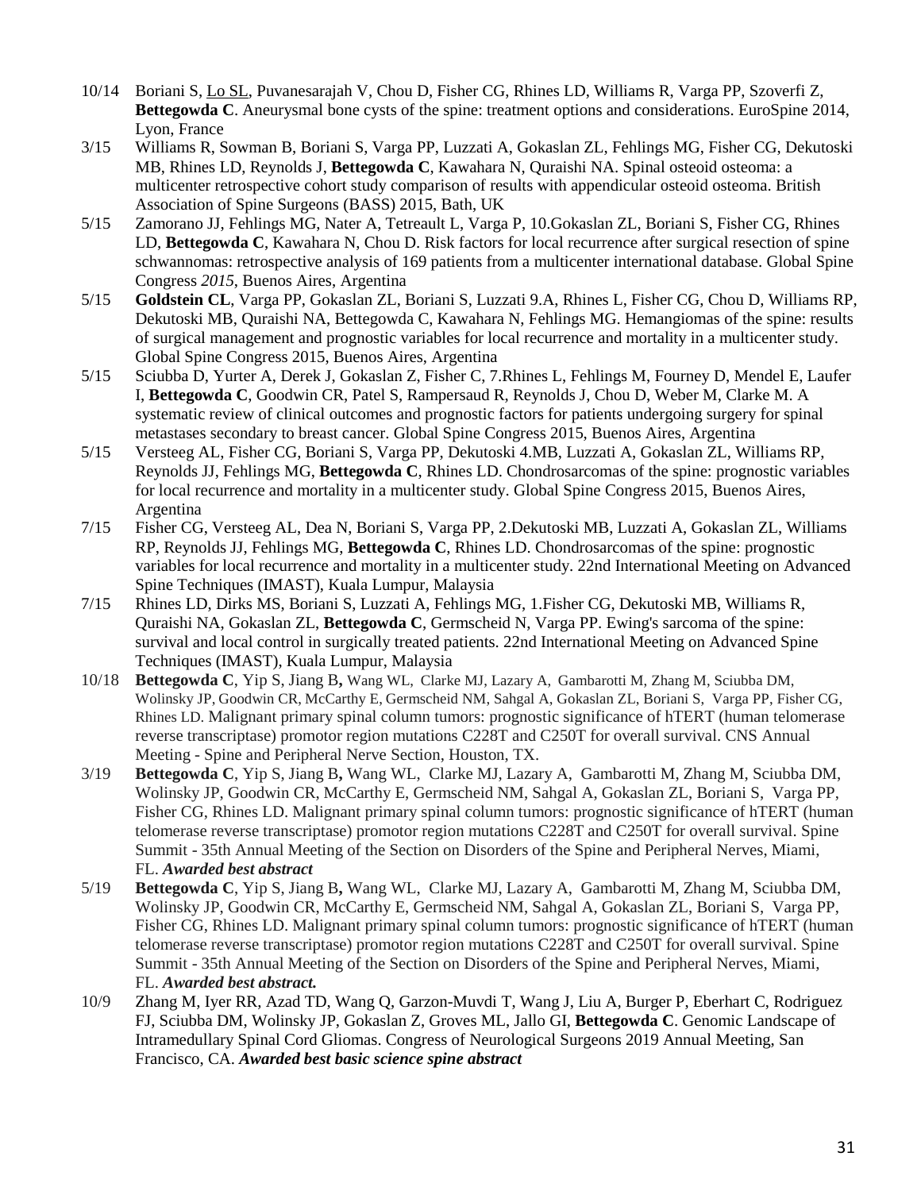10/14 Boriani S, Lo SL, Puvanesarajah V, Chou D, Fisher CG, Rhines LD, Williams R, Varga PP, Szoverfi Z, **Bettegowda C**. Aneurysmal bone cysts of the spine: treatment options and considerations. EuroSpine 2014, Lyon, France

3/15 Williams R, Sowman B, Boriani S, Varga PP, Luzzati A, Gokaslan ZL, Fehlings MG, Fisher CG, Dekutoski MB, Rhines LD, Reynolds J, **Bettegowda C**, Kawahara N, Quraishi NA. Spinal osteoid osteoma: a multicenter retrospective cohort study comparison of results with appendicular osteoid osteoma. British Association of Spine Surgeons (BASS) 2015, Bath, UK

5/15 Zamorano JJ, Fehlings MG, Nater A, Tetreault L, Varga P, 10.Gokaslan ZL, Boriani S, Fisher CG, Rhines LD, **Bettegowda C**, Kawahara N, Chou D. Risk factors for local recurrence after surgical resection of spine schwannomas: retrospective analysis of 169 patients from a multicenter international database. Global Spine Congress *2015*, Buenos Aires, Argentina

5/15 **Goldstein CL**, Varga PP, Gokaslan ZL, Boriani S, Luzzati 9.A, Rhines L, Fisher CG, Chou D, Williams RP, Dekutoski MB, Quraishi NA, Bettegowda C, Kawahara N, Fehlings MG. Hemangiomas of the spine: results of surgical management and prognostic variables for local recurrence and mortality in a multicenter study. Global Spine Congress 2015, Buenos Aires, Argentina

5/15 Sciubba D, Yurter A, Derek J, Gokaslan Z, Fisher C, 7.Rhines L, Fehlings M, Fourney D, Mendel E, Laufer I, **Bettegowda C**, Goodwin CR, Patel S, Rampersaud R, Reynolds J, Chou D, Weber M, Clarke M. A systematic review of clinical outcomes and prognostic factors for patients undergoing surgery for spinal metastases secondary to breast cancer. Global Spine Congress 2015, Buenos Aires, Argentina

5/15 Versteeg AL, Fisher CG, Boriani S, Varga PP, Dekutoski 4.MB, Luzzati A, Gokaslan ZL, Williams RP, Reynolds JJ, Fehlings MG, **Bettegowda C**, Rhines LD. Chondrosarcomas of the spine: prognostic variables for local recurrence and mortality in a multicenter study. Global Spine Congress 2015, Buenos Aires, Argentina

7/15 Fisher CG, Versteeg AL, Dea N, Boriani S, Varga PP, 2.Dekutoski MB, Luzzati A, Gokaslan ZL, Williams RP, Reynolds JJ, Fehlings MG, **Bettegowda C**, Rhines LD. Chondrosarcomas of the spine: prognostic variables for local recurrence and mortality in a multicenter study. 22nd International Meeting on Advanced Spine Techniques (IMAST), Kuala Lumpur, Malaysia

7/15 Rhines LD, Dirks MS, Boriani S, Luzzati A, Fehlings MG, 1.Fisher CG, Dekutoski MB, Williams R, Quraishi NA, Gokaslan ZL, **Bettegowda C**, Germscheid N, Varga PP. Ewing's sarcoma of the spine: survival and local control in surgically treated patients. 22nd International Meeting on Advanced Spine Techniques (IMAST), Kuala Lumpur, Malaysia

10/18 **Bettegowda C**, Yip S, Jiang B**,** Wang WL, Clarke MJ, Lazary A, Gambarotti M, Zhang M, Sciubba DM, Wolinsky JP, Goodwin CR, McCarthy E, Germscheid NM, Sahgal A, Gokaslan ZL, Boriani S, Varga PP, Fisher CG, Rhines LD. Malignant primary spinal column tumors: prognostic significance of hTERT (human telomerase reverse transcriptase) promotor region mutations C228T and C250T for overall survival. CNS Annual Meeting - Spine and Peripheral Nerve Section, Houston, TX.

3/19 **Bettegowda C**, Yip S, Jiang B**,** Wang WL, Clarke MJ, Lazary A, Gambarotti M, Zhang M, Sciubba DM, Wolinsky JP, Goodwin CR, McCarthy E, Germscheid NM, Sahgal A, Gokaslan ZL, Boriani S, Varga PP, Fisher CG, Rhines LD. Malignant primary spinal column tumors: prognostic significance of hTERT (human telomerase reverse transcriptase) promotor region mutations C228T and C250T for overall survival. Spine Summit - 35th Annual Meeting of the Section on Disorders of the Spine and Peripheral Nerves, Miami, FL. ***Awarded best abstract***

5/19 **Bettegowda C**, Yip S, Jiang B**,** Wang WL, Clarke MJ, Lazary A, Gambarotti M, Zhang M, Sciubba DM, Wolinsky JP, Goodwin CR, McCarthy E, Germscheid NM, Sahgal A, Gokaslan ZL, Boriani S, Varga PP, Fisher CG, Rhines LD. Malignant primary spinal column tumors: prognostic significance of hTERT (human telomerase reverse transcriptase) promotor region mutations C228T and C250T for overall survival. Spine Summit - 35th Annual Meeting of the Section on Disorders of the Spine and Peripheral Nerves, Miami, FL. ***Awarded best abstract.***

10/9 Zhang M, Iyer RR, Azad TD, Wang Q, Garzon-Muvdi T, Wang J, Liu A, Burger P, Eberhart C, Rodriguez FJ, Sciubba DM, Wolinsky JP, Gokaslan Z, Groves ML, Jallo GI, **Bettegowda C**. Genomic Landscape of Intramedullary Spinal Cord Gliomas. Congress of Neurological Surgeons 2019 Annual Meeting, San Francisco, CA. ***Awarded best basic science spine abstract***